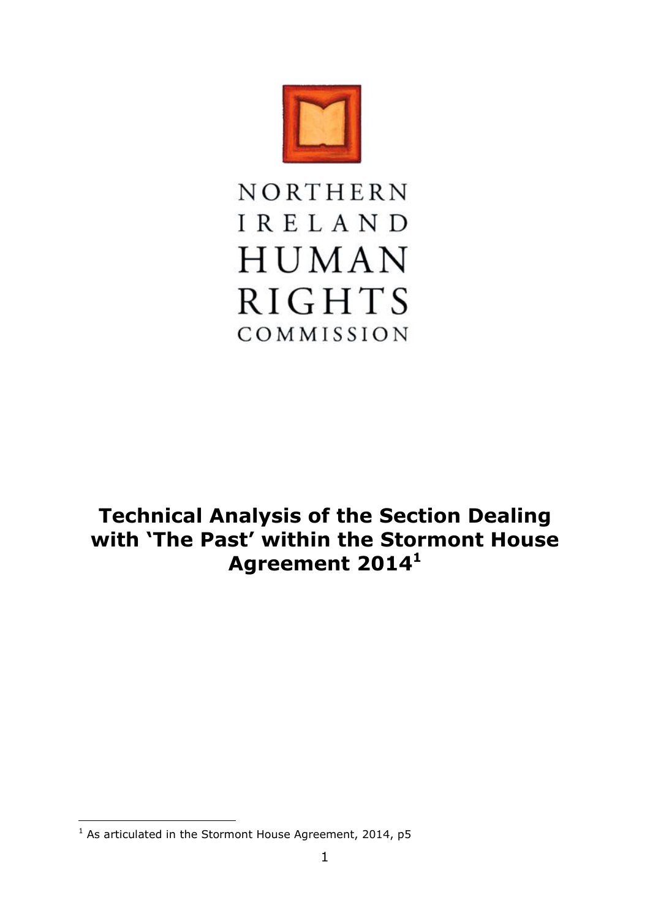NORTHERN IRELAND HUMAN RIGHTS COMMISSION

# Technical Analysis of the Section Dealing with 'The Past' within the Stormont House Agreement 2014[1]

[1] As articulated in the Stormont House Agreement, 2014, p5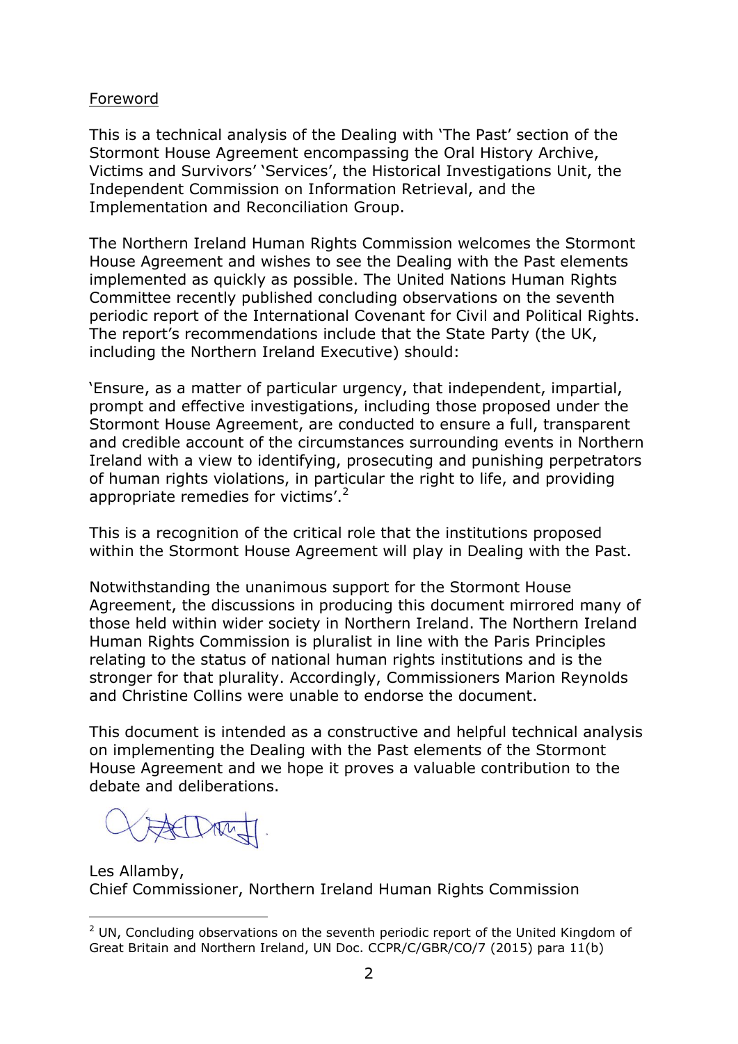## Foreword

This is a technical analysis of the Dealing with 'The Past' section of the Stormont House Agreement encompassing the Oral History Archive, Victims and Survivors' 'Services', the Historical Investigations Unit, the Independent Commission on Information Retrieval, and the Implementation and Reconciliation Group.

The Northern Ireland Human Rights Commission welcomes the Stormont House Agreement and wishes to see the Dealing with the Past elements implemented as quickly as possible. The United Nations Human Rights Committee recently published concluding observations on the seventh periodic report of the International Covenant for Civil and Political Rights. The report's recommendations include that the State Party (the UK, including the Northern Ireland Executive) should:

'Ensure, as a matter of particular urgency, that independent, impartial, prompt and effective investigations, including those proposed under the Stormont House Agreement, are conducted to ensure a full, transparent and credible account of the circumstances surrounding events in Northern Ireland with a view to identifying, prosecuting and punishing perpetrators of human rights violations, in particular the right to life, and providing appropriate remedies for victims'.[2]

This is a recognition of the critical role that the institutions proposed within the Stormont House Agreement will play in Dealing with the Past.

Notwithstanding the unanimous support for the Stormont House Agreement, the discussions in producing this document mirrored many of those held within wider society in Northern Ireland. The Northern Ireland Human Rights Commission is pluralist in line with the Paris Principles relating to the status of national human rights institutions and is the stronger for that plurality. Accordingly, Commissioners Marion Reynolds and Christine Collins were unable to endorse the document.

This document is intended as a constructive and helpful technical analysis on implementing the Dealing with the Past elements of the Stormont House Agreement and we hope it proves a valuable contribution to the debate and deliberations.

Les Allamby,
Chief Commissioner, Northern Ireland Human Rights Commission

---

[2] UN, Concluding observations on the seventh periodic report of the United Kingdom of Great Britain and Northern Ireland, UN Doc. CCPR/C/GBR/CO/7 (2015) para 11(b)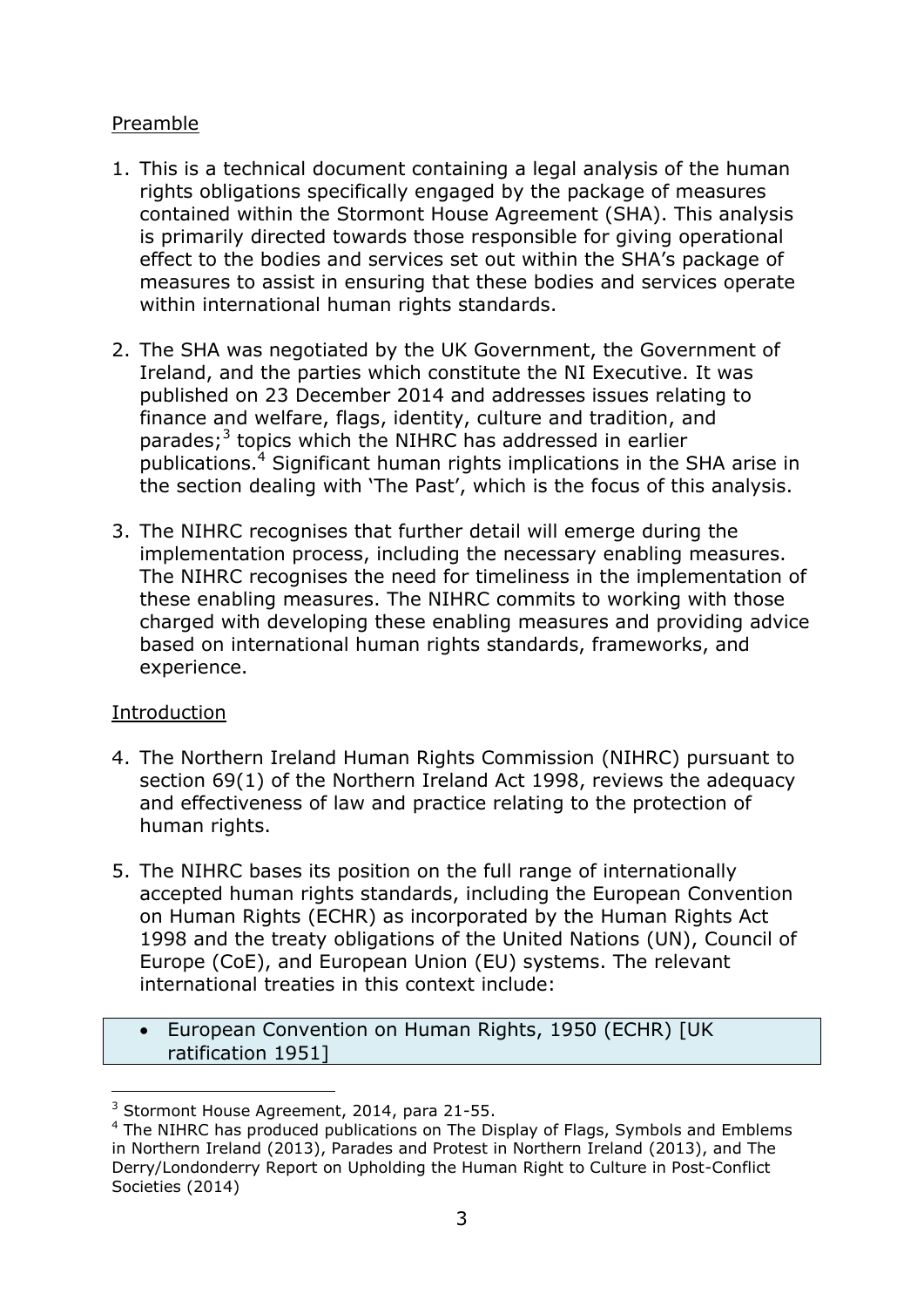Preamble

1. This is a technical document containing a legal analysis of the human rights obligations specifically engaged by the package of measures contained within the Stormont House Agreement (SHA). This analysis is primarily directed towards those responsible for giving operational effect to the bodies and services set out within the SHA's package of measures to assist in ensuring that these bodies and services operate within international human rights standards.

2. The SHA was negotiated by the UK Government, the Government of Ireland, and the parties which constitute the NI Executive. It was published on 23 December 2014 and addresses issues relating to finance and welfare, flags, identity, culture and tradition, and parades;[3] topics which the NIHRC has addressed in earlier publications.[4] Significant human rights implications in the SHA arise in the section dealing with 'The Past', which is the focus of this analysis.

3. The NIHRC recognises that further detail will emerge during the implementation process, including the necessary enabling measures. The NIHRC recognises the need for timeliness in the implementation of these enabling measures. The NIHRC commits to working with those charged with developing these enabling measures and providing advice based on international human rights standards, frameworks, and experience.

Introduction

4. The Northern Ireland Human Rights Commission (NIHRC) pursuant to section 69(1) of the Northern Ireland Act 1998, reviews the adequacy and effectiveness of law and practice relating to the protection of human rights.

5. The NIHRC bases its position on the full range of internationally accepted human rights standards, including the European Convention on Human Rights (ECHR) as incorporated by the Human Rights Act 1998 and the treaty obligations of the United Nations (UN), Council of Europe (CoE), and European Union (EU) systems. The relevant international treaties in this context include:

- European Convention on Human Rights, 1950 (ECHR) [UK ratification 1951]

[3] Stormont House Agreement, 2014, para 21-55.

[4] The NIHRC has produced publications on The Display of Flags, Symbols and Emblems in Northern Ireland (2013), Parades and Protest in Northern Ireland (2013), and The Derry/Londonderry Report on Upholding the Human Right to Culture in Post-Conflict Societies (2014)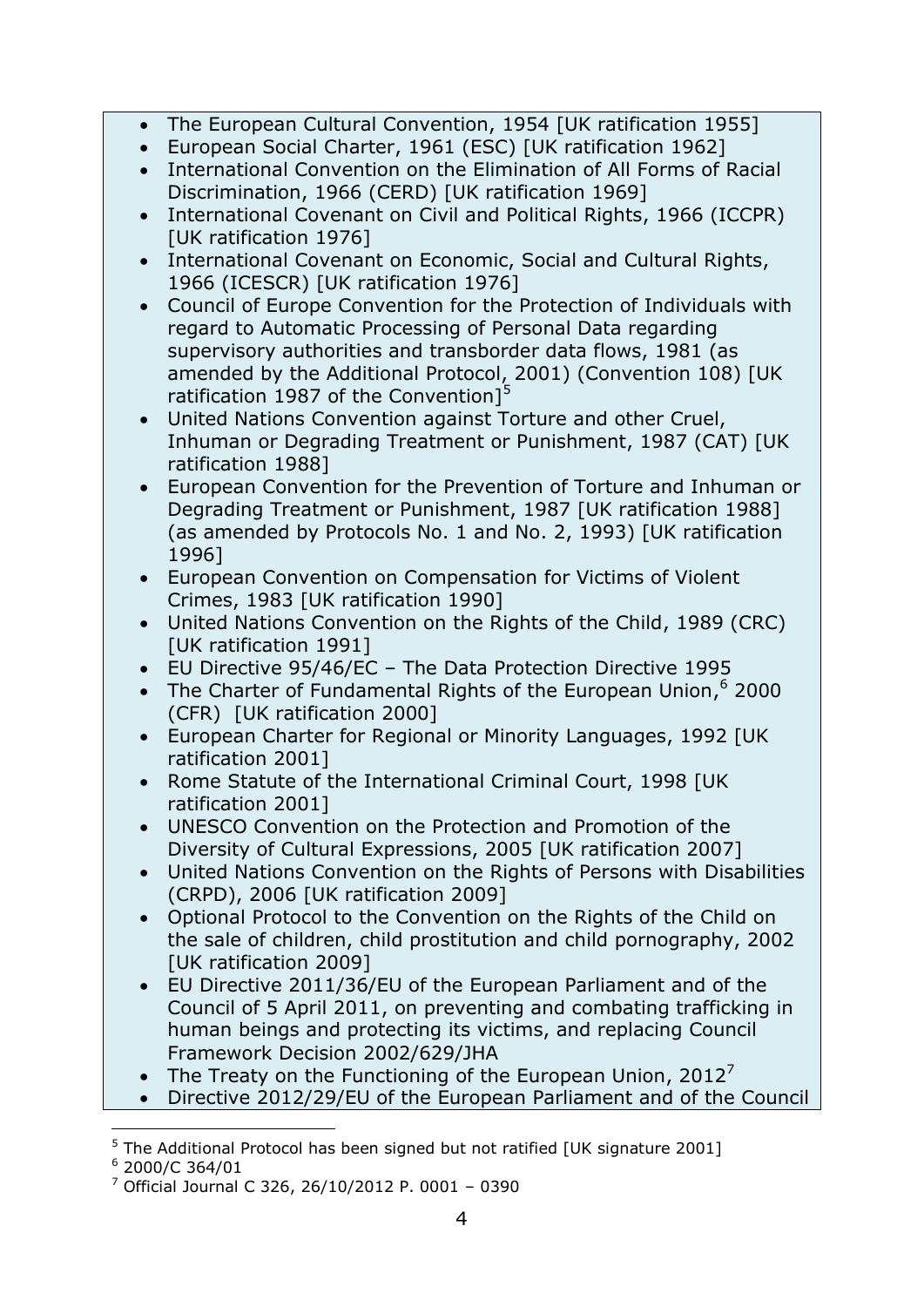- The European Cultural Convention, 1954 [UK ratification 1955]
- European Social Charter, 1961 (ESC) [UK ratification 1962]
- International Convention on the Elimination of All Forms of Racial Discrimination, 1966 (CERD) [UK ratification 1969]
- International Covenant on Civil and Political Rights, 1966 (ICCPR) [UK ratification 1976]
- International Covenant on Economic, Social and Cultural Rights, 1966 (ICESCR) [UK ratification 1976]
- Council of Europe Convention for the Protection of Individuals with regard to Automatic Processing of Personal Data regarding supervisory authorities and transborder data flows, 1981 (as amended by the Additional Protocol, 2001) (Convention 108) [UK ratification 1987 of the Convention][5]
- United Nations Convention against Torture and other Cruel, Inhuman or Degrading Treatment or Punishment, 1987 (CAT) [UK ratification 1988]
- European Convention for the Prevention of Torture and Inhuman or Degrading Treatment or Punishment, 1987 [UK ratification 1988] (as amended by Protocols No. 1 and No. 2, 1993) [UK ratification 1996]
- European Convention on Compensation for Victims of Violent Crimes, 1983 [UK ratification 1990]
- United Nations Convention on the Rights of the Child, 1989 (CRC) [UK ratification 1991]
- EU Directive 95/46/EC – The Data Protection Directive 1995
- The Charter of Fundamental Rights of the European Union,[6] 2000 (CFR) [UK ratification 2000]
- European Charter for Regional or Minority Languages, 1992 [UK ratification 2001]
- Rome Statute of the International Criminal Court, 1998 [UK ratification 2001]
- UNESCO Convention on the Protection and Promotion of the Diversity of Cultural Expressions, 2005 [UK ratification 2007]
- United Nations Convention on the Rights of Persons with Disabilities (CRPD), 2006 [UK ratification 2009]
- Optional Protocol to the Convention on the Rights of the Child on the sale of children, child prostitution and child pornography, 2002 [UK ratification 2009]
- EU Directive 2011/36/EU of the European Parliament and of the Council of 5 April 2011, on preventing and combating trafficking in human beings and protecting its victims, and replacing Council Framework Decision 2002/629/JHA
- The Treaty on the Functioning of the European Union, 2012[7]
- Directive 2012/29/EU of the European Parliament and of the Council

[5] The Additional Protocol has been signed but not ratified [UK signature 2001]

[6] 2000/C 364/01

[7] Official Journal C 326, 26/10/2012 P. 0001 – 0390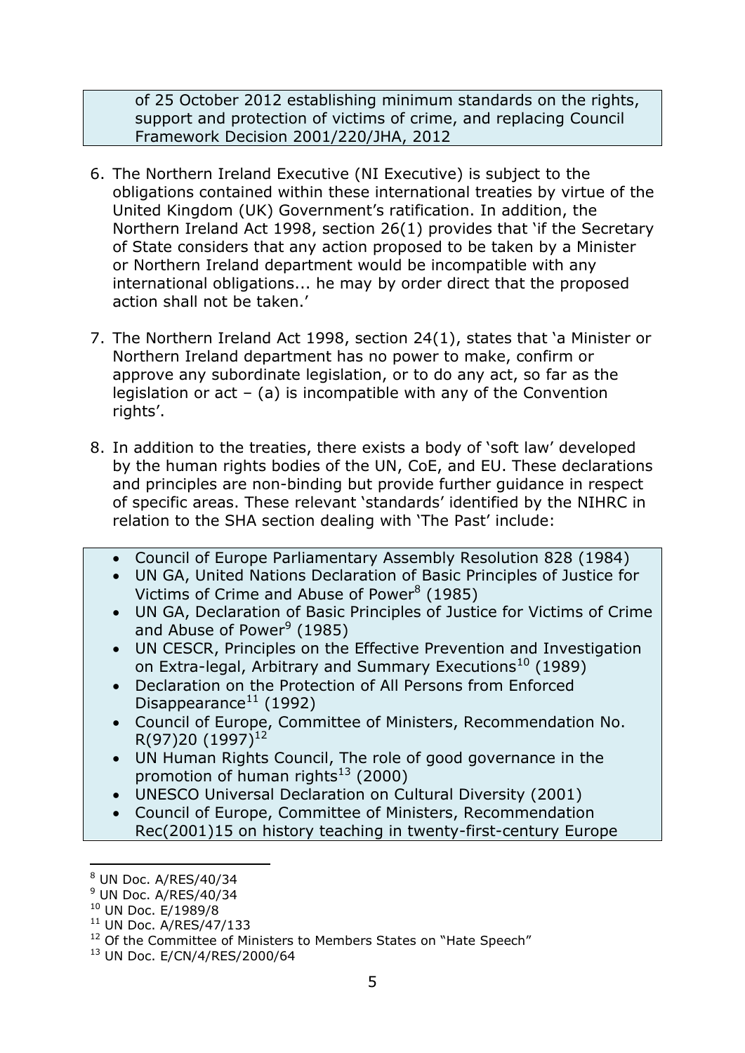of 25 October 2012 establishing minimum standards on the rights, support and protection of victims of crime, and replacing Council Framework Decision 2001/220/JHA, 2012

6. The Northern Ireland Executive (NI Executive) is subject to the obligations contained within these international treaties by virtue of the United Kingdom (UK) Government's ratification. In addition, the Northern Ireland Act 1998, section 26(1) provides that 'if the Secretary of State considers that any action proposed to be taken by a Minister or Northern Ireland department would be incompatible with any international obligations... he may by order direct that the proposed action shall not be taken.'

7. The Northern Ireland Act 1998, section 24(1), states that 'a Minister or Northern Ireland department has no power to make, confirm or approve any subordinate legislation, or to do any act, so far as the legislation or act – (a) is incompatible with any of the Convention rights'.

8. In addition to the treaties, there exists a body of 'soft law' developed by the human rights bodies of the UN, CoE, and EU. These declarations and principles are non-binding but provide further guidance in respect of specific areas. These relevant 'standards' identified by the NIHRC in relation to the SHA section dealing with 'The Past' include:

- Council of Europe Parliamentary Assembly Resolution 828 (1984)
- UN GA, United Nations Declaration of Basic Principles of Justice for Victims of Crime and Abuse of Power[8] (1985)
- UN GA, Declaration of Basic Principles of Justice for Victims of Crime and Abuse of Power[9] (1985)
- UN CESCR, Principles on the Effective Prevention and Investigation on Extra-legal, Arbitrary and Summary Executions[10] (1989)
- Declaration on the Protection of All Persons from Enforced Disappearance[11] (1992)
- Council of Europe, Committee of Ministers, Recommendation No. R(97)20 (1997)[12]
- UN Human Rights Council, The role of good governance in the promotion of human rights[13] (2000)
- UNESCO Universal Declaration on Cultural Diversity (2001)
- Council of Europe, Committee of Ministers, Recommendation Rec(2001)15 on history teaching in twenty-first-century Europe

[8] UN Doc. A/RES/40/34
[9] UN Doc. A/RES/40/34
[10] UN Doc. E/1989/8
[11] UN Doc. A/RES/47/133
[12] Of the Committee of Ministers to Members States on "Hate Speech"
[13] UN Doc. E/CN/4/RES/2000/64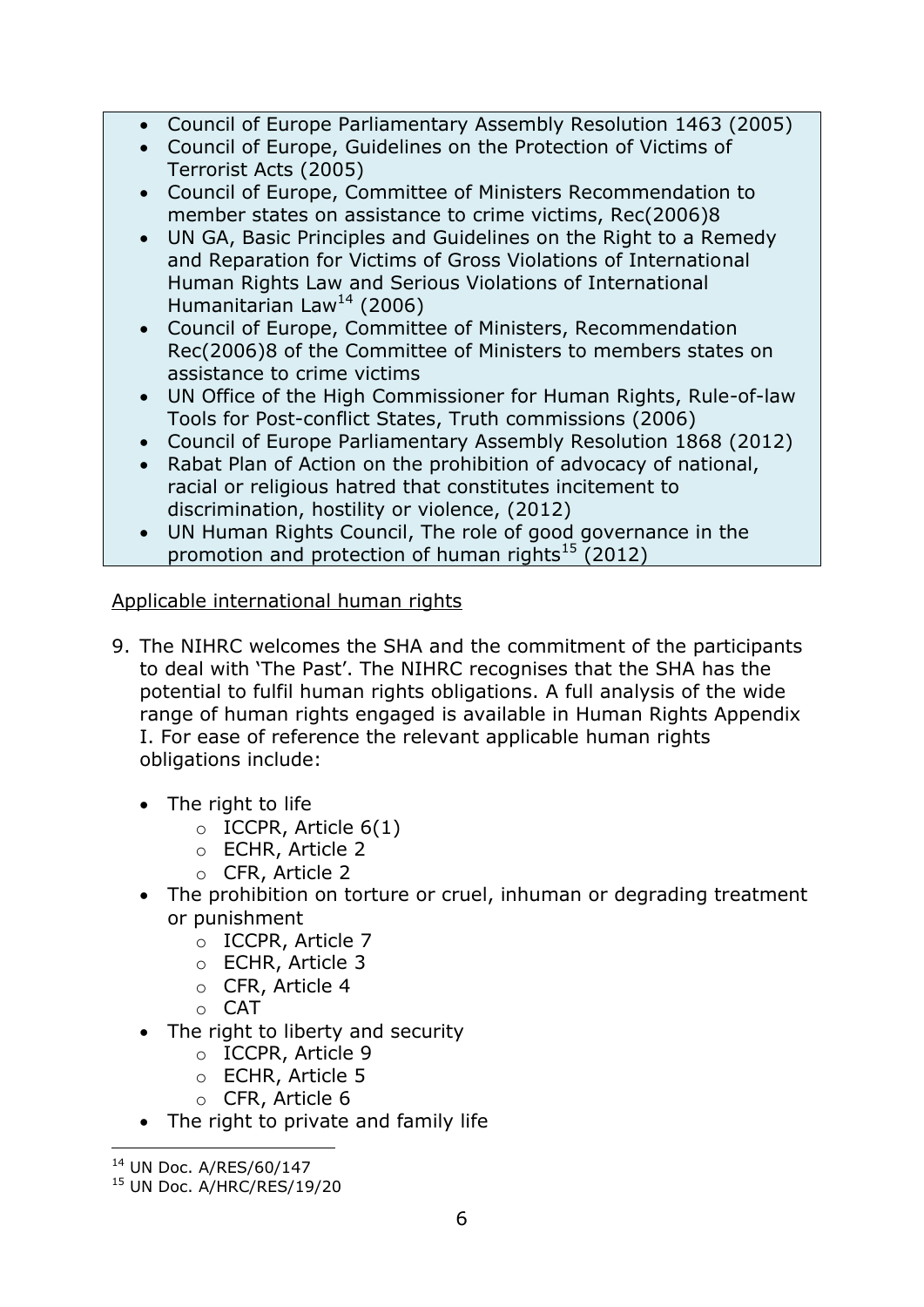- Council of Europe Parliamentary Assembly Resolution 1463 (2005)
- Council of Europe, Guidelines on the Protection of Victims of Terrorist Acts (2005)
- Council of Europe, Committee of Ministers Recommendation to member states on assistance to crime victims, Rec(2006)8
- UN GA, Basic Principles and Guidelines on the Right to a Remedy and Reparation for Victims of Gross Violations of International Human Rights Law and Serious Violations of International Humanitarian Law[14] (2006)
- Council of Europe, Committee of Ministers, Recommendation Rec(2006)8 of the Committee of Ministers to members states on assistance to crime victims
- UN Office of the High Commissioner for Human Rights, Rule-of-law Tools for Post-conflict States, Truth commissions (2006)
- Council of Europe Parliamentary Assembly Resolution 1868 (2012)
- Rabat Plan of Action on the prohibition of advocacy of national, racial or religious hatred that constitutes incitement to discrimination, hostility or violence, (2012)
- UN Human Rights Council, The role of good governance in the promotion and protection of human rights[15] (2012)

<u>Applicable international human rights</u>

9. The NIHRC welcomes the SHA and the commitment of the participants to deal with 'The Past'. The NIHRC recognises that the SHA has the potential to fulfil human rights obligations. A full analysis of the wide range of human rights engaged is available in Human Rights Appendix I. For ease of reference the relevant applicable human rights obligations include:

   - The right to life
     - ICCPR, Article 6(1)
     - ECHR, Article 2
     - CFR, Article 2
   - The prohibition on torture or cruel, inhuman or degrading treatment or punishment
     - ICCPR, Article 7
     - ECHR, Article 3
     - CFR, Article 4
     - CAT
   - The right to liberty and security
     - ICCPR, Article 9
     - ECHR, Article 5
     - CFR, Article 6
   - The right to private and family life

[14] UN Doc. A/RES/60/147

[15] UN Doc. A/HRC/RES/19/20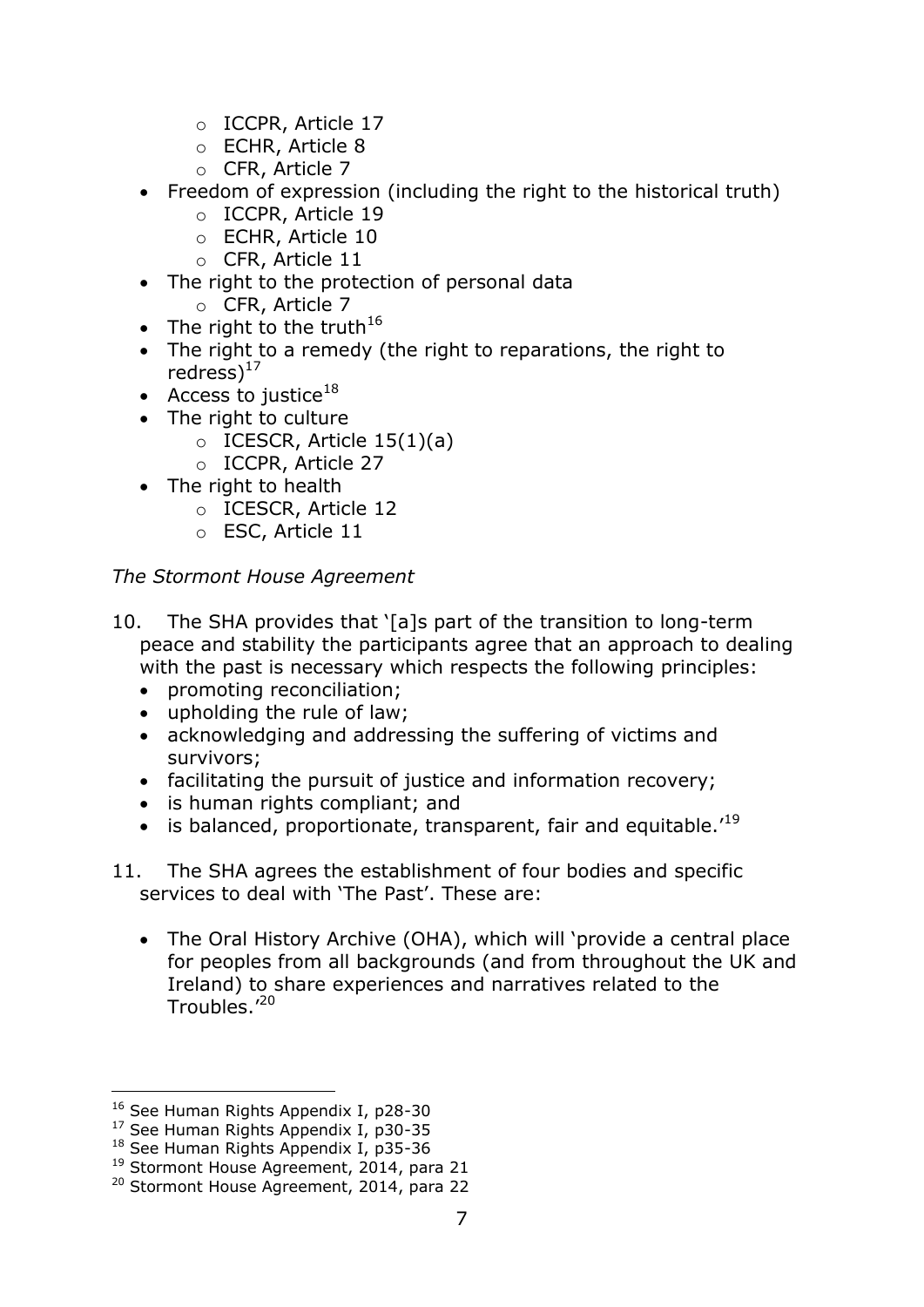- ICCPR, Article 17
    - ECHR, Article 8
    - CFR, Article 7
- Freedom of expression (including the right to the historical truth)
    - ICCPR, Article 19
    - ECHR, Article 10
    - CFR, Article 11
- The right to the protection of personal data
    - CFR, Article 7
- The right to the truth[16]
- The right to a remedy (the right to reparations, the right to redress)[17]
- Access to justice[18]
- The right to culture
    - ICESCR, Article 15(1)(a)
    - ICCPR, Article 27
- The right to health
    - ICESCR, Article 12
    - ESC, Article 11

*The Stormont House Agreement*

10. The SHA provides that '[a]s part of the transition to long-term peace and stability the participants agree that an approach to dealing with the past is necessary which respects the following principles:
    - promoting reconciliation;
    - upholding the rule of law;
    - acknowledging and addressing the suffering of victims and survivors;
    - facilitating the pursuit of justice and information recovery;
    - is human rights compliant; and
    - is balanced, proportionate, transparent, fair and equitable.'[19]

11. The SHA agrees the establishment of four bodies and specific services to deal with 'The Past'. These are:

    - The Oral History Archive (OHA), which will 'provide a central place for peoples from all backgrounds (and from throughout the UK and Ireland) to share experiences and narratives related to the Troubles.'[20]

---

[16] See Human Rights Appendix I, p28-30
[17] See Human Rights Appendix I, p30-35
[18] See Human Rights Appendix I, p35-36
[19] Stormont House Agreement, 2014, para 21
[20] Stormont House Agreement, 2014, para 22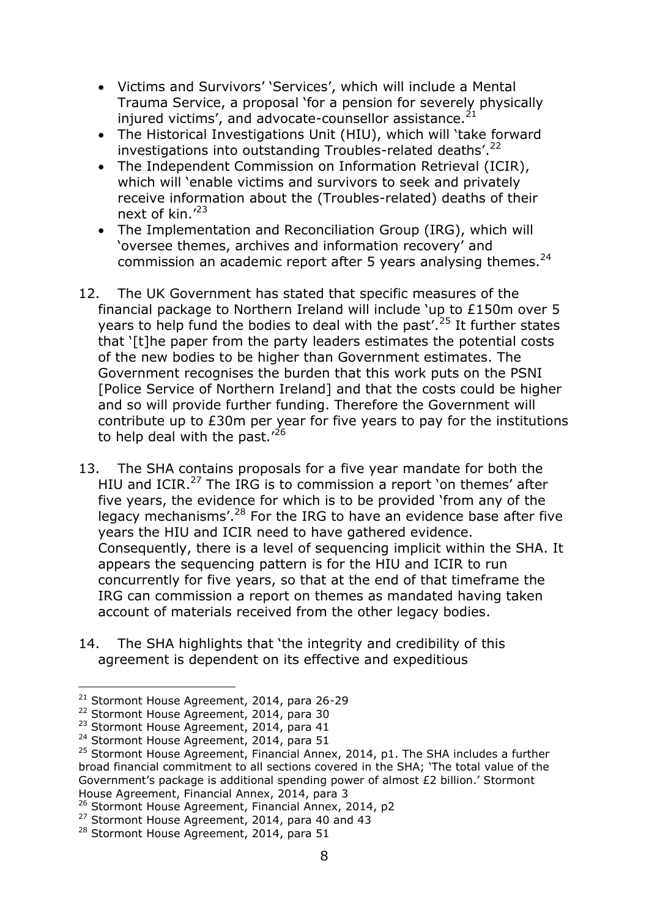- Victims and Survivors' 'Services', which will include a Mental Trauma Service, a proposal 'for a pension for severely physically injured victims', and advocate-counsellor assistance.[21]
- The Historical Investigations Unit (HIU), which will 'take forward investigations into outstanding Troubles-related deaths'.[22]
- The Independent Commission on Information Retrieval (ICIR), which will 'enable victims and survivors to seek and privately receive information about the (Troubles-related) deaths of their next of kin.'[23]
- The Implementation and Reconciliation Group (IRG), which will 'oversee themes, archives and information recovery' and commission an academic report after 5 years analysing themes.[24]

12. The UK Government has stated that specific measures of the financial package to Northern Ireland will include 'up to £150m over 5 years to help fund the bodies to deal with the past'.[25] It further states that '[t]he paper from the party leaders estimates the potential costs of the new bodies to be higher than Government estimates. The Government recognises the burden that this work puts on the PSNI [Police Service of Northern Ireland] and that the costs could be higher and so will provide further funding. Therefore the Government will contribute up to £30m per year for five years to pay for the institutions to help deal with the past.'[26]

13. The SHA contains proposals for a five year mandate for both the HIU and ICIR.[27] The IRG is to commission a report 'on themes' after five years, the evidence for which is to be provided 'from any of the legacy mechanisms'.[28] For the IRG to have an evidence base after five years the HIU and ICIR need to have gathered evidence. Consequently, there is a level of sequencing implicit within the SHA. It appears the sequencing pattern is for the HIU and ICIR to run concurrently for five years, so that at the end of that timeframe the IRG can commission a report on themes as mandated having taken account of materials received from the other legacy bodies.

14. The SHA highlights that 'the integrity and credibility of this agreement is dependent on its effective and expeditious

---

[21] Stormont House Agreement, 2014, para 26-29

[22] Stormont House Agreement, 2014, para 30

[23] Stormont House Agreement, 2014, para 41

[24] Stormont House Agreement, 2014, para 51

[25] Stormont House Agreement, Financial Annex, 2014, p1. The SHA includes a further broad financial commitment to all sections covered in the SHA; 'The total value of the Government's package is additional spending power of almost £2 billion.' Stormont House Agreement, Financial Annex, 2014, para 3

[26] Stormont House Agreement, Financial Annex, 2014, p2

[27] Stormont House Agreement, 2014, para 40 and 43

[28] Stormont House Agreement, 2014, para 51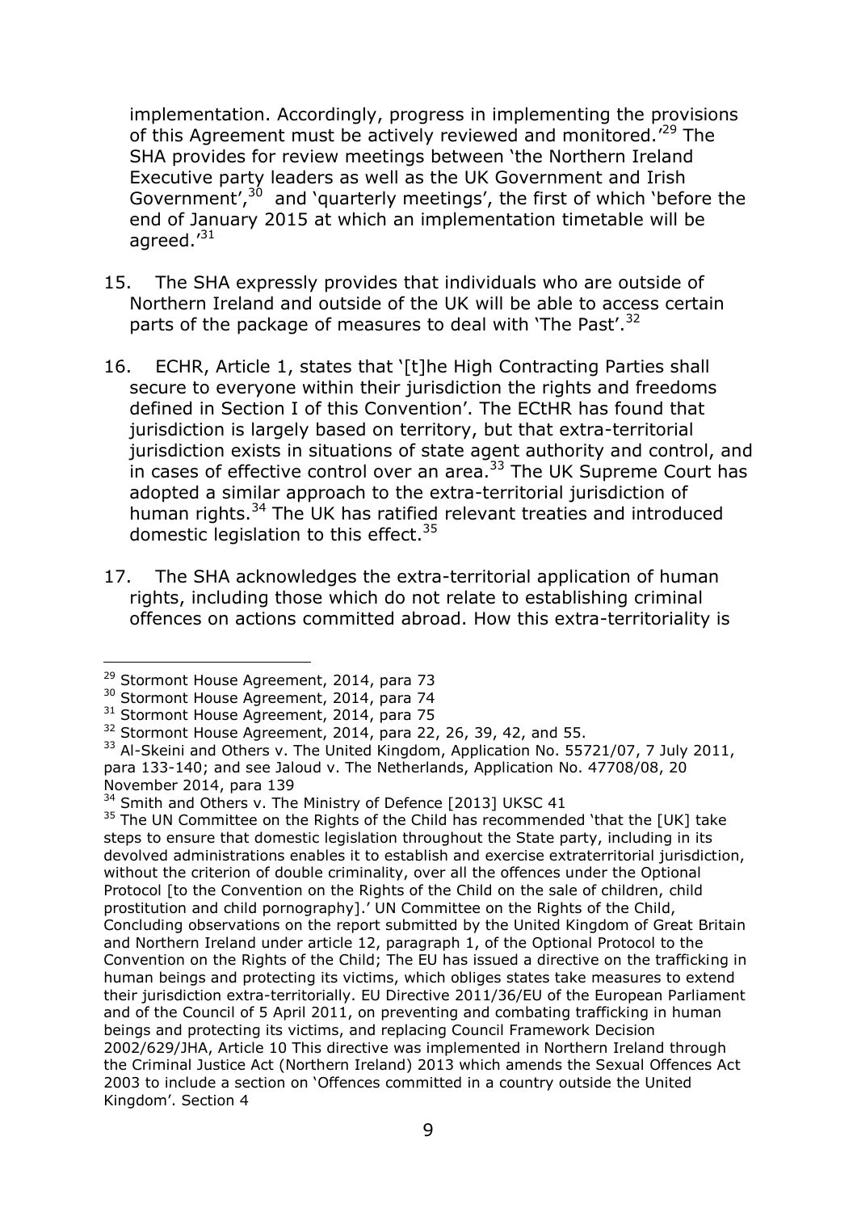implementation. Accordingly, progress in implementing the provisions of this Agreement must be actively reviewed and monitored.'[29] The SHA provides for review meetings between 'the Northern Ireland Executive party leaders as well as the UK Government and Irish Government',[30] and 'quarterly meetings', the first of which 'before the end of January 2015 at which an implementation timetable will be agreed.'[31]

15. The SHA expressly provides that individuals who are outside of Northern Ireland and outside of the UK will be able to access certain parts of the package of measures to deal with 'The Past'.[32]

16. ECHR, Article 1, states that '[t]he High Contracting Parties shall secure to everyone within their jurisdiction the rights and freedoms defined in Section I of this Convention'. The ECtHR has found that jurisdiction is largely based on territory, but that extra-territorial jurisdiction exists in situations of state agent authority and control, and in cases of effective control over an area.[33] The UK Supreme Court has adopted a similar approach to the extra-territorial jurisdiction of human rights.[34] The UK has ratified relevant treaties and introduced domestic legislation to this effect.[35]

17. The SHA acknowledges the extra-territorial application of human rights, including those which do not relate to establishing criminal offences on actions committed abroad. How this extra-territoriality is

---

[29] Stormont House Agreement, 2014, para 73

[30] Stormont House Agreement, 2014, para 74

[31] Stormont House Agreement, 2014, para 75

[32] Stormont House Agreement, 2014, para 22, 26, 39, 42, and 55.

[33] Al-Skeini and Others v. The United Kingdom, Application No. 55721/07, 7 July 2011, para 133-140; and see Jaloud v. The Netherlands, Application No. 47708/08, 20 November 2014, para 139

[34] Smith and Others v. The Ministry of Defence [2013] UKSC 41

[35] The UN Committee on the Rights of the Child has recommended 'that the [UK] take steps to ensure that domestic legislation throughout the State party, including in its devolved administrations enables it to establish and exercise extraterritorial jurisdiction, without the criterion of double criminality, over all the offences under the Optional Protocol [to the Convention on the Rights of the Child on the sale of children, child prostitution and child pornography].' UN Committee on the Rights of the Child, Concluding observations on the report submitted by the United Kingdom of Great Britain and Northern Ireland under article 12, paragraph 1, of the Optional Protocol to the Convention on the Rights of the Child; The EU has issued a directive on the trafficking in human beings and protecting its victims, which obliges states take measures to extend their jurisdiction extra-territorially. EU Directive 2011/36/EU of the European Parliament and of the Council of 5 April 2011, on preventing and combating trafficking in human beings and protecting its victims, and replacing Council Framework Decision 2002/629/JHA, Article 10 This directive was implemented in Northern Ireland through the Criminal Justice Act (Northern Ireland) 2013 which amends the Sexual Offences Act 2003 to include a section on 'Offences committed in a country outside the United Kingdom'. Section 4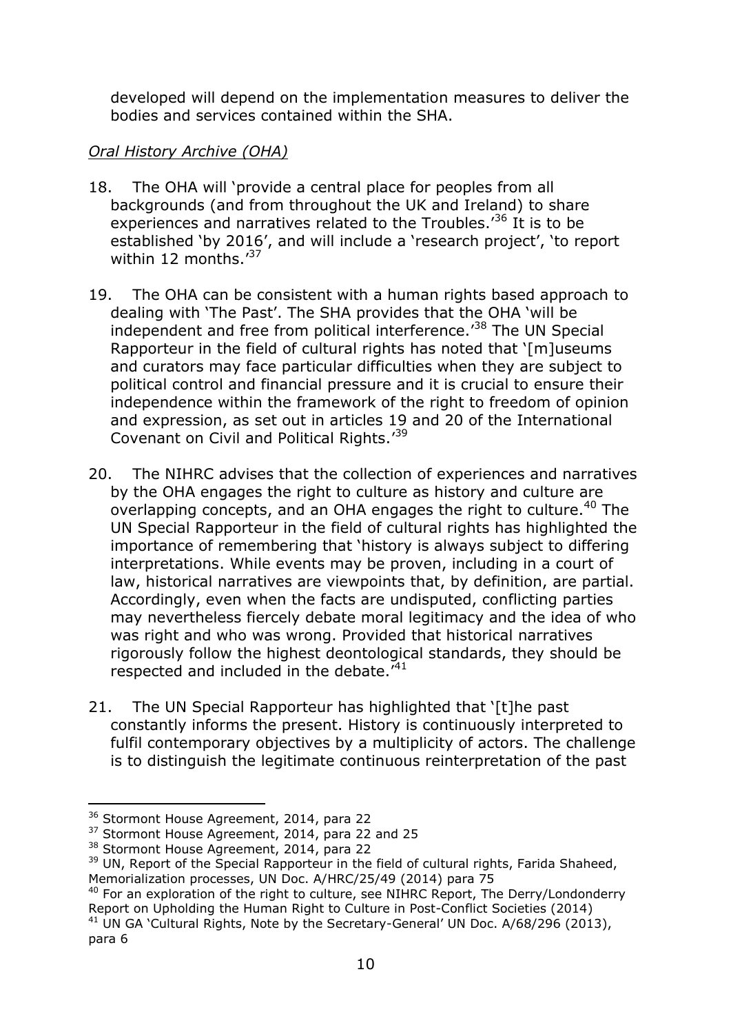developed will depend on the implementation measures to deliver the bodies and services contained within the SHA.

*Oral History Archive (OHA)*

18. The OHA will 'provide a central place for peoples from all backgrounds (and from throughout the UK and Ireland) to share experiences and narratives related to the Troubles.'[36] It is to be established 'by 2016', and will include a 'research project', 'to report within 12 months.'[37]

19. The OHA can be consistent with a human rights based approach to dealing with 'The Past'. The SHA provides that the OHA 'will be independent and free from political interference.'[38] The UN Special Rapporteur in the field of cultural rights has noted that '[m]useums and curators may face particular difficulties when they are subject to political control and financial pressure and it is crucial to ensure their independence within the framework of the right to freedom of opinion and expression, as set out in articles 19 and 20 of the International Covenant on Civil and Political Rights.'[39]

20. The NIHRC advises that the collection of experiences and narratives by the OHA engages the right to culture as history and culture are overlapping concepts, and an OHA engages the right to culture.[40] The UN Special Rapporteur in the field of cultural rights has highlighted the importance of remembering that 'history is always subject to differing interpretations. While events may be proven, including in a court of law, historical narratives are viewpoints that, by definition, are partial. Accordingly, even when the facts are undisputed, conflicting parties may nevertheless fiercely debate moral legitimacy and the idea of who was right and who was wrong. Provided that historical narratives rigorously follow the highest deontological standards, they should be respected and included in the debate.'[41]

21. The UN Special Rapporteur has highlighted that '[t]he past constantly informs the present. History is continuously interpreted to fulfil contemporary objectives by a multiplicity of actors. The challenge is to distinguish the legitimate continuous reinterpretation of the past

---

[36] Stormont House Agreement, 2014, para 22

[37] Stormont House Agreement, 2014, para 22 and 25

[38] Stormont House Agreement, 2014, para 22

[39] UN, Report of the Special Rapporteur in the field of cultural rights, Farida Shaheed, Memorialization processes, UN Doc. A/HRC/25/49 (2014) para 75

[40] For an exploration of the right to culture, see NIHRC Report, The Derry/Londonderry Report on Upholding the Human Right to Culture in Post-Conflict Societies (2014)

[41] UN GA 'Cultural Rights, Note by the Secretary-General' UN Doc. A/68/296 (2013), para 6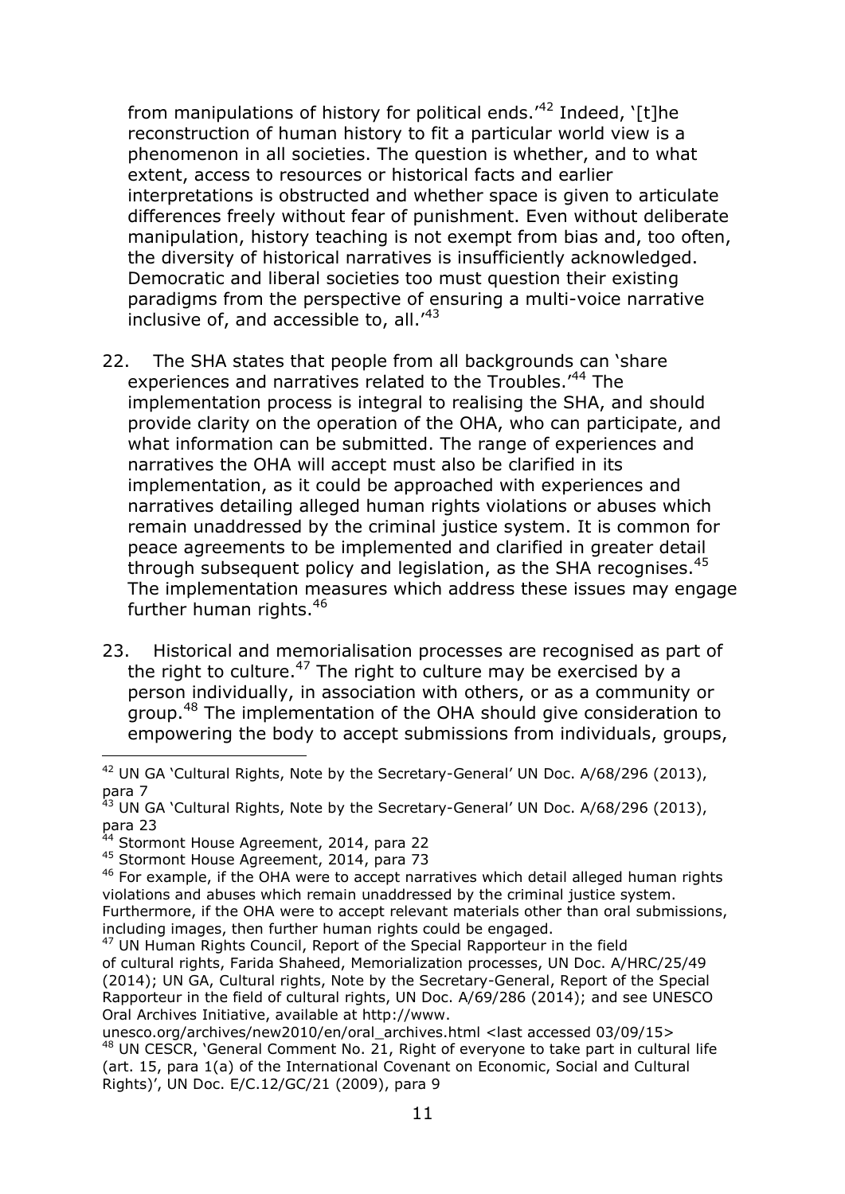from manipulations of history for political ends.'[42] Indeed, '[t]he reconstruction of human history to fit a particular world view is a phenomenon in all societies. The question is whether, and to what extent, access to resources or historical facts and earlier interpretations is obstructed and whether space is given to articulate differences freely without fear of punishment. Even without deliberate manipulation, history teaching is not exempt from bias and, too often, the diversity of historical narratives is insufficiently acknowledged. Democratic and liberal societies too must question their existing paradigms from the perspective of ensuring a multi-voice narrative inclusive of, and accessible to, all.'[43]

22. The SHA states that people from all backgrounds can 'share experiences and narratives related to the Troubles.'[44] The implementation process is integral to realising the SHA, and should provide clarity on the operation of the OHA, who can participate, and what information can be submitted. The range of experiences and narratives the OHA will accept must also be clarified in its implementation, as it could be approached with experiences and narratives detailing alleged human rights violations or abuses which remain unaddressed by the criminal justice system. It is common for peace agreements to be implemented and clarified in greater detail through subsequent policy and legislation, as the SHA recognises.[45] The implementation measures which address these issues may engage further human rights.[46]

23. Historical and memorialisation processes are recognised as part of the right to culture.[47] The right to culture may be exercised by a person individually, in association with others, or as a community or group.[48] The implementation of the OHA should give consideration to empowering the body to accept submissions from individuals, groups,

---

[42] UN GA 'Cultural Rights, Note by the Secretary-General' UN Doc. A/68/296 (2013), para 7

[43] UN GA 'Cultural Rights, Note by the Secretary-General' UN Doc. A/68/296 (2013), para 23

[44] Stormont House Agreement, 2014, para 22

[45] Stormont House Agreement, 2014, para 73

[46] For example, if the OHA were to accept narratives which detail alleged human rights violations and abuses which remain unaddressed by the criminal justice system. Furthermore, if the OHA were to accept relevant materials other than oral submissions, including images, then further human rights could be engaged.

[47] UN Human Rights Council, Report of the Special Rapporteur in the field of cultural rights, Farida Shaheed, Memorialization processes, UN Doc. A/HRC/25/49 (2014); UN GA, Cultural rights, Note by the Secretary-General, Report of the Special Rapporteur in the field of cultural rights, UN Doc. A/69/286 (2014); and see UNESCO Oral Archives Initiative, available at http://www.unesco.org/archives/new2010/en/oral_archives.html <last accessed 03/09/15>

[48] UN CESCR, 'General Comment No. 21, Right of everyone to take part in cultural life (art. 15, para 1(a) of the International Covenant on Economic, Social and Cultural Rights)', UN Doc. E/C.12/GC/21 (2009), para 9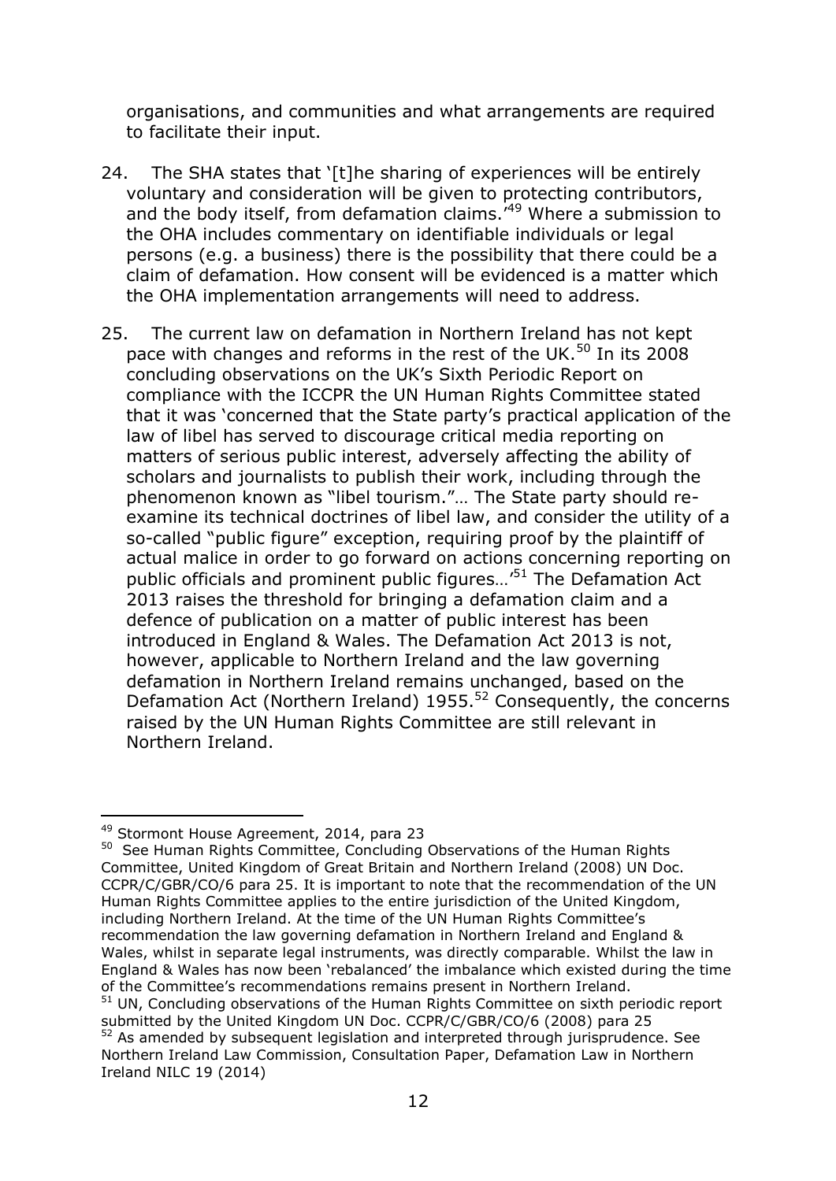organisations, and communities and what arrangements are required to facilitate their input.

24. The SHA states that '[t]he sharing of experiences will be entirely voluntary and consideration will be given to protecting contributors, and the body itself, from defamation claims.'[49] Where a submission to the OHA includes commentary on identifiable individuals or legal persons (e.g. a business) there is the possibility that there could be a claim of defamation. How consent will be evidenced is a matter which the OHA implementation arrangements will need to address.

25. The current law on defamation in Northern Ireland has not kept pace with changes and reforms in the rest of the UK.[50] In its 2008 concluding observations on the UK's Sixth Periodic Report on compliance with the ICCPR the UN Human Rights Committee stated that it was 'concerned that the State party's practical application of the law of libel has served to discourage critical media reporting on matters of serious public interest, adversely affecting the ability of scholars and journalists to publish their work, including through the phenomenon known as "libel tourism."… The State party should re-examine its technical doctrines of libel law, and consider the utility of a so-called "public figure" exception, requiring proof by the plaintiff of actual malice in order to go forward on actions concerning reporting on public officials and prominent public figures…'[51] The Defamation Act 2013 raises the threshold for bringing a defamation claim and a defence of publication on a matter of public interest has been introduced in England & Wales. The Defamation Act 2013 is not, however, applicable to Northern Ireland and the law governing defamation in Northern Ireland remains unchanged, based on the Defamation Act (Northern Ireland) 1955.[52] Consequently, the concerns raised by the UN Human Rights Committee are still relevant in Northern Ireland.

---

[49] Stormont House Agreement, 2014, para 23

[50] See Human Rights Committee, Concluding Observations of the Human Rights Committee, United Kingdom of Great Britain and Northern Ireland (2008) UN Doc. CCPR/C/GBR/CO/6 para 25. It is important to note that the recommendation of the UN Human Rights Committee applies to the entire jurisdiction of the United Kingdom, including Northern Ireland. At the time of the UN Human Rights Committee's recommendation the law governing defamation in Northern Ireland and England & Wales, whilst in separate legal instruments, was directly comparable. Whilst the law in England & Wales has now been 'rebalanced' the imbalance which existed during the time of the Committee's recommendations remains present in Northern Ireland.

[51] UN, Concluding observations of the Human Rights Committee on sixth periodic report submitted by the United Kingdom UN Doc. CCPR/C/GBR/CO/6 (2008) para 25

[52] As amended by subsequent legislation and interpreted through jurisprudence. See Northern Ireland Law Commission, Consultation Paper, Defamation Law in Northern Ireland NILC 19 (2014)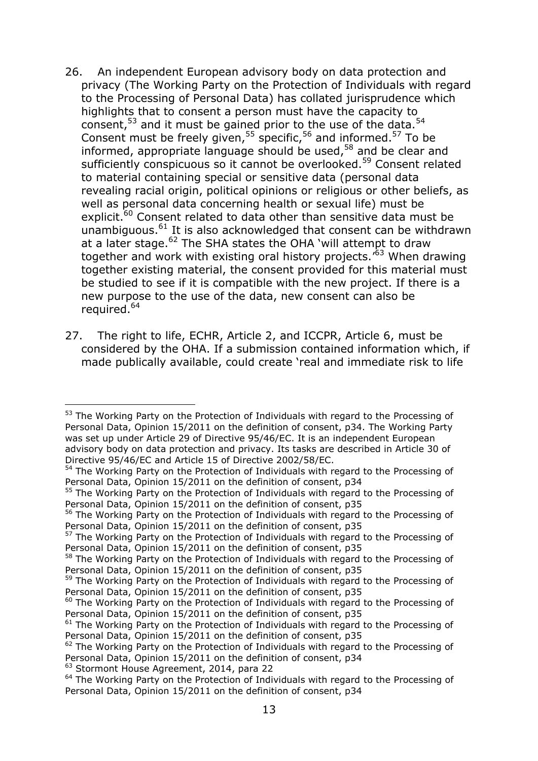26. An independent European advisory body on data protection and privacy (The Working Party on the Protection of Individuals with regard to the Processing of Personal Data) has collated jurisprudence which highlights that to consent a person must have the capacity to consent,[53] and it must be gained prior to the use of the data.[54] Consent must be freely given,[55] specific,[56] and informed.[57] To be informed, appropriate language should be used,[58] and be clear and sufficiently conspicuous so it cannot be overlooked.[59] Consent related to material containing special or sensitive data (personal data revealing racial origin, political opinions or religious or other beliefs, as well as personal data concerning health or sexual life) must be explicit.[60] Consent related to data other than sensitive data must be unambiguous.[61] It is also acknowledged that consent can be withdrawn at a later stage.[62] The SHA states the OHA 'will attempt to draw together and work with existing oral history projects.'[63] When drawing together existing material, the consent provided for this material must be studied to see if it is compatible with the new project. If there is a new purpose to the use of the data, new consent can also be required.[64]

27. The right to life, ECHR, Article 2, and ICCPR, Article 6, must be considered by the OHA. If a submission contained information which, if made publically available, could create 'real and immediate risk to life

---

[53] The Working Party on the Protection of Individuals with regard to the Processing of Personal Data, Opinion 15/2011 on the definition of consent, p34. The Working Party was set up under Article 29 of Directive 95/46/EC. It is an independent European advisory body on data protection and privacy. Its tasks are described in Article 30 of Directive 95/46/EC and Article 15 of Directive 2002/58/EC.

[54] The Working Party on the Protection of Individuals with regard to the Processing of Personal Data, Opinion 15/2011 on the definition of consent, p34

[55] The Working Party on the Protection of Individuals with regard to the Processing of Personal Data, Opinion 15/2011 on the definition of consent, p35

[56] The Working Party on the Protection of Individuals with regard to the Processing of Personal Data, Opinion 15/2011 on the definition of consent, p35

[57] The Working Party on the Protection of Individuals with regard to the Processing of Personal Data, Opinion 15/2011 on the definition of consent, p35

[58] The Working Party on the Protection of Individuals with regard to the Processing of Personal Data, Opinion 15/2011 on the definition of consent, p35

[59] The Working Party on the Protection of Individuals with regard to the Processing of Personal Data, Opinion 15/2011 on the definition of consent, p35

[60] The Working Party on the Protection of Individuals with regard to the Processing of Personal Data, Opinion 15/2011 on the definition of consent, p35

[61] The Working Party on the Protection of Individuals with regard to the Processing of Personal Data, Opinion 15/2011 on the definition of consent, p35

[62] The Working Party on the Protection of Individuals with regard to the Processing of Personal Data, Opinion 15/2011 on the definition of consent, p34

[63] Stormont House Agreement, 2014, para 22

[64] The Working Party on the Protection of Individuals with regard to the Processing of Personal Data, Opinion 15/2011 on the definition of consent, p34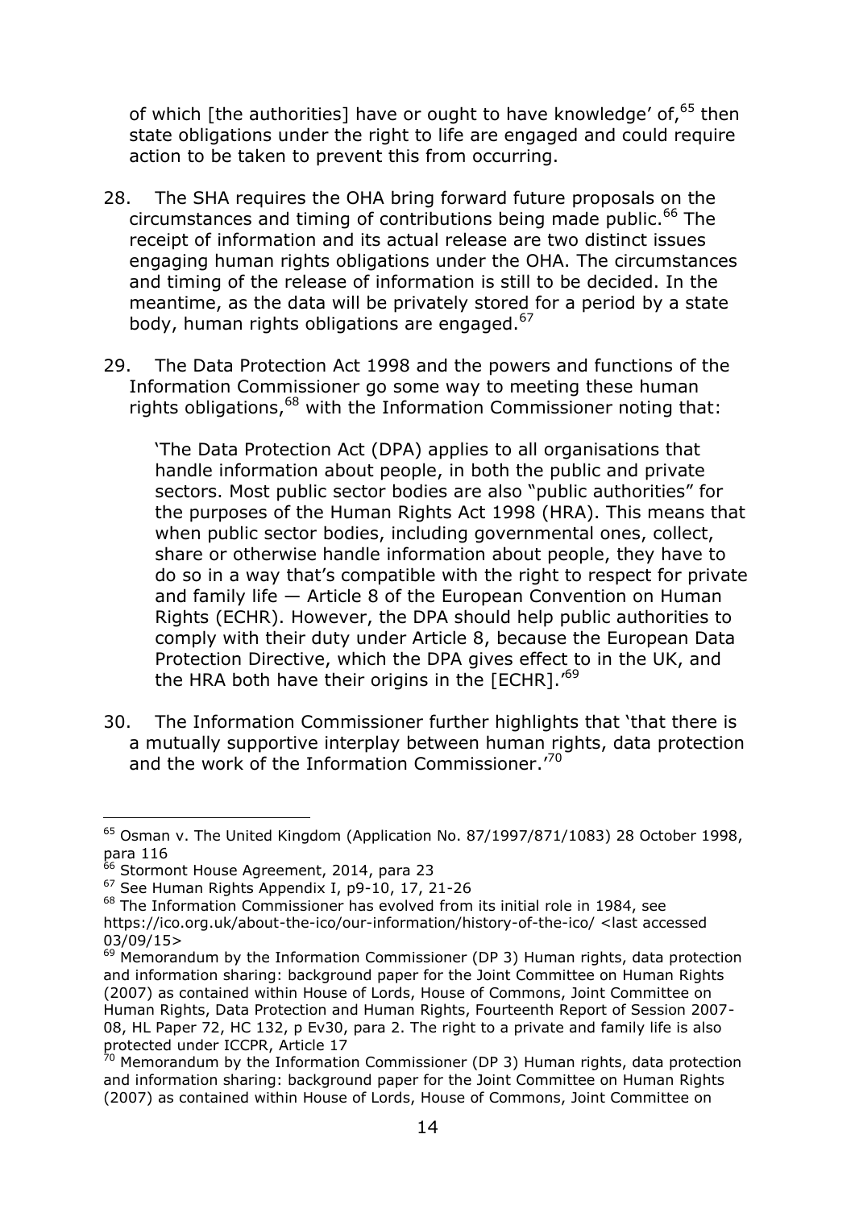of which [the authorities] have or ought to have knowledge' of,[65] then state obligations under the right to life are engaged and could require action to be taken to prevent this from occurring.

28. The SHA requires the OHA bring forward future proposals on the circumstances and timing of contributions being made public.[66] The receipt of information and its actual release are two distinct issues engaging human rights obligations under the OHA. The circumstances and timing of the release of information is still to be decided. In the meantime, as the data will be privately stored for a period by a state body, human rights obligations are engaged.[67]

29. The Data Protection Act 1998 and the powers and functions of the Information Commissioner go some way to meeting these human rights obligations,[68] with the Information Commissioner noting that:

> 'The Data Protection Act (DPA) applies to all organisations that handle information about people, in both the public and private sectors. Most public sector bodies are also "public authorities" for the purposes of the Human Rights Act 1998 (HRA). This means that when public sector bodies, including governmental ones, collect, share or otherwise handle information about people, they have to do so in a way that's compatible with the right to respect for private and family life — Article 8 of the European Convention on Human Rights (ECHR). However, the DPA should help public authorities to comply with their duty under Article 8, because the European Data Protection Directive, which the DPA gives effect to in the UK, and the HRA both have their origins in the [ECHR].'[69]

30. The Information Commissioner further highlights that 'that there is a mutually supportive interplay between human rights, data protection and the work of the Information Commissioner.'[70]

---

[65] Osman v. The United Kingdom (Application No. 87/1997/871/1083) 28 October 1998, para 116

[66] Stormont House Agreement, 2014, para 23

[67] See Human Rights Appendix I, p9-10, 17, 21-26

[68] The Information Commissioner has evolved from its initial role in 1984, see https://ico.org.uk/about-the-ico/our-information/history-of-the-ico/ <last accessed 03/09/15>

[69] Memorandum by the Information Commissioner (DP 3) Human rights, data protection and information sharing: background paper for the Joint Committee on Human Rights (2007) as contained within House of Lords, House of Commons, Joint Committee on Human Rights, Data Protection and Human Rights, Fourteenth Report of Session 2007-08, HL Paper 72, HC 132, p Ev30, para 2. The right to a private and family life is also protected under ICCPR, Article 17

[70] Memorandum by the Information Commissioner (DP 3) Human rights, data protection and information sharing: background paper for the Joint Committee on Human Rights (2007) as contained within House of Lords, House of Commons, Joint Committee on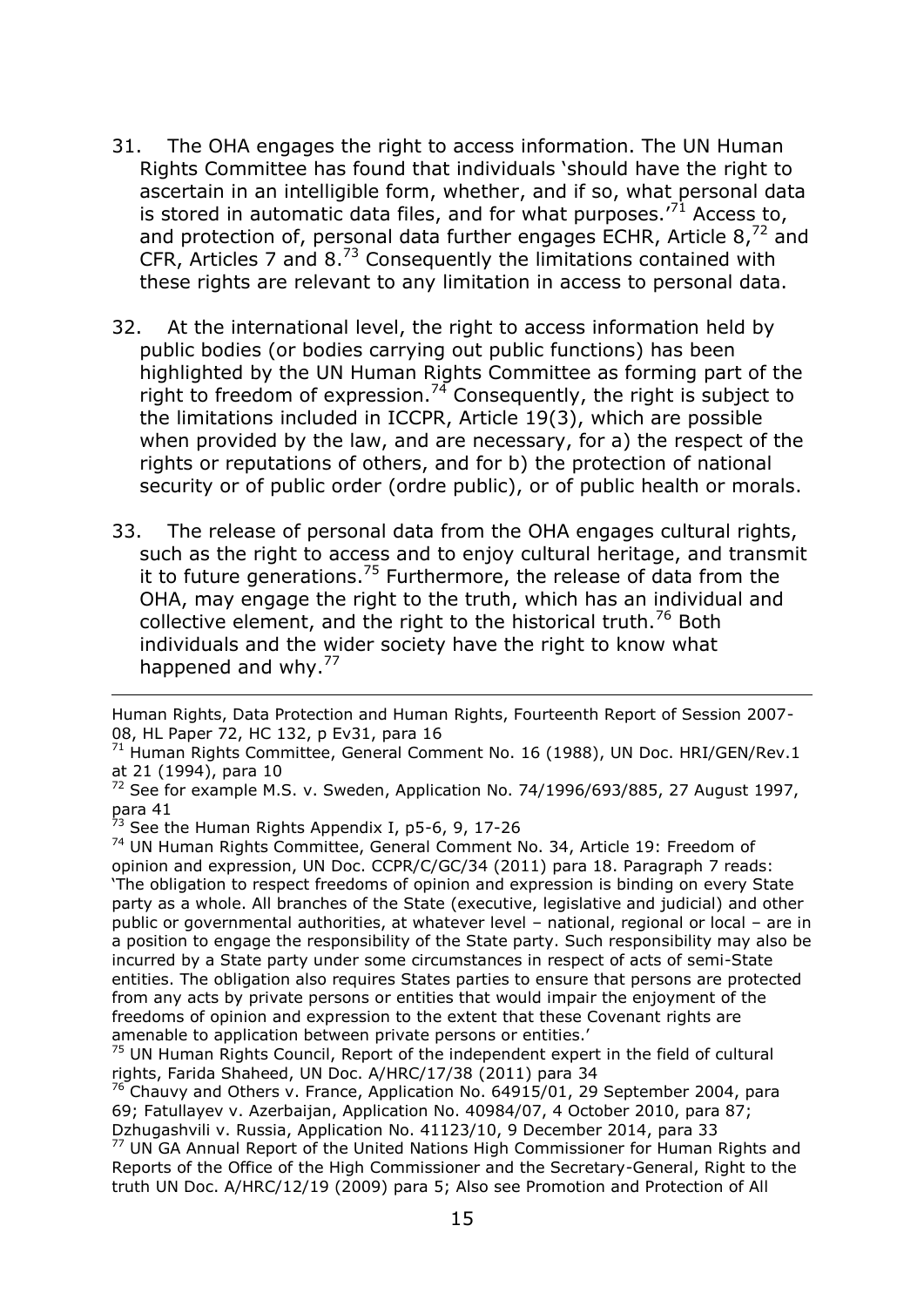31. The OHA engages the right to access information. The UN Human Rights Committee has found that individuals 'should have the right to ascertain in an intelligible form, whether, and if so, what personal data is stored in automatic data files, and for what purposes.'[71] Access to, and protection of, personal data further engages ECHR, Article 8,[72] and CFR, Articles 7 and 8.[73] Consequently the limitations contained with these rights are relevant to any limitation in access to personal data.

32. At the international level, the right to access information held by public bodies (or bodies carrying out public functions) has been highlighted by the UN Human Rights Committee as forming part of the right to freedom of expression.[74] Consequently, the right is subject to the limitations included in ICCPR, Article 19(3), which are possible when provided by the law, and are necessary, for a) the respect of the rights or reputations of others, and for b) the protection of national security or of public order (ordre public), or of public health or morals.

33. The release of personal data from the OHA engages cultural rights, such as the right to access and to enjoy cultural heritage, and transmit it to future generations.[75] Furthermore, the release of data from the OHA, may engage the right to the truth, which has an individual and collective element, and the right to the historical truth.[76] Both individuals and the wider society have the right to know what happened and why.[77]

---

Human Rights, Data Protection and Human Rights, Fourteenth Report of Session 2007-08, HL Paper 72, HC 132, p Ev31, para 16

[71] Human Rights Committee, General Comment No. 16 (1988), UN Doc. HRI/GEN/Rev.1 at 21 (1994), para 10

[72] See for example M.S. v. Sweden, Application No. 74/1996/693/885, 27 August 1997, para 41

[73] See the Human Rights Appendix I, p5-6, 9, 17-26

[74] UN Human Rights Committee, General Comment No. 34, Article 19: Freedom of opinion and expression, UN Doc. CCPR/C/GC/34 (2011) para 18. Paragraph 7 reads: 'The obligation to respect freedoms of opinion and expression is binding on every State party as a whole. All branches of the State (executive, legislative and judicial) and other public or governmental authorities, at whatever level – national, regional or local – are in a position to engage the responsibility of the State party. Such responsibility may also be incurred by a State party under some circumstances in respect of acts of semi-State entities. The obligation also requires States parties to ensure that persons are protected from any acts by private persons or entities that would impair the enjoyment of the freedoms of opinion and expression to the extent that these Covenant rights are amenable to application between private persons or entities.'

[75] UN Human Rights Council, Report of the independent expert in the field of cultural rights, Farida Shaheed, UN Doc. A/HRC/17/38 (2011) para 34

[76] Chauvy and Others v. France, Application No. 64915/01, 29 September 2004, para 69; Fatullayev v. Azerbaijan, Application No. 40984/07, 4 October 2010, para 87; Dzhugashvili v. Russia, Application No. 41123/10, 9 December 2014, para 33

[77] UN GA Annual Report of the United Nations High Commissioner for Human Rights and Reports of the Office of the High Commissioner and the Secretary-General, Right to the truth UN Doc. A/HRC/12/19 (2009) para 5; Also see Promotion and Protection of All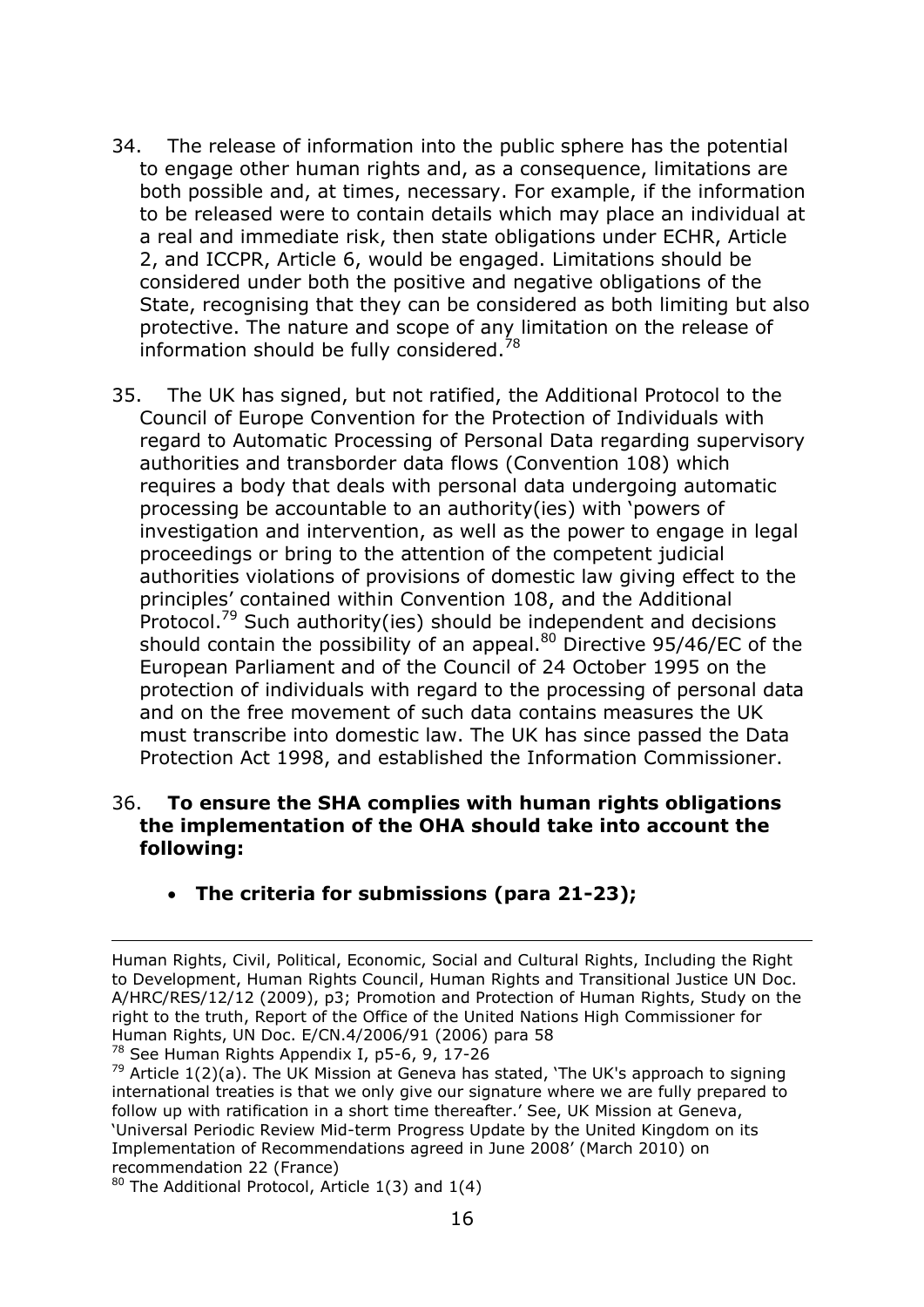34. The release of information into the public sphere has the potential to engage other human rights and, as a consequence, limitations are both possible and, at times, necessary. For example, if the information to be released were to contain details which may place an individual at a real and immediate risk, then state obligations under ECHR, Article 2, and ICCPR, Article 6, would be engaged. Limitations should be considered under both the positive and negative obligations of the State, recognising that they can be considered as both limiting but also protective. The nature and scope of any limitation on the release of information should be fully considered.[78]

35. The UK has signed, but not ratified, the Additional Protocol to the Council of Europe Convention for the Protection of Individuals with regard to Automatic Processing of Personal Data regarding supervisory authorities and transborder data flows (Convention 108) which requires a body that deals with personal data undergoing automatic processing be accountable to an authority(ies) with 'powers of investigation and intervention, as well as the power to engage in legal proceedings or bring to the attention of the competent judicial authorities violations of provisions of domestic law giving effect to the principles' contained within Convention 108, and the Additional Protocol.[79] Such authority(ies) should be independent and decisions should contain the possibility of an appeal.[80] Directive 95/46/EC of the European Parliament and of the Council of 24 October 1995 on the protection of individuals with regard to the processing of personal data and on the free movement of such data contains measures the UK must transcribe into domestic law. The UK has since passed the Data Protection Act 1998, and established the Information Commissioner.

36. **To ensure the SHA complies with human rights obligations the implementation of the OHA should take into account the following:**

- **The criteria for submissions (para 21-23);**

---

Human Rights, Civil, Political, Economic, Social and Cultural Rights, Including the Right to Development, Human Rights Council, Human Rights and Transitional Justice UN Doc. A/HRC/RES/12/12 (2009), p3; Promotion and Protection of Human Rights, Study on the right to the truth, Report of the Office of the United Nations High Commissioner for Human Rights, UN Doc. E/CN.4/2006/91 (2006) para 58

[78] See Human Rights Appendix I, p5-6, 9, 17-26

[79] Article 1(2)(a). The UK Mission at Geneva has stated, 'The UK's approach to signing international treaties is that we only give our signature where we are fully prepared to follow up with ratification in a short time thereafter.' See, UK Mission at Geneva, 'Universal Periodic Review Mid-term Progress Update by the United Kingdom on its Implementation of Recommendations agreed in June 2008' (March 2010) on recommendation 22 (France)

[80] The Additional Protocol, Article 1(3) and 1(4)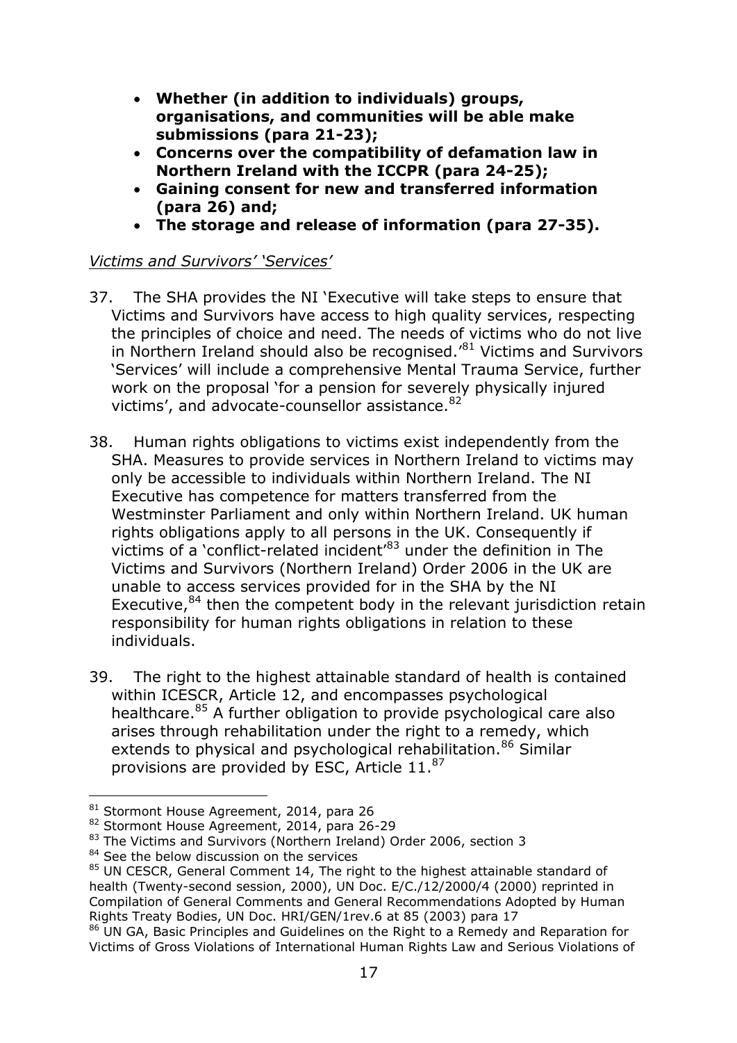- **Whether (in addition to individuals) groups, organisations, and communities will be able make submissions (para 21-23);**
- **Concerns over the compatibility of defamation law in Northern Ireland with the ICCPR (para 24-25);**
- **Gaining consent for new and transferred information (para 26) and;**
- **The storage and release of information (para 27-35).**

*Victims and Survivors' 'Services'*

37. The SHA provides the NI 'Executive will take steps to ensure that Victims and Survivors have access to high quality services, respecting the principles of choice and need. The needs of victims who do not live in Northern Ireland should also be recognised.'[81] Victims and Survivors 'Services' will include a comprehensive Mental Trauma Service, further work on the proposal 'for a pension for severely physically injured victims', and advocate-counsellor assistance.[82]

38. Human rights obligations to victims exist independently from the SHA. Measures to provide services in Northern Ireland to victims may only be accessible to individuals within Northern Ireland. The NI Executive has competence for matters transferred from the Westminster Parliament and only within Northern Ireland. UK human rights obligations apply to all persons in the UK. Consequently if victims of a 'conflict-related incident'[83] under the definition in The Victims and Survivors (Northern Ireland) Order 2006 in the UK are unable to access services provided for in the SHA by the NI Executive,[84] then the competent body in the relevant jurisdiction retain responsibility for human rights obligations in relation to these individuals.

39. The right to the highest attainable standard of health is contained within ICESCR, Article 12, and encompasses psychological healthcare.[85] A further obligation to provide psychological care also arises through rehabilitation under the right to a remedy, which extends to physical and psychological rehabilitation.[86] Similar provisions are provided by ESC, Article 11.[87]

---

[81] Stormont House Agreement, 2014, para 26

[82] Stormont House Agreement, 2014, para 26-29

[83] The Victims and Survivors (Northern Ireland) Order 2006, section 3

[84] See the below discussion on the services

[85] UN CESCR, General Comment 14, The right to the highest attainable standard of health (Twenty-second session, 2000), UN Doc. E/C./12/2000/4 (2000) reprinted in Compilation of General Comments and General Recommendations Adopted by Human Rights Treaty Bodies, UN Doc. HRI/GEN/1rev.6 at 85 (2003) para 17

[86] UN GA, Basic Principles and Guidelines on the Right to a Remedy and Reparation for Victims of Gross Violations of International Human Rights Law and Serious Violations of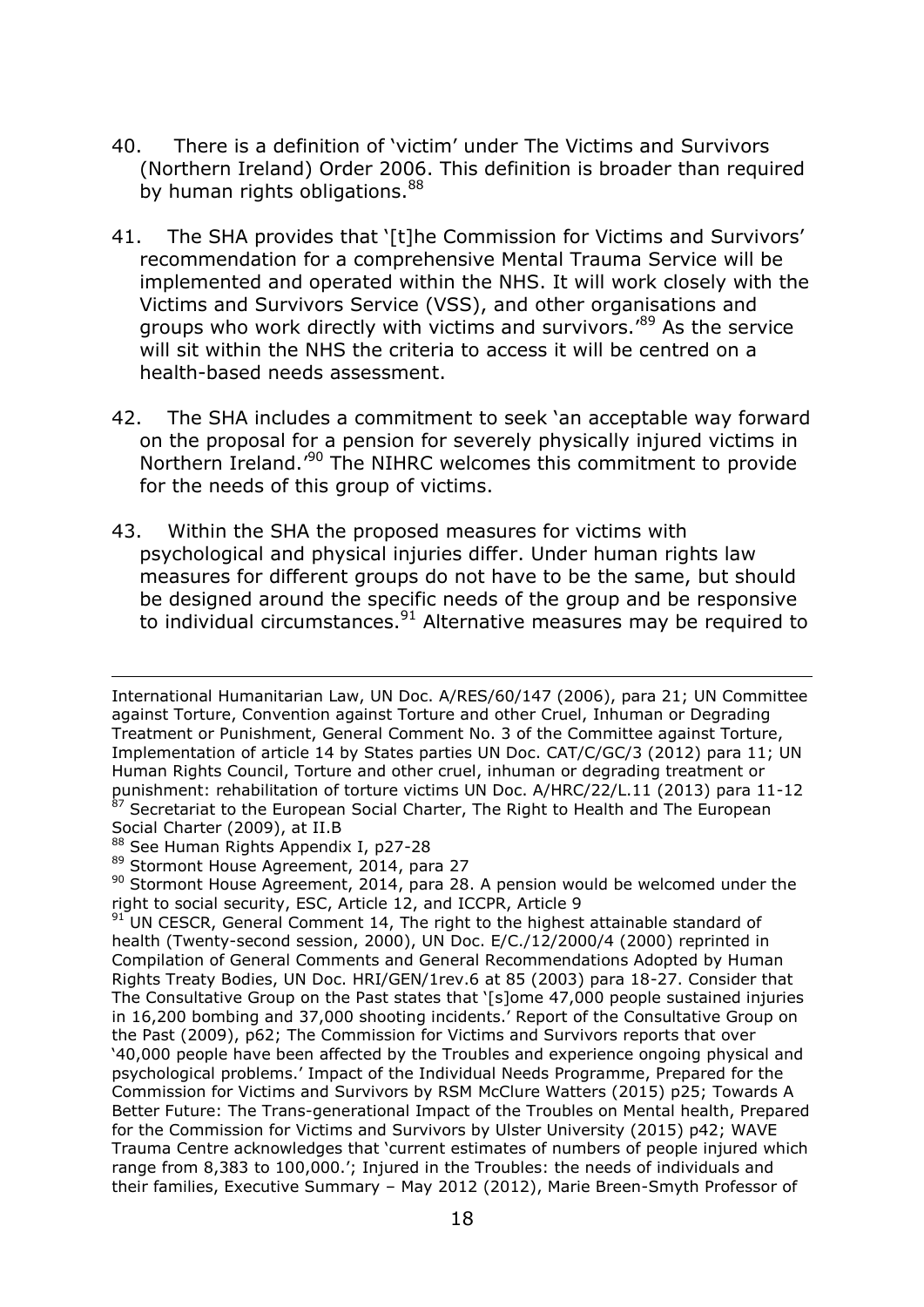40. There is a definition of 'victim' under The Victims and Survivors (Northern Ireland) Order 2006. This definition is broader than required by human rights obligations.[88]

41. The SHA provides that '[t]he Commission for Victims and Survivors' recommendation for a comprehensive Mental Trauma Service will be implemented and operated within the NHS. It will work closely with the Victims and Survivors Service (VSS), and other organisations and groups who work directly with victims and survivors.'[89] As the service will sit within the NHS the criteria to access it will be centred on a health-based needs assessment.

42. The SHA includes a commitment to seek 'an acceptable way forward on the proposal for a pension for severely physically injured victims in Northern Ireland.'[90] The NIHRC welcomes this commitment to provide for the needs of this group of victims.

43. Within the SHA the proposed measures for victims with psychological and physical injuries differ. Under human rights law measures for different groups do not have to be the same, but should be designed around the specific needs of the group and be responsive to individual circumstances.[91] Alternative measures may be required to

---

International Humanitarian Law, UN Doc. A/RES/60/147 (2006), para 21; UN Committee against Torture, Convention against Torture and other Cruel, Inhuman or Degrading Treatment or Punishment, General Comment No. 3 of the Committee against Torture, Implementation of article 14 by States parties UN Doc. CAT/C/GC/3 (2012) para 11; UN Human Rights Council, Torture and other cruel, inhuman or degrading treatment or punishment: rehabilitation of torture victims UN Doc. A/HRC/22/L.11 (2013) para 11-12

[87] Secretariat to the European Social Charter, The Right to Health and The European Social Charter (2009), at II.B

[88] See Human Rights Appendix I, p27-28

[89] Stormont House Agreement, 2014, para 27

[90] Stormont House Agreement, 2014, para 28. A pension would be welcomed under the right to social security, ESC, Article 12, and ICCPR, Article 9

[91] UN CESCR, General Comment 14, The right to the highest attainable standard of health (Twenty-second session, 2000), UN Doc. E/C./12/2000/4 (2000) reprinted in Compilation of General Comments and General Recommendations Adopted by Human Rights Treaty Bodies, UN Doc. HRI/GEN/1rev.6 at 85 (2003) para 18-27. Consider that The Consultative Group on the Past states that '[s]ome 47,000 people sustained injuries in 16,200 bombing and 37,000 shooting incidents.' Report of the Consultative Group on the Past (2009), p62; The Commission for Victims and Survivors reports that over '40,000 people have been affected by the Troubles and experience ongoing physical and psychological problems.' Impact of the Individual Needs Programme, Prepared for the Commission for Victims and Survivors by RSM McClure Watters (2015) p25; Towards A Better Future: The Trans-generational Impact of the Troubles on Mental health, Prepared for the Commission for Victims and Survivors by Ulster University (2015) p42; WAVE Trauma Centre acknowledges that 'current estimates of numbers of people injured which range from 8,383 to 100,000.'; Injured in the Troubles: the needs of individuals and their families, Executive Summary – May 2012 (2012), Marie Breen-Smyth Professor of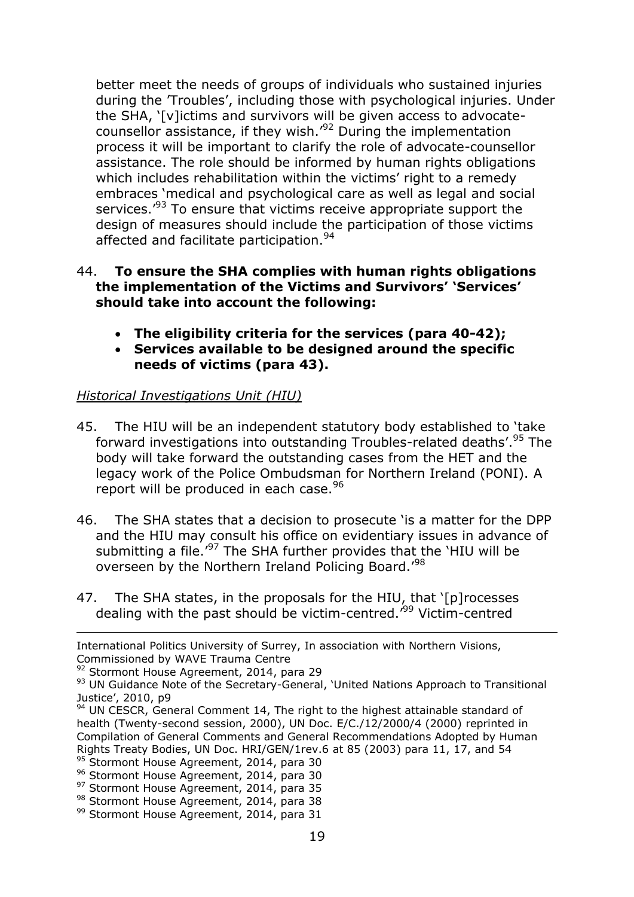better meet the needs of groups of individuals who sustained injuries during the 'Troubles', including those with psychological injuries. Under the SHA, '[v]ictims and survivors will be given access to advocate-counsellor assistance, if they wish.'[92] During the implementation process it will be important to clarify the role of advocate-counsellor assistance. The role should be informed by human rights obligations which includes rehabilitation within the victims' right to a remedy embraces 'medical and psychological care as well as legal and social services.'[93] To ensure that victims receive appropriate support the design of measures should include the participation of those victims affected and facilitate participation.[94]

44. **To ensure the SHA complies with human rights obligations the implementation of the Victims and Survivors' 'Services' should take into account the following:**

- **The eligibility criteria for the services (para 40-42);**
- **Services available to be designed around the specific needs of victims (para 43).**

*Historical Investigations Unit (HIU)*

45. The HIU will be an independent statutory body established to 'take forward investigations into outstanding Troubles-related deaths'.[95] The body will take forward the outstanding cases from the HET and the legacy work of the Police Ombudsman for Northern Ireland (PONI). A report will be produced in each case.[96]

46. The SHA states that a decision to prosecute 'is a matter for the DPP and the HIU may consult his office on evidentiary issues in advance of submitting a file.'[97] The SHA further provides that the 'HIU will be overseen by the Northern Ireland Policing Board.'[98]

47. The SHA states, in the proposals for the HIU, that '[p]rocesses dealing with the past should be victim-centred.'[99] Victim-centred

---

International Politics University of Surrey, In association with Northern Visions, Commissioned by WAVE Trauma Centre

[92] Stormont House Agreement, 2014, para 29

[93] UN Guidance Note of the Secretary-General, 'United Nations Approach to Transitional Justice', 2010, p9

[94] UN CESCR, General Comment 14, The right to the highest attainable standard of health (Twenty-second session, 2000), UN Doc. E/C./12/2000/4 (2000) reprinted in Compilation of General Comments and General Recommendations Adopted by Human Rights Treaty Bodies, UN Doc. HRI/GEN/1rev.6 at 85 (2003) para 11, 17, and 54

[95] Stormont House Agreement, 2014, para 30

[96] Stormont House Agreement, 2014, para 30

[97] Stormont House Agreement, 2014, para 35

[98] Stormont House Agreement, 2014, para 38

[99] Stormont House Agreement, 2014, para 31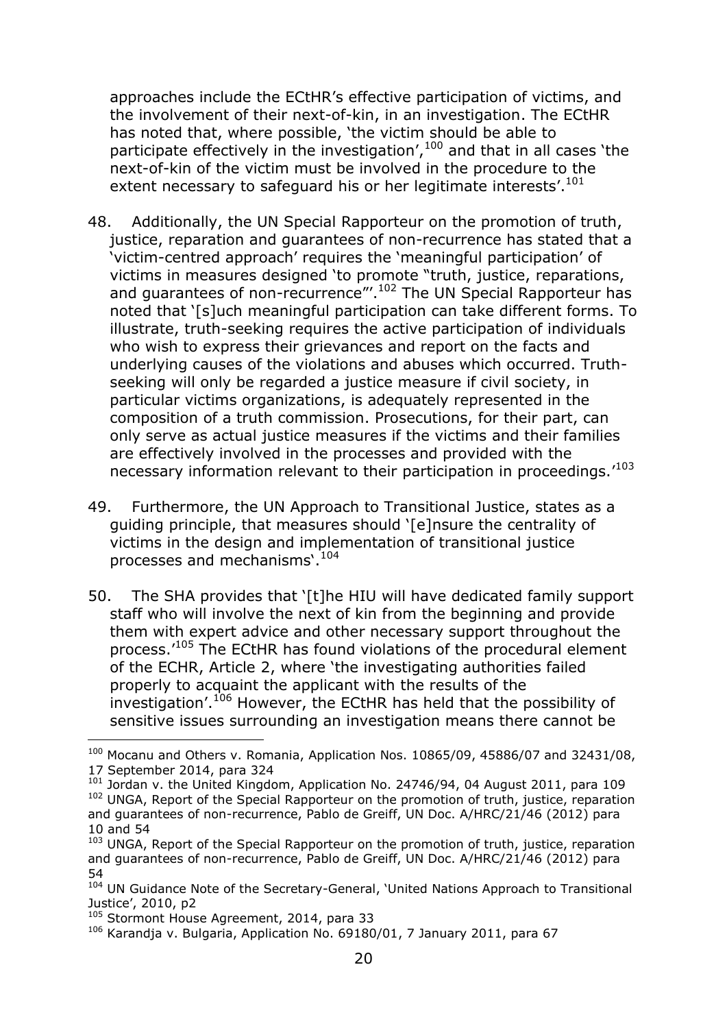approaches include the ECtHR's effective participation of victims, and the involvement of their next-of-kin, in an investigation. The ECtHR has noted that, where possible, 'the victim should be able to participate effectively in the investigation',[100] and that in all cases 'the next-of-kin of the victim must be involved in the procedure to the extent necessary to safeguard his or her legitimate interests'.[101]

48. Additionally, the UN Special Rapporteur on the promotion of truth, justice, reparation and guarantees of non-recurrence has stated that a 'victim-centred approach' requires the 'meaningful participation' of victims in measures designed 'to promote "truth, justice, reparations, and guarantees of non-recurrence"'.[102] The UN Special Rapporteur has noted that '[s]uch meaningful participation can take different forms. To illustrate, truth-seeking requires the active participation of individuals who wish to express their grievances and report on the facts and underlying causes of the violations and abuses which occurred. Truth-seeking will only be regarded a justice measure if civil society, in particular victims organizations, is adequately represented in the composition of a truth commission. Prosecutions, for their part, can only serve as actual justice measures if the victims and their families are effectively involved in the processes and provided with the necessary information relevant to their participation in proceedings.'[103]

49. Furthermore, the UN Approach to Transitional Justice, states as a guiding principle, that measures should '[e]nsure the centrality of victims in the design and implementation of transitional justice processes and mechanisms'.[104]

50. The SHA provides that '[t]he HIU will have dedicated family support staff who will involve the next of kin from the beginning and provide them with expert advice and other necessary support throughout the process.'[105] The ECtHR has found violations of the procedural element of the ECHR, Article 2, where 'the investigating authorities failed properly to acquaint the applicant with the results of the investigation'.[106] However, the ECtHR has held that the possibility of sensitive issues surrounding an investigation means there cannot be

---

[100] Mocanu and Others v. Romania, Application Nos. 10865/09, 45886/07 and 32431/08, 17 September 2014, para 324

[101] Jordan v. the United Kingdom, Application No. 24746/94, 04 August 2011, para 109

[102] UNGA, Report of the Special Rapporteur on the promotion of truth, justice, reparation and guarantees of non-recurrence, Pablo de Greiff, UN Doc. A/HRC/21/46 (2012) para 10 and 54

[103] UNGA, Report of the Special Rapporteur on the promotion of truth, justice, reparation and guarantees of non-recurrence, Pablo de Greiff, UN Doc. A/HRC/21/46 (2012) para 54

[104] UN Guidance Note of the Secretary-General, 'United Nations Approach to Transitional Justice', 2010, p2

[105] Stormont House Agreement, 2014, para 33

[106] Karandja v. Bulgaria, Application No. 69180/01, 7 January 2011, para 67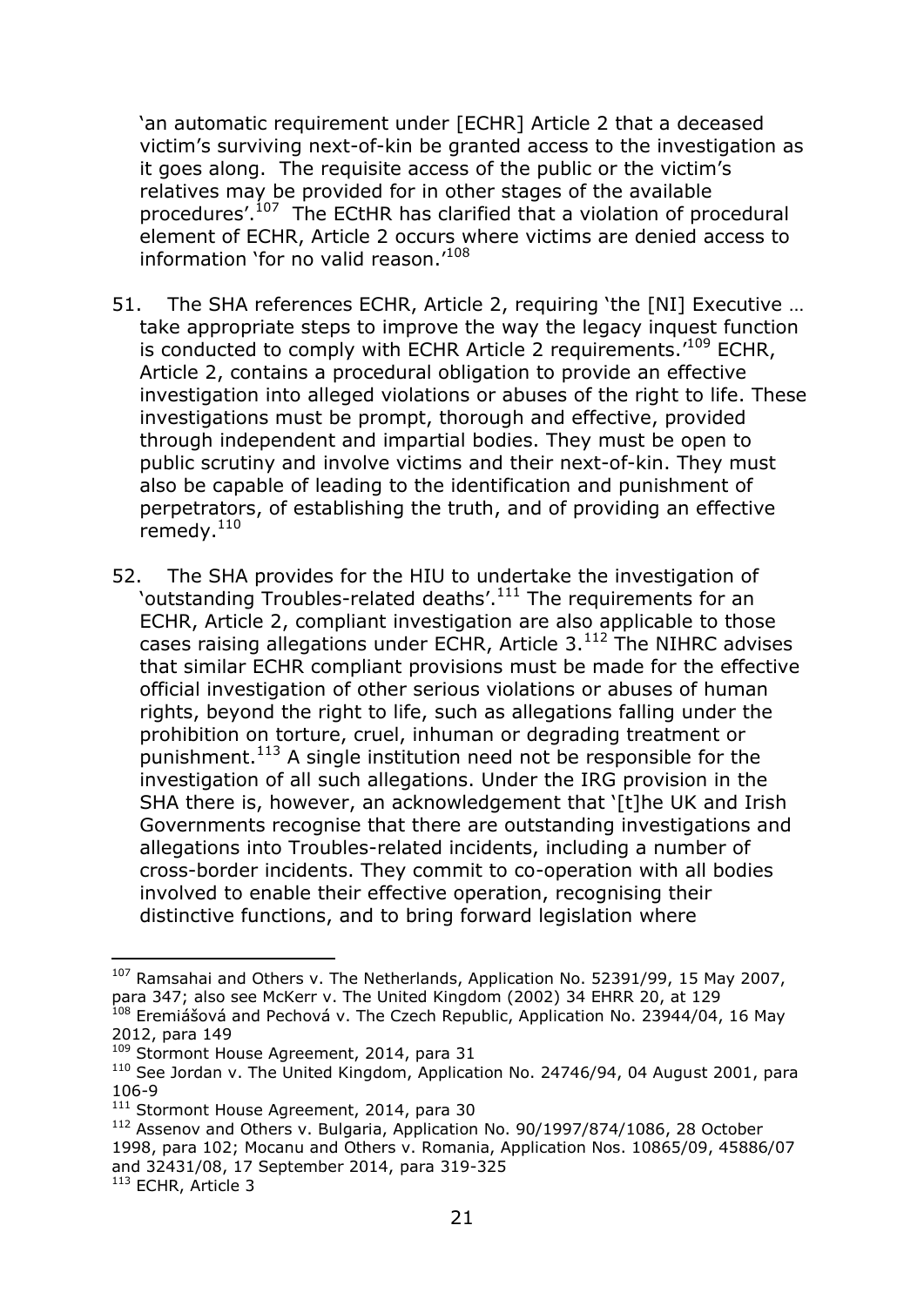'an automatic requirement under [ECHR] Article 2 that a deceased victim's surviving next-of-kin be granted access to the investigation as it goes along. The requisite access of the public or the victim's relatives may be provided for in other stages of the available procedures'.[107] The ECtHR has clarified that a violation of procedural element of ECHR, Article 2 occurs where victims are denied access to information 'for no valid reason.'[108]

51. The SHA references ECHR, Article 2, requiring 'the [NI] Executive … take appropriate steps to improve the way the legacy inquest function is conducted to comply with ECHR Article 2 requirements.'[109] ECHR, Article 2, contains a procedural obligation to provide an effective investigation into alleged violations or abuses of the right to life. These investigations must be prompt, thorough and effective, provided through independent and impartial bodies. They must be open to public scrutiny and involve victims and their next-of-kin. They must also be capable of leading to the identification and punishment of perpetrators, of establishing the truth, and of providing an effective remedy.[110]

52. The SHA provides for the HIU to undertake the investigation of 'outstanding Troubles-related deaths'.[111] The requirements for an ECHR, Article 2, compliant investigation are also applicable to those cases raising allegations under ECHR, Article 3.[112] The NIHRC advises that similar ECHR compliant provisions must be made for the effective official investigation of other serious violations or abuses of human rights, beyond the right to life, such as allegations falling under the prohibition on torture, cruel, inhuman or degrading treatment or punishment.[113] A single institution need not be responsible for the investigation of all such allegations. Under the IRG provision in the SHA there is, however, an acknowledgement that '[t]he UK and Irish Governments recognise that there are outstanding investigations and allegations into Troubles-related incidents, including a number of cross-border incidents. They commit to co-operation with all bodies involved to enable their effective operation, recognising their distinctive functions, and to bring forward legislation where

---

[107] Ramsahai and Others v. The Netherlands, Application No. 52391/99, 15 May 2007, para 347; also see McKerr v. The United Kingdom (2002) 34 EHRR 20, at 129

[108] Eremiášová and Pechová v. The Czech Republic, Application No. 23944/04, 16 May 2012, para 149

[109] Stormont House Agreement, 2014, para 31

[110] See Jordan v. The United Kingdom, Application No. 24746/94, 04 August 2001, para 106-9

[111] Stormont House Agreement, 2014, para 30

[112] Assenov and Others v. Bulgaria, Application No. 90/1997/874/1086, 28 October 1998, para 102; Mocanu and Others v. Romania, Application Nos. 10865/09, 45886/07 and 32431/08, 17 September 2014, para 319-325

[113] ECHR, Article 3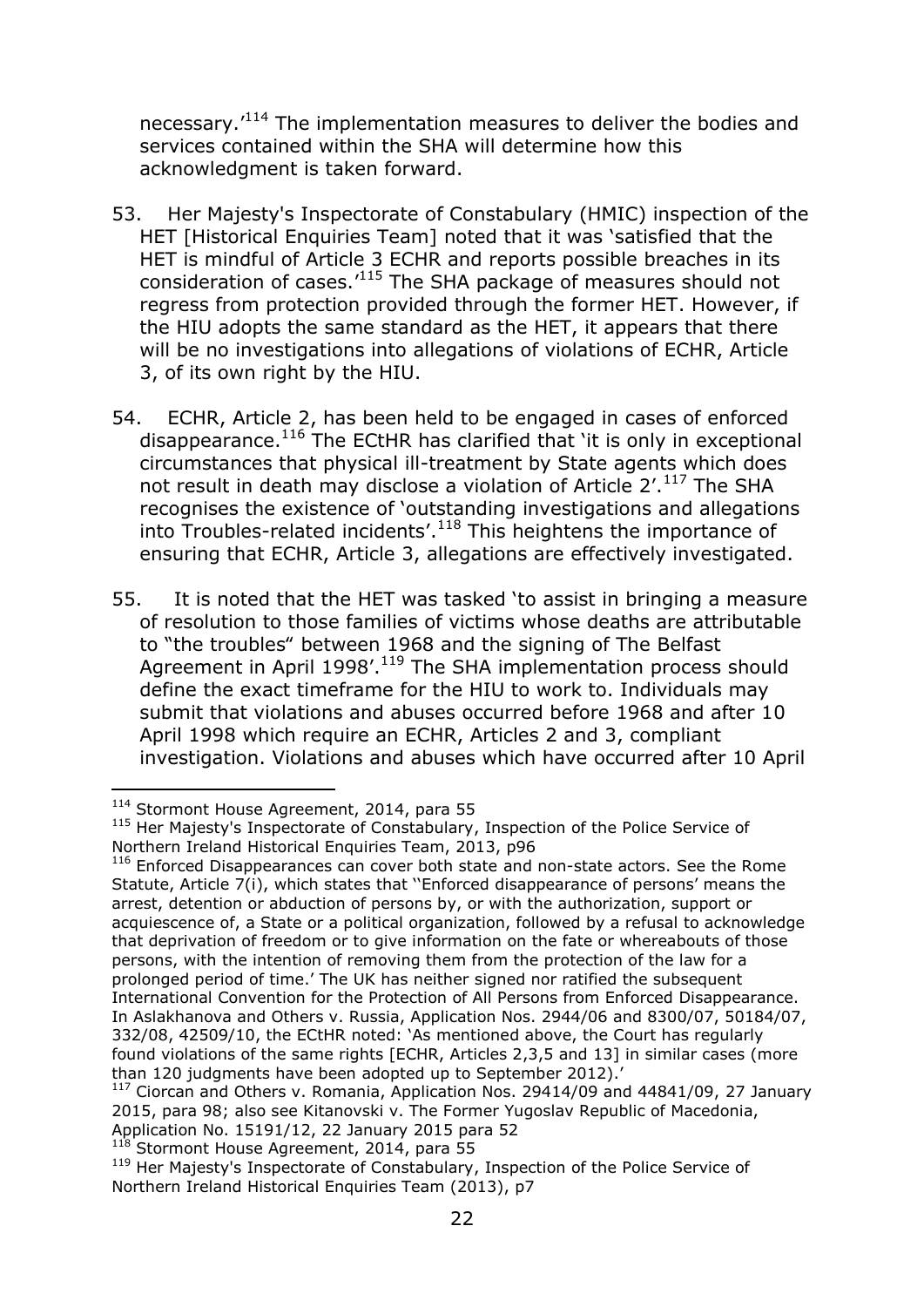necessary.'[114] The implementation measures to deliver the bodies and services contained within the SHA will determine how this acknowledgment is taken forward.

53. Her Majesty's Inspectorate of Constabulary (HMIC) inspection of the HET [Historical Enquiries Team] noted that it was 'satisfied that the HET is mindful of Article 3 ECHR and reports possible breaches in its consideration of cases.'[115] The SHA package of measures should not regress from protection provided through the former HET. However, if the HIU adopts the same standard as the HET, it appears that there will be no investigations into allegations of violations of ECHR, Article 3, of its own right by the HIU.

54. ECHR, Article 2, has been held to be engaged in cases of enforced disappearance.[116] The ECtHR has clarified that 'it is only in exceptional circumstances that physical ill-treatment by State agents which does not result in death may disclose a violation of Article 2'.[117] The SHA recognises the existence of 'outstanding investigations and allegations into Troubles-related incidents'.[118] This heightens the importance of ensuring that ECHR, Article 3, allegations are effectively investigated.

55. It is noted that the HET was tasked 'to assist in bringing a measure of resolution to those families of victims whose deaths are attributable to "the troubles" between 1968 and the signing of The Belfast Agreement in April 1998'.[119] The SHA implementation process should define the exact timeframe for the HIU to work to. Individuals may submit that violations and abuses occurred before 1968 and after 10 April 1998 which require an ECHR, Articles 2 and 3, compliant investigation. Violations and abuses which have occurred after 10 April

---

[114] Stormont House Agreement, 2014, para 55

[115] Her Majesty's Inspectorate of Constabulary, Inspection of the Police Service of Northern Ireland Historical Enquiries Team, 2013, p96

[116] Enforced Disappearances can cover both state and non-state actors. See the Rome Statute, Article 7(i), which states that ''Enforced disappearance of persons' means the arrest, detention or abduction of persons by, or with the authorization, support or acquiescence of, a State or a political organization, followed by a refusal to acknowledge that deprivation of freedom or to give information on the fate or whereabouts of those persons, with the intention of removing them from the protection of the law for a prolonged period of time.' The UK has neither signed nor ratified the subsequent International Convention for the Protection of All Persons from Enforced Disappearance. In Aslakhanova and Others v. Russia, Application Nos. 2944/06 and 8300/07, 50184/07, 332/08, 42509/10, the ECtHR noted: 'As mentioned above, the Court has regularly found violations of the same rights [ECHR, Articles 2,3,5 and 13] in similar cases (more than 120 judgments have been adopted up to September 2012).'

[117] Ciorcan and Others v. Romania, Application Nos. 29414/09 and 44841/09, 27 January 2015, para 98; also see Kitanovski v. The Former Yugoslav Republic of Macedonia, Application No. 15191/12, 22 January 2015 para 52

[118] Stormont House Agreement, 2014, para 55

[119] Her Majesty's Inspectorate of Constabulary, Inspection of the Police Service of Northern Ireland Historical Enquiries Team (2013), p7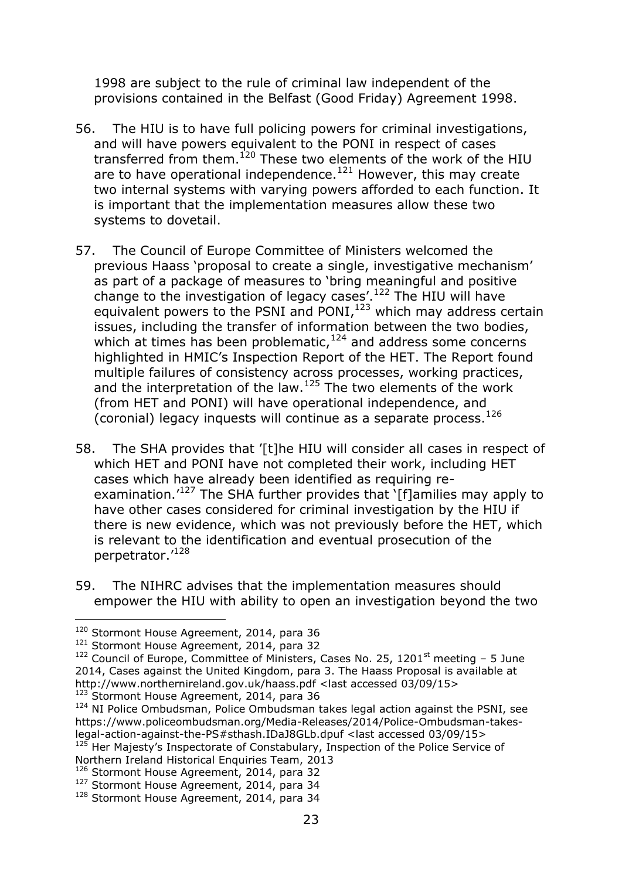1998 are subject to the rule of criminal law independent of the provisions contained in the Belfast (Good Friday) Agreement 1998.

56. The HIU is to have full policing powers for criminal investigations, and will have powers equivalent to the PONI in respect of cases transferred from them.[120] These two elements of the work of the HIU are to have operational independence.[121] However, this may create two internal systems with varying powers afforded to each function. It is important that the implementation measures allow these two systems to dovetail.

57. The Council of Europe Committee of Ministers welcomed the previous Haass 'proposal to create a single, investigative mechanism' as part of a package of measures to 'bring meaningful and positive change to the investigation of legacy cases'.[122] The HIU will have equivalent powers to the PSNI and PONI,[123] which may address certain issues, including the transfer of information between the two bodies, which at times has been problematic,[124] and address some concerns highlighted in HMIC's Inspection Report of the HET. The Report found multiple failures of consistency across processes, working practices, and the interpretation of the law.[125] The two elements of the work (from HET and PONI) will have operational independence, and (coronial) legacy inquests will continue as a separate process.[126]

58. The SHA provides that '[t]he HIU will consider all cases in respect of which HET and PONI have not completed their work, including HET cases which have already been identified as requiring re-examination.'[127] The SHA further provides that '[f]amilies may apply to have other cases considered for criminal investigation by the HIU if there is new evidence, which was not previously before the HET, which is relevant to the identification and eventual prosecution of the perpetrator.'[128]

59. The NIHRC advises that the implementation measures should empower the HIU with ability to open an investigation beyond the two

---

[120] Stormont House Agreement, 2014, para 36

[121] Stormont House Agreement, 2014, para 32

[122] Council of Europe, Committee of Ministers, Cases No. 25, 1201st meeting – 5 June 2014, Cases against the United Kingdom, para 3. The Haass Proposal is available at http://www.northernireland.gov.uk/haass.pdf <last accessed 03/09/15>

[123] Stormont House Agreement, 2014, para 36

[124] NI Police Ombudsman, Police Ombudsman takes legal action against the PSNI, see https://www.policeombudsman.org/Media-Releases/2014/Police-Ombudsman-takes-legal-action-against-the-PS#sthash.IDaJ8GLb.dpuf <last accessed 03/09/15>

[125] Her Majesty's Inspectorate of Constabulary, Inspection of the Police Service of Northern Ireland Historical Enquiries Team, 2013

[126] Stormont House Agreement, 2014, para 32

[127] Stormont House Agreement, 2014, para 34

[128] Stormont House Agreement, 2014, para 34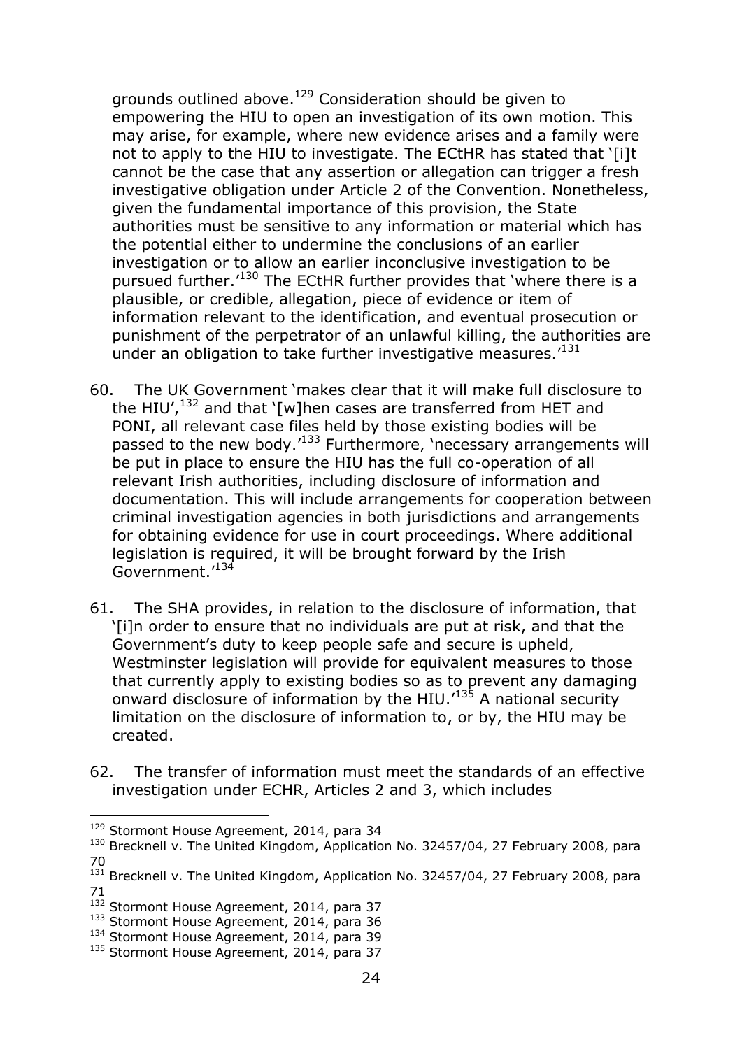grounds outlined above.[129] Consideration should be given to empowering the HIU to open an investigation of its own motion. This may arise, for example, where new evidence arises and a family were not to apply to the HIU to investigate. The ECtHR has stated that '[i]t cannot be the case that any assertion or allegation can trigger a fresh investigative obligation under Article 2 of the Convention. Nonetheless, given the fundamental importance of this provision, the State authorities must be sensitive to any information or material which has the potential either to undermine the conclusions of an earlier investigation or to allow an earlier inconclusive investigation to be pursued further.'[130] The ECtHR further provides that 'where there is a plausible, or credible, allegation, piece of evidence or item of information relevant to the identification, and eventual prosecution or punishment of the perpetrator of an unlawful killing, the authorities are under an obligation to take further investigative measures.'[131]

60. The UK Government 'makes clear that it will make full disclosure to the HIU',[132] and that '[w]hen cases are transferred from HET and PONI, all relevant case files held by those existing bodies will be passed to the new body.'[133] Furthermore, 'necessary arrangements will be put in place to ensure the HIU has the full co-operation of all relevant Irish authorities, including disclosure of information and documentation. This will include arrangements for cooperation between criminal investigation agencies in both jurisdictions and arrangements for obtaining evidence for use in court proceedings. Where additional legislation is required, it will be brought forward by the Irish Government.'[134]

61. The SHA provides, in relation to the disclosure of information, that '[i]n order to ensure that no individuals are put at risk, and that the Government's duty to keep people safe and secure is upheld, Westminster legislation will provide for equivalent measures to those that currently apply to existing bodies so as to prevent any damaging onward disclosure of information by the HIU.'[135] A national security limitation on the disclosure of information to, or by, the HIU may be created.

62. The transfer of information must meet the standards of an effective investigation under ECHR, Articles 2 and 3, which includes

---

[129] Stormont House Agreement, 2014, para 34

[130] Brecknell v. The United Kingdom, Application No. 32457/04, 27 February 2008, para 70

[131] Brecknell v. The United Kingdom, Application No. 32457/04, 27 February 2008, para 71

[132] Stormont House Agreement, 2014, para 37

[133] Stormont House Agreement, 2014, para 36

[134] Stormont House Agreement, 2014, para 39

[135] Stormont House Agreement, 2014, para 37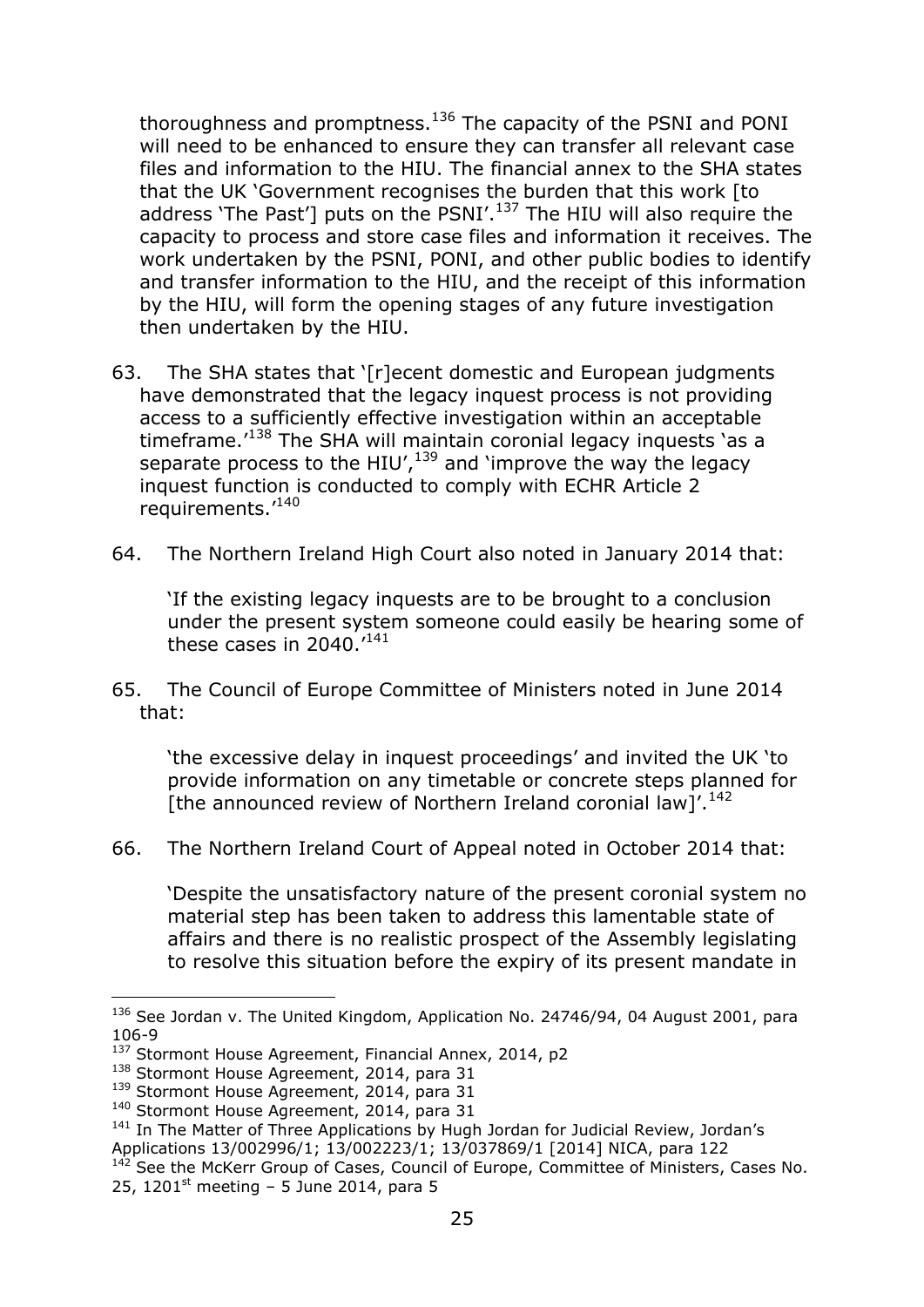thoroughness and promptness.[136] The capacity of the PSNI and PONI will need to be enhanced to ensure they can transfer all relevant case files and information to the HIU. The financial annex to the SHA states that the UK 'Government recognises the burden that this work [to address 'The Past'] puts on the PSNI'.[137] The HIU will also require the capacity to process and store case files and information it receives. The work undertaken by the PSNI, PONI, and other public bodies to identify and transfer information to the HIU, and the receipt of this information by the HIU, will form the opening stages of any future investigation then undertaken by the HIU.

63. The SHA states that '[r]ecent domestic and European judgments have demonstrated that the legacy inquest process is not providing access to a sufficiently effective investigation within an acceptable timeframe.'[138] The SHA will maintain coronial legacy inquests 'as a separate process to the HIU',[139] and 'improve the way the legacy inquest function is conducted to comply with ECHR Article 2 requirements.'[140]

64. The Northern Ireland High Court also noted in January 2014 that:

> 'If the existing legacy inquests are to be brought to a conclusion under the present system someone could easily be hearing some of these cases in 2040.'[141]

65. The Council of Europe Committee of Ministers noted in June 2014 that:

> 'the excessive delay in inquest proceedings' and invited the UK 'to provide information on any timetable or concrete steps planned for [the announced review of Northern Ireland coronial law]'.[142]

66. The Northern Ireland Court of Appeal noted in October 2014 that:

> 'Despite the unsatisfactory nature of the present coronial system no material step has been taken to address this lamentable state of affairs and there is no realistic prospect of the Assembly legislating to resolve this situation before the expiry of its present mandate in

---

[136] See Jordan v. The United Kingdom, Application No. 24746/94, 04 August 2001, para 106-9

[137] Stormont House Agreement, Financial Annex, 2014, p2

[138] Stormont House Agreement, 2014, para 31

[139] Stormont House Agreement, 2014, para 31

[140] Stormont House Agreement, 2014, para 31

[141] In The Matter of Three Applications by Hugh Jordan for Judicial Review, Jordan's Applications 13/002996/1; 13/002223/1; 13/037869/1 [2014] NICA, para 122

[142] See the McKerr Group of Cases, Council of Europe, Committee of Ministers, Cases No. 25, 1201st meeting – 5 June 2014, para 5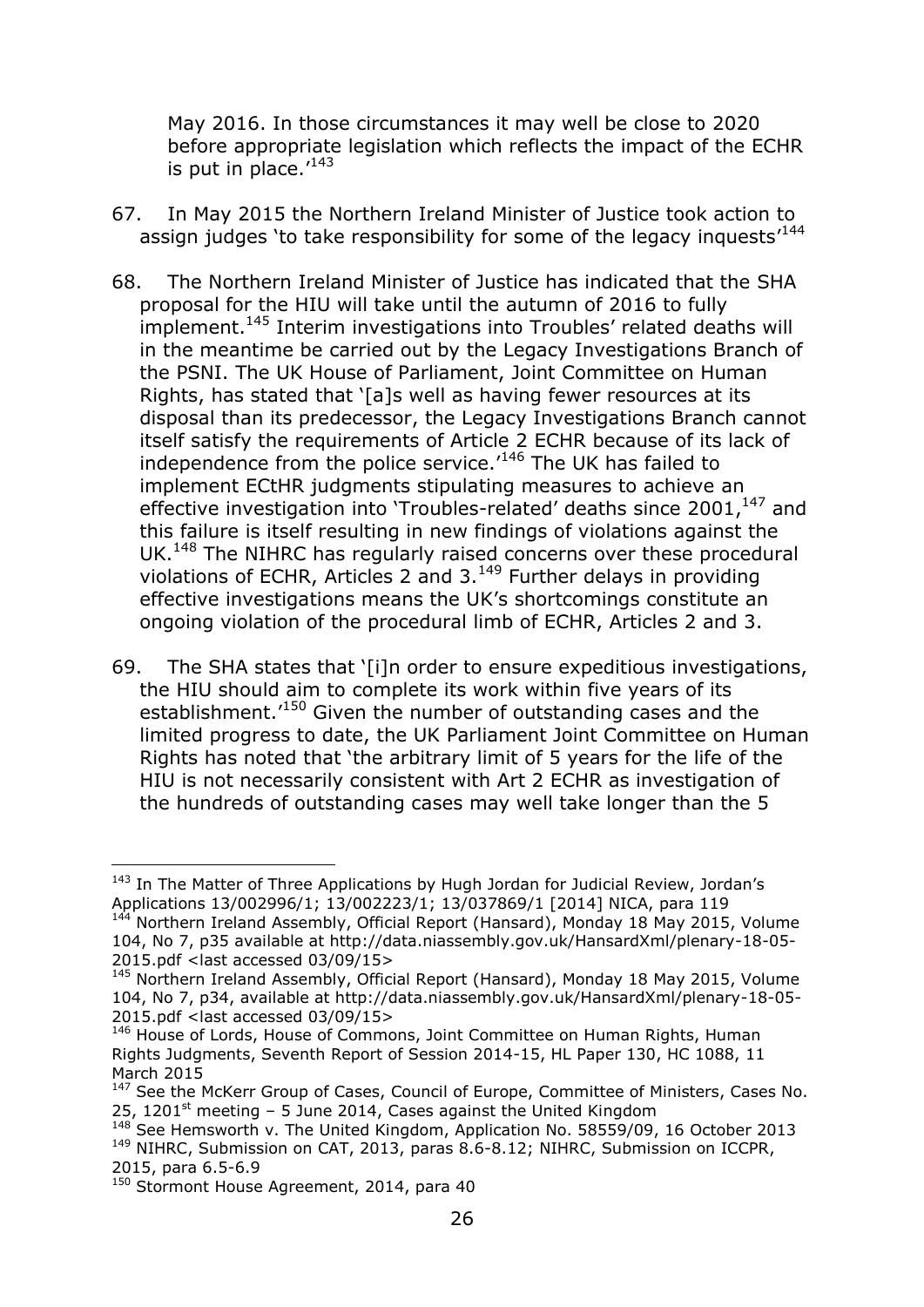May 2016. In those circumstances it may well be close to 2020 before appropriate legislation which reflects the impact of the ECHR is put in place.'[143]

67. In May 2015 the Northern Ireland Minister of Justice took action to assign judges 'to take responsibility for some of the legacy inquests'[144]

68. The Northern Ireland Minister of Justice has indicated that the SHA proposal for the HIU will take until the autumn of 2016 to fully implement.[145] Interim investigations into Troubles' related deaths will in the meantime be carried out by the Legacy Investigations Branch of the PSNI. The UK House of Parliament, Joint Committee on Human Rights, has stated that '[a]s well as having fewer resources at its disposal than its predecessor, the Legacy Investigations Branch cannot itself satisfy the requirements of Article 2 ECHR because of its lack of independence from the police service.'[146] The UK has failed to implement ECtHR judgments stipulating measures to achieve an effective investigation into 'Troubles-related' deaths since 2001,[147] and this failure is itself resulting in new findings of violations against the UK.[148] The NIHRC has regularly raised concerns over these procedural violations of ECHR, Articles 2 and 3.[149] Further delays in providing effective investigations means the UK's shortcomings constitute an ongoing violation of the procedural limb of ECHR, Articles 2 and 3.

69. The SHA states that '[i]n order to ensure expeditious investigations, the HIU should aim to complete its work within five years of its establishment.'[150] Given the number of outstanding cases and the limited progress to date, the UK Parliament Joint Committee on Human Rights has noted that 'the arbitrary limit of 5 years for the life of the HIU is not necessarily consistent with Art 2 ECHR as investigation of the hundreds of outstanding cases may well take longer than the 5

---

[143] In The Matter of Three Applications by Hugh Jordan for Judicial Review, Jordan's Applications 13/002996/1; 13/002223/1; 13/037869/1 [2014] NICA, para 119

[144] Northern Ireland Assembly, Official Report (Hansard), Monday 18 May 2015, Volume 104, No 7, p35 available at http://data.niassembly.gov.uk/HansardXml/plenary-18-05-2015.pdf <last accessed 03/09/15>

[145] Northern Ireland Assembly, Official Report (Hansard), Monday 18 May 2015, Volume 104, No 7, p34, available at http://data.niassembly.gov.uk/HansardXml/plenary-18-05-2015.pdf <last accessed 03/09/15>

[146] House of Lords, House of Commons, Joint Committee on Human Rights, Human Rights Judgments, Seventh Report of Session 2014-15, HL Paper 130, HC 1088, 11 March 2015

[147] See the McKerr Group of Cases, Council of Europe, Committee of Ministers, Cases No. 25, 1201st meeting – 5 June 2014, Cases against the United Kingdom

[148] See Hemsworth v. The United Kingdom, Application No. 58559/09, 16 October 2013

[149] NIHRC, Submission on CAT, 2013, paras 8.6-8.12; NIHRC, Submission on ICCPR, 2015, para 6.5-6.9

[150] Stormont House Agreement, 2014, para 40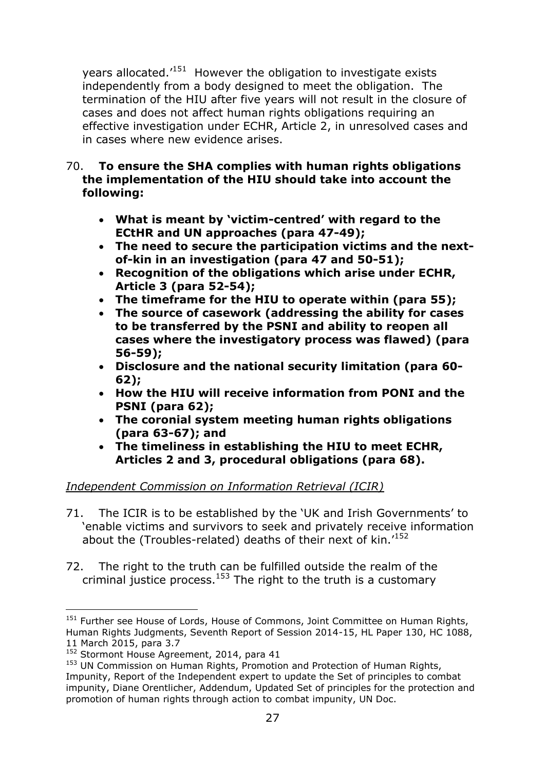years allocated.'[151] However the obligation to investigate exists independently from a body designed to meet the obligation. The termination of the HIU after five years will not result in the closure of cases and does not affect human rights obligations requiring an effective investigation under ECHR, Article 2, in unresolved cases and in cases where new evidence arises.

70. **To ensure the SHA complies with human rights obligations the implementation of the HIU should take into account the following:**

- **What is meant by 'victim-centred' with regard to the ECtHR and UN approaches (para 47-49);**
- **The need to secure the participation victims and the next-of-kin in an investigation (para 47 and 50-51);**
- **Recognition of the obligations which arise under ECHR, Article 3 (para 52-54);**
- **The timeframe for the HIU to operate within (para 55);**
- **The source of casework (addressing the ability for cases to be transferred by the PSNI and ability to reopen all cases where the investigatory process was flawed) (para 56-59);**
- **Disclosure and the national security limitation (para 60-62);**
- **How the HIU will receive information from PONI and the PSNI (para 62);**
- **The coronial system meeting human rights obligations (para 63-67); and**
- **The timeliness in establishing the HIU to meet ECHR, Articles 2 and 3, procedural obligations (para 68).**

*Independent Commission on Information Retrieval (ICIR)*

71. The ICIR is to be established by the 'UK and Irish Governments' to 'enable victims and survivors to seek and privately receive information about the (Troubles-related) deaths of their next of kin.'[152]

72. The right to the truth can be fulfilled outside the realm of the criminal justice process.[153] The right to the truth is a customary

---

[151] Further see House of Lords, House of Commons, Joint Committee on Human Rights, Human Rights Judgments, Seventh Report of Session 2014-15, HL Paper 130, HC 1088, 11 March 2015, para 3.7

[152] Stormont House Agreement, 2014, para 41

[153] UN Commission on Human Rights, Promotion and Protection of Human Rights, Impunity, Report of the Independent expert to update the Set of principles to combat impunity, Diane Orentlicher, Addendum, Updated Set of principles for the protection and promotion of human rights through action to combat impunity, UN Doc.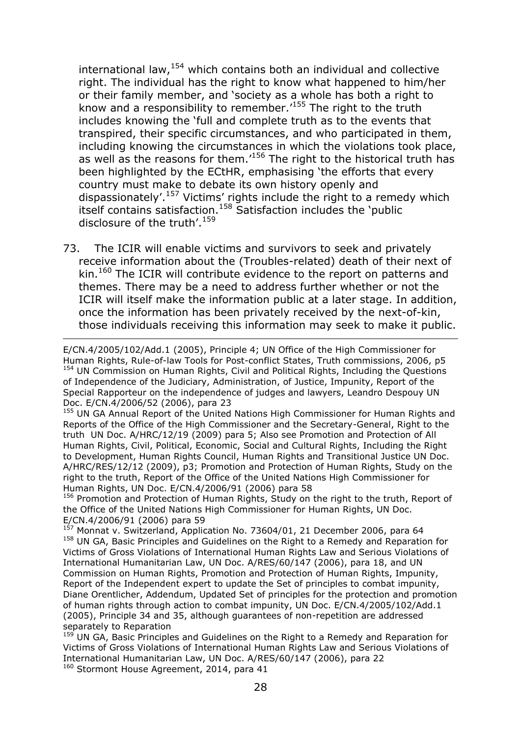international law,[154] which contains both an individual and collective right. The individual has the right to know what happened to him/her or their family member, and 'society as a whole has both a right to know and a responsibility to remember.'[155] The right to the truth includes knowing the 'full and complete truth as to the events that transpired, their specific circumstances, and who participated in them, including knowing the circumstances in which the violations took place, as well as the reasons for them.'[156] The right to the historical truth has been highlighted by the ECtHR, emphasising 'the efforts that every country must make to debate its own history openly and dispassionately'.[157] Victims' rights include the right to a remedy which itself contains satisfaction.[158] Satisfaction includes the 'public disclosure of the truth'.[159]

73. The ICIR will enable victims and survivors to seek and privately receive information about the (Troubles-related) death of their next of kin.[160] The ICIR will contribute evidence to the report on patterns and themes. There may be a need to address further whether or not the ICIR will itself make the information public at a later stage. In addition, once the information has been privately received by the next-of-kin, those individuals receiving this information may seek to make it public.

---

E/CN.4/2005/102/Add.1 (2005), Principle 4; UN Office of the High Commissioner for Human Rights, Rule-of-law Tools for Post-conflict States, Truth commissions, 2006, p5

[154] UN Commission on Human Rights, Civil and Political Rights, Including the Questions of Independence of the Judiciary, Administration, of Justice, Impunity, Report of the Special Rapporteur on the independence of judges and lawyers, Leandro Despouy UN Doc. E/CN.4/2006/52 (2006), para 23

[155] UN GA Annual Report of the United Nations High Commissioner for Human Rights and Reports of the Office of the High Commissioner and the Secretary-General, Right to the truth UN Doc. A/HRC/12/19 (2009) para 5; Also see Promotion and Protection of All Human Rights, Civil, Political, Economic, Social and Cultural Rights, Including the Right to Development, Human Rights Council, Human Rights and Transitional Justice UN Doc. A/HRC/RES/12/12 (2009), p3; Promotion and Protection of Human Rights, Study on the right to the truth, Report of the Office of the United Nations High Commissioner for Human Rights, UN Doc. E/CN.4/2006/91 (2006) para 58

[156] Promotion and Protection of Human Rights, Study on the right to the truth, Report of the Office of the United Nations High Commissioner for Human Rights, UN Doc. E/CN.4/2006/91 (2006) para 59

[157] Monnat v. Switzerland, Application No. 73604/01, 21 December 2006, para 64

[158] UN GA, Basic Principles and Guidelines on the Right to a Remedy and Reparation for Victims of Gross Violations of International Human Rights Law and Serious Violations of International Humanitarian Law, UN Doc. A/RES/60/147 (2006), para 18, and UN Commission on Human Rights, Promotion and Protection of Human Rights, Impunity, Report of the Independent expert to update the Set of principles to combat impunity, Diane Orentlicher, Addendum, Updated Set of principles for the protection and promotion of human rights through action to combat impunity, UN Doc. E/CN.4/2005/102/Add.1 (2005), Principle 34 and 35, although guarantees of non-repetition are addressed separately to Reparation

[159] UN GA, Basic Principles and Guidelines on the Right to a Remedy and Reparation for Victims of Gross Violations of International Human Rights Law and Serious Violations of International Humanitarian Law, UN Doc. A/RES/60/147 (2006), para 22

[160] Stormont House Agreement, 2014, para 41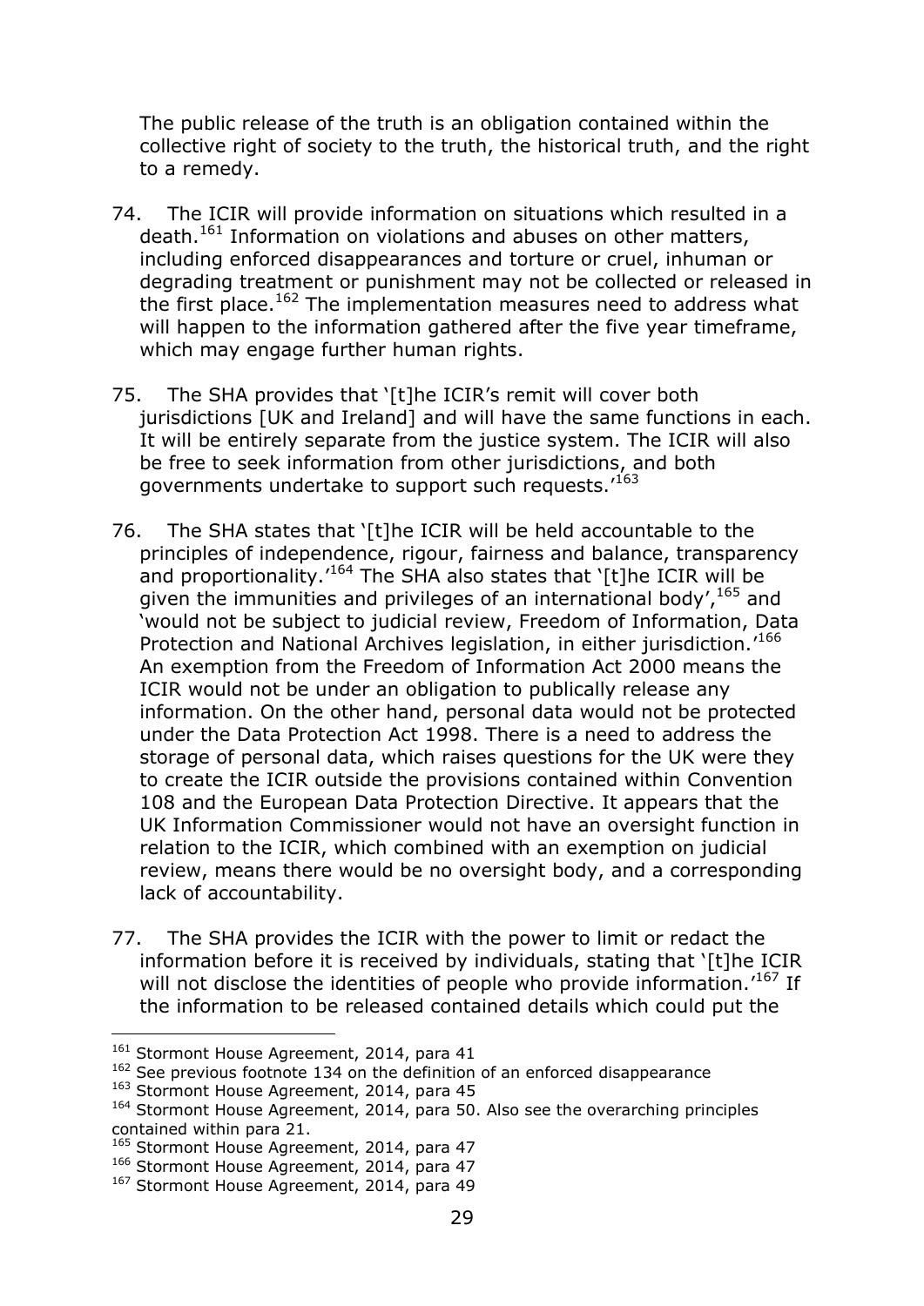The public release of the truth is an obligation contained within the collective right of society to the truth, the historical truth, and the right to a remedy.

74. The ICIR will provide information on situations which resulted in a death.[161] Information on violations and abuses on other matters, including enforced disappearances and torture or cruel, inhuman or degrading treatment or punishment may not be collected or released in the first place.[162] The implementation measures need to address what will happen to the information gathered after the five year timeframe, which may engage further human rights.

75. The SHA provides that '[t]he ICIR's remit will cover both jurisdictions [UK and Ireland] and will have the same functions in each. It will be entirely separate from the justice system. The ICIR will also be free to seek information from other jurisdictions, and both governments undertake to support such requests.'[163]

76. The SHA states that '[t]he ICIR will be held accountable to the principles of independence, rigour, fairness and balance, transparency and proportionality.'[164] The SHA also states that '[t]he ICIR will be given the immunities and privileges of an international body',[165] and 'would not be subject to judicial review, Freedom of Information, Data Protection and National Archives legislation, in either jurisdiction.'[166] An exemption from the Freedom of Information Act 2000 means the ICIR would not be under an obligation to publically release any information. On the other hand, personal data would not be protected under the Data Protection Act 1998. There is a need to address the storage of personal data, which raises questions for the UK were they to create the ICIR outside the provisions contained within Convention 108 and the European Data Protection Directive. It appears that the UK Information Commissioner would not have an oversight function in relation to the ICIR, which combined with an exemption on judicial review, means there would be no oversight body, and a corresponding lack of accountability.

77. The SHA provides the ICIR with the power to limit or redact the information before it is received by individuals, stating that '[t]he ICIR will not disclose the identities of people who provide information.'[167] If the information to be released contained details which could put the

---

[161] Stormont House Agreement, 2014, para 41

[162] See previous footnote 134 on the definition of an enforced disappearance

[163] Stormont House Agreement, 2014, para 45

[164] Stormont House Agreement, 2014, para 50. Also see the overarching principles contained within para 21.

[165] Stormont House Agreement, 2014, para 47

[166] Stormont House Agreement, 2014, para 47

[167] Stormont House Agreement, 2014, para 49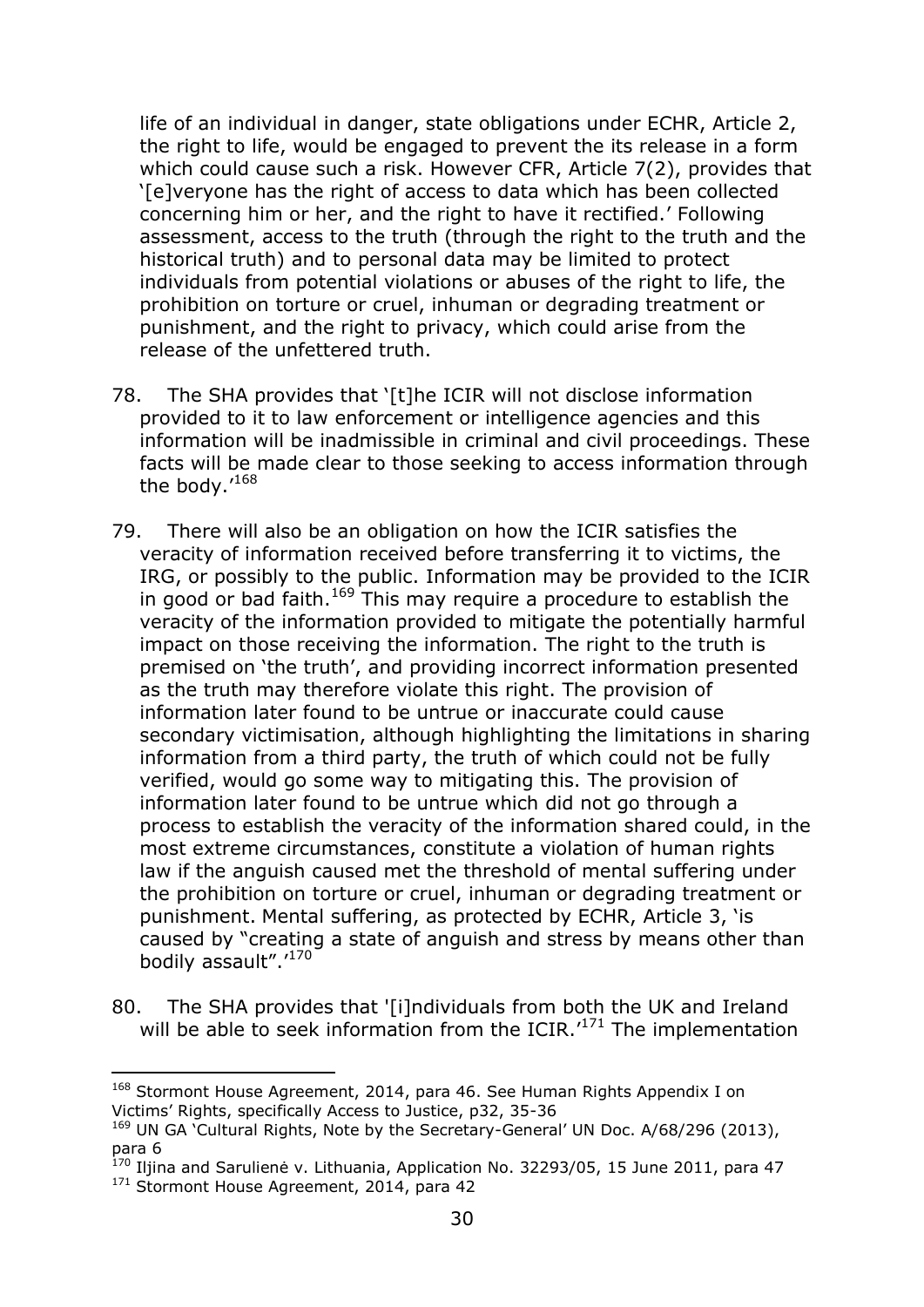life of an individual in danger, state obligations under ECHR, Article 2, the right to life, would be engaged to prevent the its release in a form which could cause such a risk. However CFR, Article 7(2), provides that '[e]veryone has the right of access to data which has been collected concerning him or her, and the right to have it rectified.' Following assessment, access to the truth (through the right to the truth and the historical truth) and to personal data may be limited to protect individuals from potential violations or abuses of the right to life, the prohibition on torture or cruel, inhuman or degrading treatment or punishment, and the right to privacy, which could arise from the release of the unfettered truth.

78. The SHA provides that '[t]he ICIR will not disclose information provided to it to law enforcement or intelligence agencies and this information will be inadmissible in criminal and civil proceedings. These facts will be made clear to those seeking to access information through the body.'[168]

79. There will also be an obligation on how the ICIR satisfies the veracity of information received before transferring it to victims, the IRG, or possibly to the public. Information may be provided to the ICIR in good or bad faith.[169] This may require a procedure to establish the veracity of the information provided to mitigate the potentially harmful impact on those receiving the information. The right to the truth is premised on 'the truth', and providing incorrect information presented as the truth may therefore violate this right. The provision of information later found to be untrue or inaccurate could cause secondary victimisation, although highlighting the limitations in sharing information from a third party, the truth of which could not be fully verified, would go some way to mitigating this. The provision of information later found to be untrue which did not go through a process to establish the veracity of the information shared could, in the most extreme circumstances, constitute a violation of human rights law if the anguish caused met the threshold of mental suffering under the prohibition on torture or cruel, inhuman or degrading treatment or punishment. Mental suffering, as protected by ECHR, Article 3, 'is caused by "creating a state of anguish and stress by means other than bodily assault".'[170]

80. The SHA provides that '[i]ndividuals from both the UK and Ireland will be able to seek information from the ICIR.'[171] The implementation

---

[168] Stormont House Agreement, 2014, para 46. See Human Rights Appendix I on Victims' Rights, specifically Access to Justice, p32, 35-36

[169] UN GA 'Cultural Rights, Note by the Secretary-General' UN Doc. A/68/296 (2013), para 6

[170] Iljina and Sarulienė v. Lithuania, Application No. 32293/05, 15 June 2011, para 47

[171] Stormont House Agreement, 2014, para 42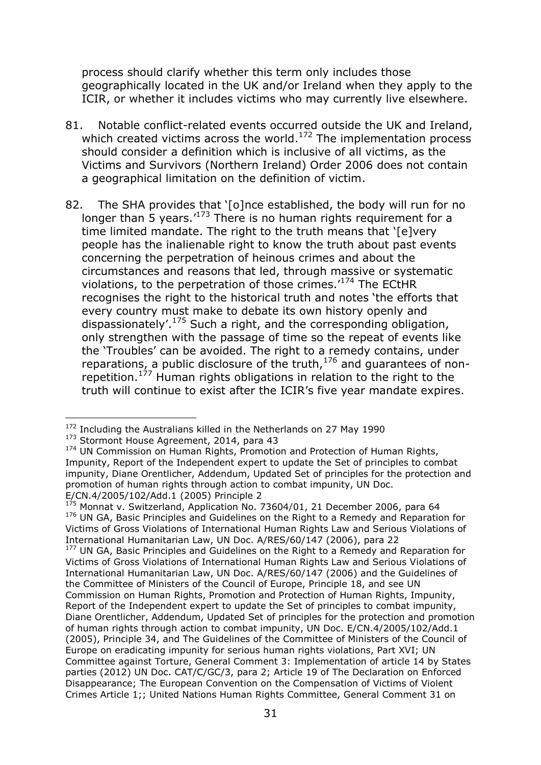process should clarify whether this term only includes those geographically located in the UK and/or Ireland when they apply to the ICIR, or whether it includes victims who may currently live elsewhere.

81. Notable conflict-related events occurred outside the UK and Ireland, which created victims across the world.[172] The implementation process should consider a definition which is inclusive of all victims, as the Victims and Survivors (Northern Ireland) Order 2006 does not contain a geographical limitation on the definition of victim.

82. The SHA provides that '[o]nce established, the body will run for no longer than 5 years.'[173] There is no human rights requirement for a time limited mandate. The right to the truth means that '[e]very people has the inalienable right to know the truth about past events concerning the perpetration of heinous crimes and about the circumstances and reasons that led, through massive or systematic violations, to the perpetration of those crimes.'[174] The ECtHR recognises the right to the historical truth and notes 'the efforts that every country must make to debate its own history openly and dispassionately'.[175] Such a right, and the corresponding obligation, only strengthen with the passage of time so the repeat of events like the 'Troubles' can be avoided. The right to a remedy contains, under reparations, a public disclosure of the truth,[176] and guarantees of non-repetition.[177] Human rights obligations in relation to the right to the truth will continue to exist after the ICIR's five year mandate expires.

---

[172] Including the Australians killed in the Netherlands on 27 May 1990

[173] Stormont House Agreement, 2014, para 43

[174] UN Commission on Human Rights, Promotion and Protection of Human Rights, Impunity, Report of the Independent expert to update the Set of principles to combat impunity, Diane Orentlicher, Addendum, Updated Set of principles for the protection and promotion of human rights through action to combat impunity, UN Doc. E/CN.4/2005/102/Add.1 (2005) Principle 2

[175] Monnat v. Switzerland, Application No. 73604/01, 21 December 2006, para 64

[176] UN GA, Basic Principles and Guidelines on the Right to a Remedy and Reparation for Victims of Gross Violations of International Human Rights Law and Serious Violations of International Humanitarian Law, UN Doc. A/RES/60/147 (2006), para 22

[177] UN GA, Basic Principles and Guidelines on the Right to a Remedy and Reparation for Victims of Gross Violations of International Human Rights Law and Serious Violations of International Humanitarian Law, UN Doc. A/RES/60/147 (2006) and the Guidelines of the Committee of Ministers of the Council of Europe, Principle 18, and see UN Commission on Human Rights, Promotion and Protection of Human Rights, Impunity, Report of the Independent expert to update the Set of principles to combat impunity, Diane Orentlicher, Addendum, Updated Set of principles for the protection and promotion of human rights through action to combat impunity, UN Doc. E/CN.4/2005/102/Add.1 (2005), Principle 34, and The Guidelines of the Committee of Ministers of the Council of Europe on eradicating impunity for serious human rights violations, Part XVI; UN Committee against Torture, General Comment 3: Implementation of article 14 by States parties (2012) UN Doc. CAT/C/GC/3, para 2; Article 19 of The Declaration on Enforced Disappearance; The European Convention on the Compensation of Victims of Violent Crimes Article 1;; United Nations Human Rights Committee, General Comment 31 on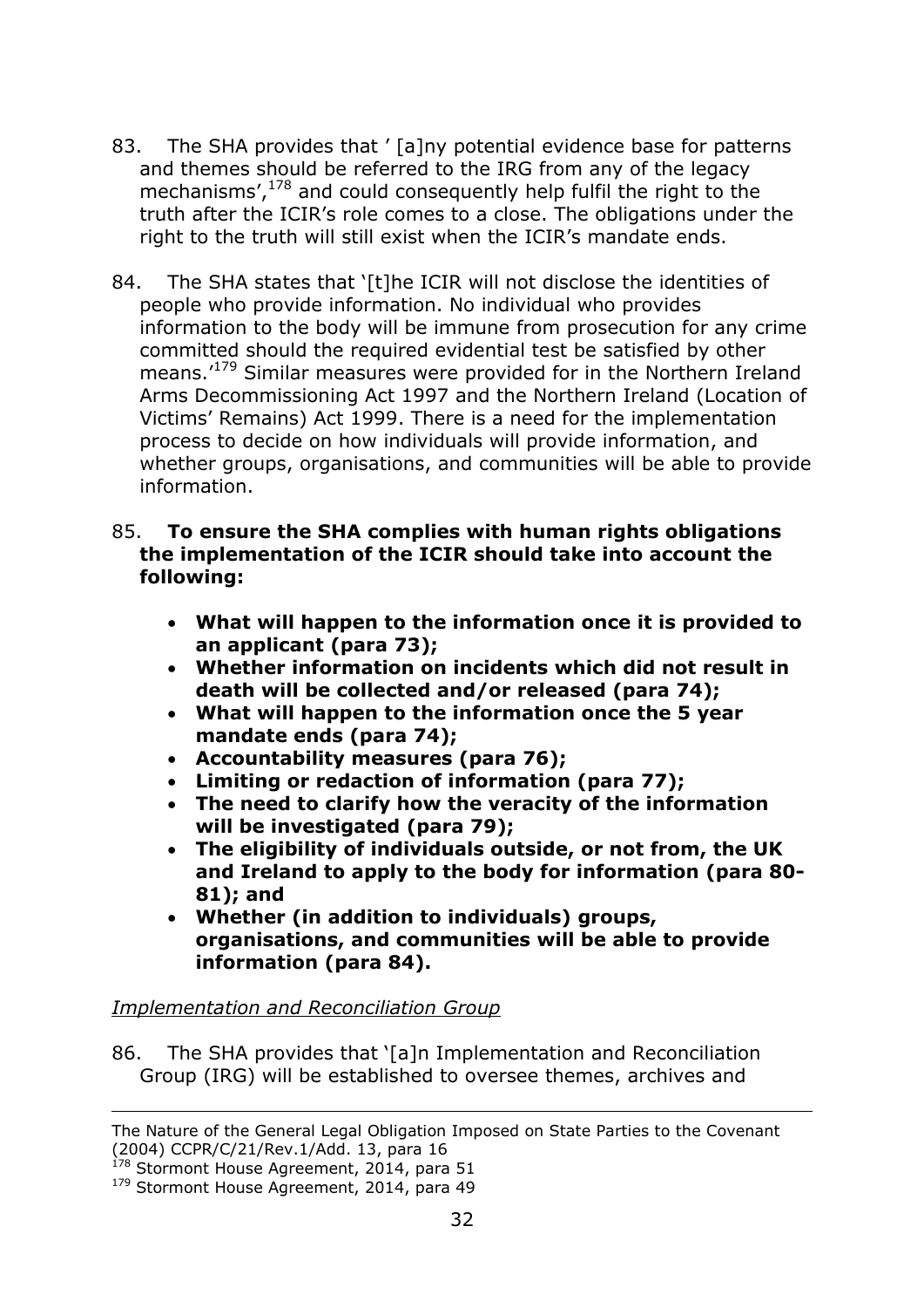83. The SHA provides that ' [a]ny potential evidence base for patterns and themes should be referred to the IRG from any of the legacy mechanisms',[178] and could consequently help fulfil the right to the truth after the ICIR's role comes to a close. The obligations under the right to the truth will still exist when the ICIR's mandate ends.

84. The SHA states that '[t]he ICIR will not disclose the identities of people who provide information. No individual who provides information to the body will be immune from prosecution for any crime committed should the required evidential test be satisfied by other means.'[179] Similar measures were provided for in the Northern Ireland Arms Decommissioning Act 1997 and the Northern Ireland (Location of Victims' Remains) Act 1999. There is a need for the implementation process to decide on how individuals will provide information, and whether groups, organisations, and communities will be able to provide information.

85. **To ensure the SHA complies with human rights obligations the implementation of the ICIR should take into account the following:**

- **What will happen to the information once it is provided to an applicant (para 73);**
- **Whether information on incidents which did not result in death will be collected and/or released (para 74);**
- **What will happen to the information once the 5 year mandate ends (para 74);**
- **Accountability measures (para 76);**
- **Limiting or redaction of information (para 77);**
- **The need to clarify how the veracity of the information will be investigated (para 79);**
- **The eligibility of individuals outside, or not from, the UK and Ireland to apply to the body for information (para 80-81); and**
- **Whether (in addition to individuals) groups, organisations, and communities will be able to provide information (para 84).**

*Implementation and Reconciliation Group*

86. The SHA provides that '[a]n Implementation and Reconciliation Group (IRG) will be established to oversee themes, archives and

---

The Nature of the General Legal Obligation Imposed on State Parties to the Covenant (2004) CCPR/C/21/Rev.1/Add. 13, para 16

[178] Stormont House Agreement, 2014, para 51

[179] Stormont House Agreement, 2014, para 49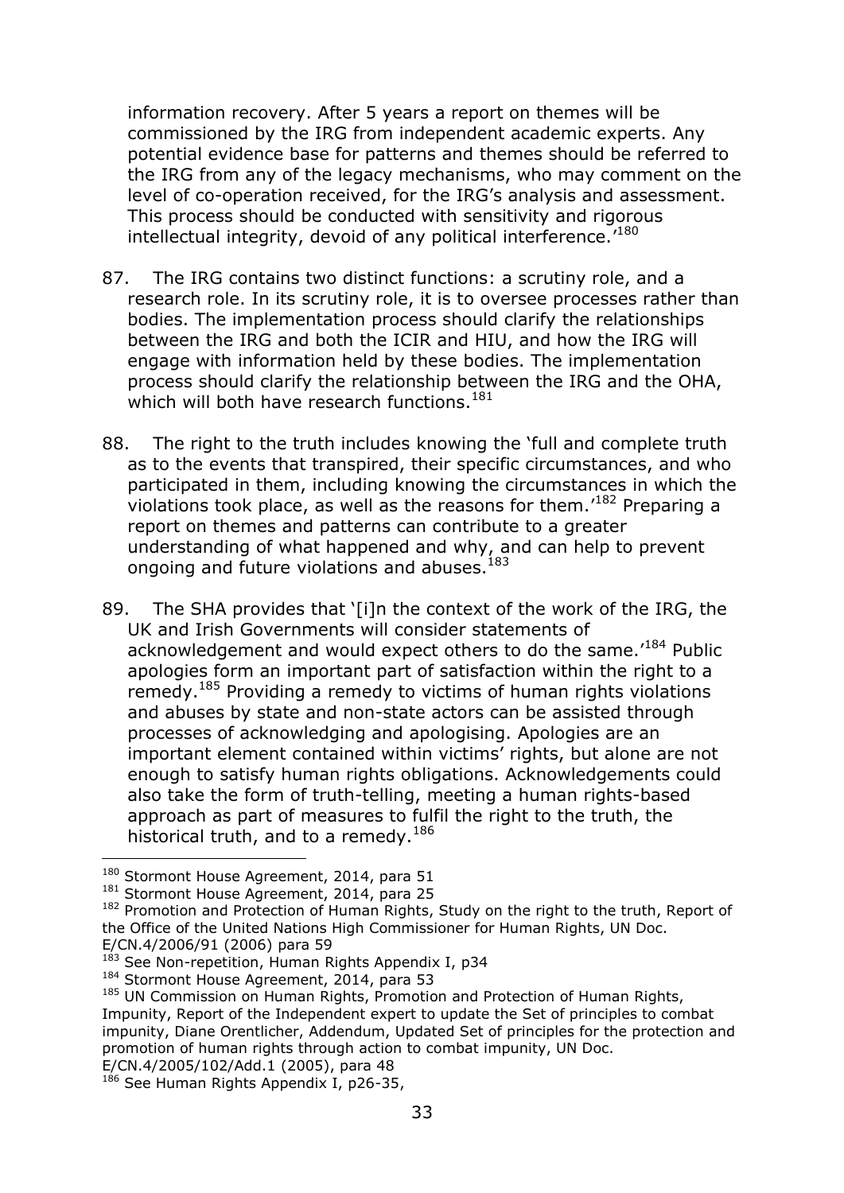information recovery. After 5 years a report on themes will be commissioned by the IRG from independent academic experts. Any potential evidence base for patterns and themes should be referred to the IRG from any of the legacy mechanisms, who may comment on the level of co-operation received, for the IRG's analysis and assessment. This process should be conducted with sensitivity and rigorous intellectual integrity, devoid of any political interference.'[180]

87. The IRG contains two distinct functions: a scrutiny role, and a research role. In its scrutiny role, it is to oversee processes rather than bodies. The implementation process should clarify the relationships between the IRG and both the ICIR and HIU, and how the IRG will engage with information held by these bodies. The implementation process should clarify the relationship between the IRG and the OHA, which will both have research functions.[181]

88. The right to the truth includes knowing the 'full and complete truth as to the events that transpired, their specific circumstances, and who participated in them, including knowing the circumstances in which the violations took place, as well as the reasons for them.'[182] Preparing a report on themes and patterns can contribute to a greater understanding of what happened and why, and can help to prevent ongoing and future violations and abuses.[183]

89. The SHA provides that '[i]n the context of the work of the IRG, the UK and Irish Governments will consider statements of acknowledgement and would expect others to do the same.'[184] Public apologies form an important part of satisfaction within the right to a remedy.[185] Providing a remedy to victims of human rights violations and abuses by state and non-state actors can be assisted through processes of acknowledging and apologising. Apologies are an important element contained within victims' rights, but alone are not enough to satisfy human rights obligations. Acknowledgements could also take the form of truth-telling, meeting a human rights-based approach as part of measures to fulfil the right to the truth, the historical truth, and to a remedy.[186]

---

[180] Stormont House Agreement, 2014, para 51

[181] Stormont House Agreement, 2014, para 25

[182] Promotion and Protection of Human Rights, Study on the right to the truth, Report of the Office of the United Nations High Commissioner for Human Rights, UN Doc. E/CN.4/2006/91 (2006) para 59

[183] See Non-repetition, Human Rights Appendix I, p34

[184] Stormont House Agreement, 2014, para 53

[185] UN Commission on Human Rights, Promotion and Protection of Human Rights, Impunity, Report of the Independent expert to update the Set of principles to combat impunity, Diane Orentlicher, Addendum, Updated Set of principles for the protection and promotion of human rights through action to combat impunity, UN Doc. E/CN.4/2005/102/Add.1 (2005), para 48

[186] See Human Rights Appendix I, p26-35,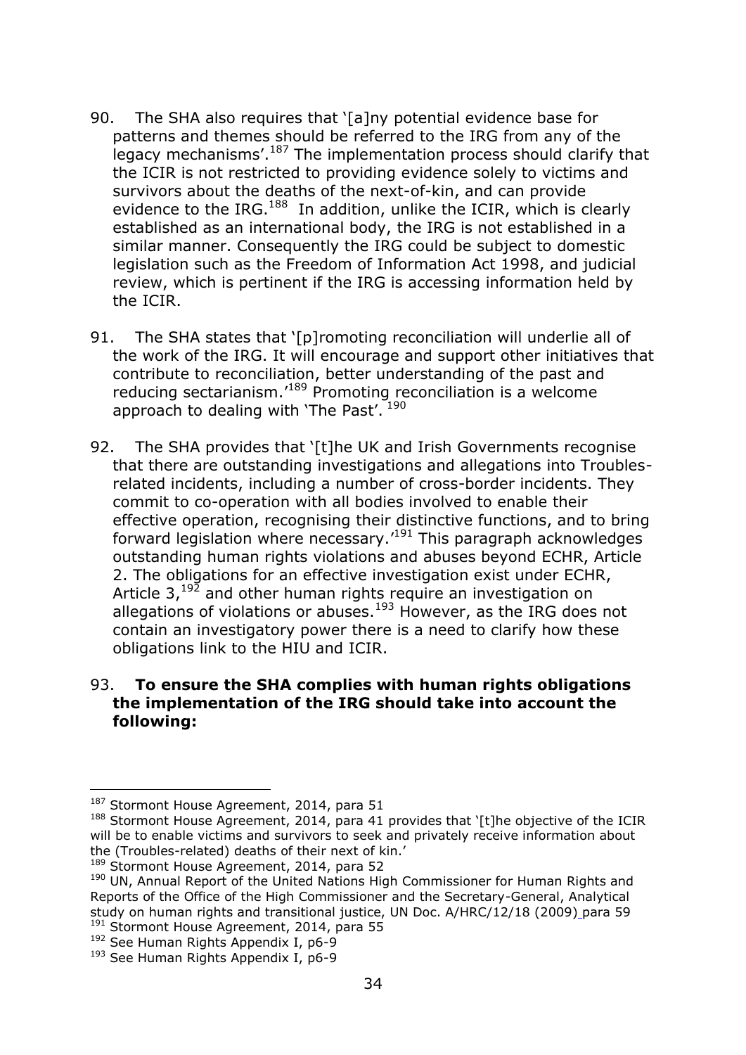90. The SHA also requires that '[a]ny potential evidence base for patterns and themes should be referred to the IRG from any of the legacy mechanisms'.[187] The implementation process should clarify that the ICIR is not restricted to providing evidence solely to victims and survivors about the deaths of the next-of-kin, and can provide evidence to the IRG.[188] In addition, unlike the ICIR, which is clearly established as an international body, the IRG is not established in a similar manner. Consequently the IRG could be subject to domestic legislation such as the Freedom of Information Act 1998, and judicial review, which is pertinent if the IRG is accessing information held by the ICIR.

91. The SHA states that '[p]romoting reconciliation will underlie all of the work of the IRG. It will encourage and support other initiatives that contribute to reconciliation, better understanding of the past and reducing sectarianism.'[189] Promoting reconciliation is a welcome approach to dealing with 'The Past'.[190]

92. The SHA provides that '[t]he UK and Irish Governments recognise that there are outstanding investigations and allegations into Troubles-related incidents, including a number of cross-border incidents. They commit to co-operation with all bodies involved to enable their effective operation, recognising their distinctive functions, and to bring forward legislation where necessary.'[191] This paragraph acknowledges outstanding human rights violations and abuses beyond ECHR, Article 2. The obligations for an effective investigation exist under ECHR, Article 3,[192] and other human rights require an investigation on allegations of violations or abuses.[193] However, as the IRG does not contain an investigatory power there is a need to clarify how these obligations link to the HIU and ICIR.

93. **To ensure the SHA complies with human rights obligations the implementation of the IRG should take into account the following:**

---

[187] Stormont House Agreement, 2014, para 51

[188] Stormont House Agreement, 2014, para 41 provides that '[t]he objective of the ICIR will be to enable victims and survivors to seek and privately receive information about the (Troubles-related) deaths of their next of kin.'

[189] Stormont House Agreement, 2014, para 52

[190] UN, Annual Report of the United Nations High Commissioner for Human Rights and Reports of the Office of the High Commissioner and the Secretary-General, Analytical study on human rights and transitional justice, UN Doc. A/HRC/12/18 (2009) para 59

[191] Stormont House Agreement, 2014, para 55

[192] See Human Rights Appendix I, p6-9

[193] See Human Rights Appendix I, p6-9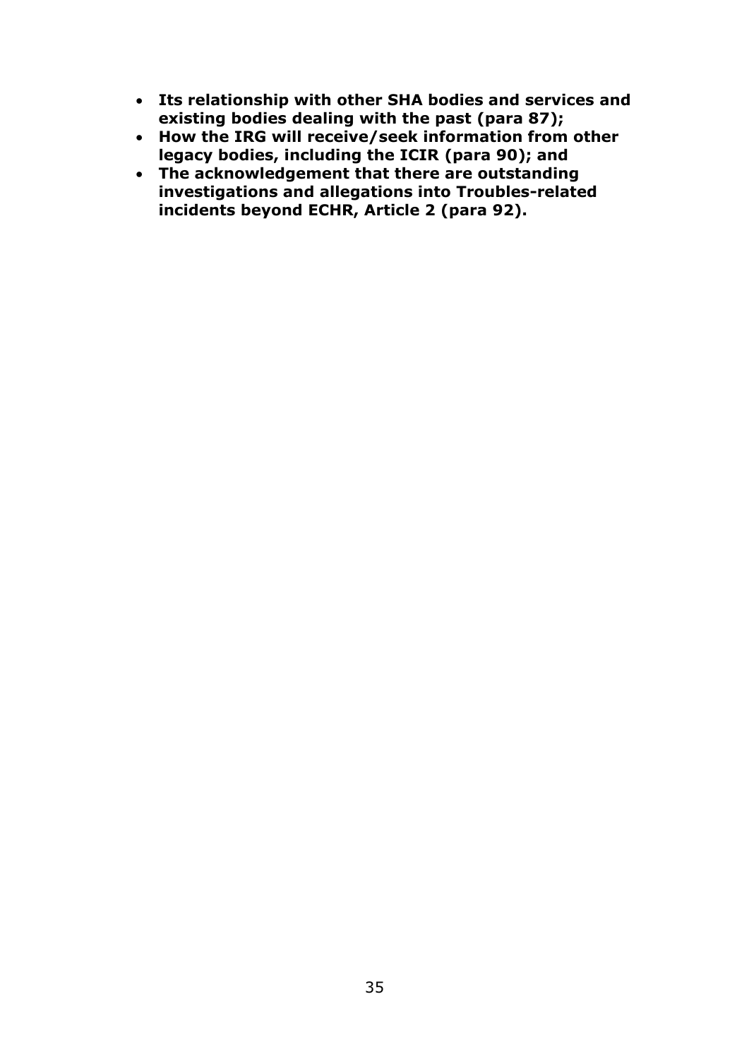- **Its relationship with other SHA bodies and services and existing bodies dealing with the past (para 87);**
- **How the IRG will receive/seek information from other legacy bodies, including the ICIR (para 90); and**
- **The acknowledgement that there are outstanding investigations and allegations into Troubles-related incidents beyond ECHR, Article 2 (para 92).**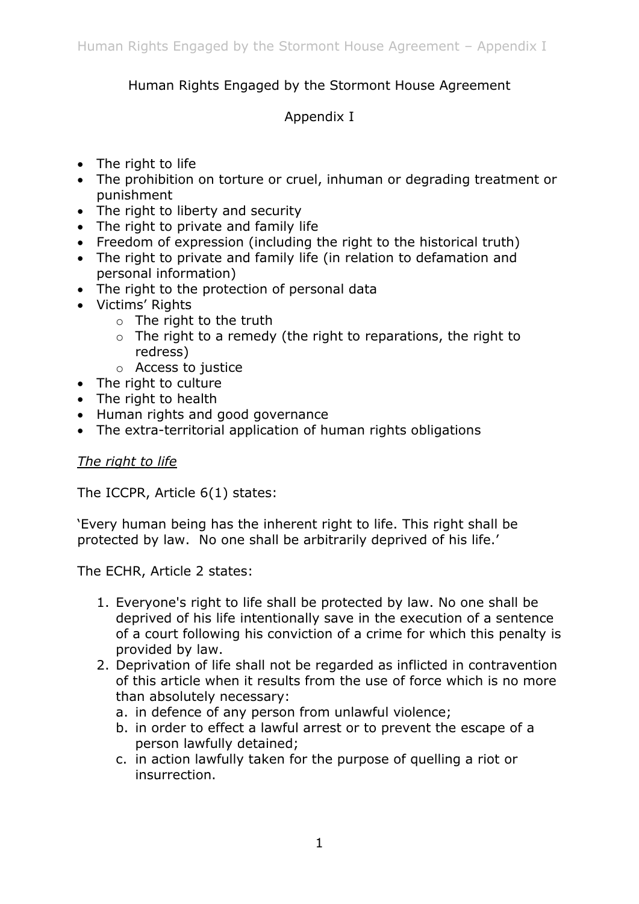Human Rights Engaged by the Stormont House Agreement

Appendix I

- The right to life
- The prohibition on torture or cruel, inhuman or degrading treatment or punishment
- The right to liberty and security
- The right to private and family life
- Freedom of expression (including the right to the historical truth)
- The right to private and family life (in relation to defamation and personal information)
- The right to the protection of personal data
- Victims' Rights
    - The right to the truth
    - The right to a remedy (the right to reparations, the right to redress)
    - Access to justice
- The right to culture
- The right to health
- Human rights and good governance
- The extra-territorial application of human rights obligations

*The right to life*

The ICCPR, Article 6(1) states:

'Every human being has the inherent right to life. This right shall be protected by law. No one shall be arbitrarily deprived of his life.'

The ECHR, Article 2 states:

1. Everyone's right to life shall be protected by law. No one shall be deprived of his life intentionally save in the execution of a sentence of a court following his conviction of a crime for which this penalty is provided by law.
2. Deprivation of life shall not be regarded as inflicted in contravention of this article when it results from the use of force which is no more than absolutely necessary:
    a. in defence of any person from unlawful violence;
    b. in order to effect a lawful arrest or to prevent the escape of a person lawfully detained;
    c. in action lawfully taken for the purpose of quelling a riot or insurrection.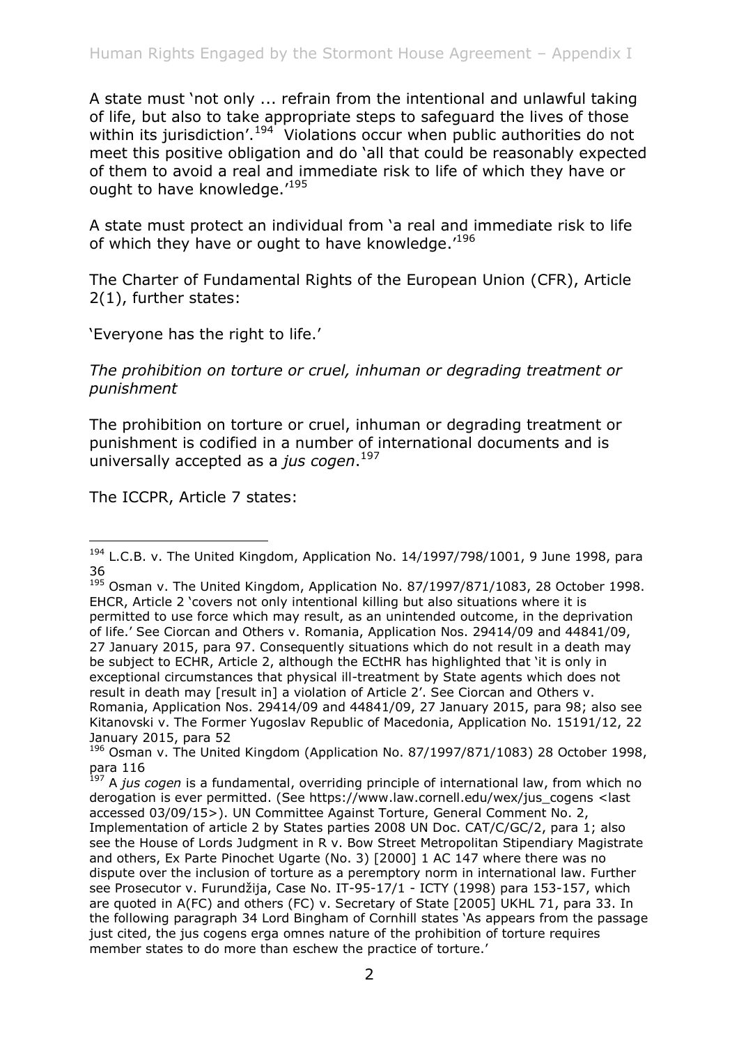A state must 'not only ... refrain from the intentional and unlawful taking of life, but also to take appropriate steps to safeguard the lives of those within its jurisdiction'.[194] Violations occur when public authorities do not meet this positive obligation and do 'all that could be reasonably expected of them to avoid a real and immediate risk to life of which they have or ought to have knowledge.'[195]

A state must protect an individual from 'a real and immediate risk to life of which they have or ought to have knowledge.'[196]

The Charter of Fundamental Rights of the European Union (CFR), Article 2(1), further states:

'Everyone has the right to life.'

*The prohibition on torture or cruel, inhuman or degrading treatment or punishment*

The prohibition on torture or cruel, inhuman or degrading treatment or punishment is codified in a number of international documents and is universally accepted as a *jus cogen*.[197]

The ICCPR, Article 7 states:

---

[194] L.C.B. v. The United Kingdom, Application No. 14/1997/798/1001, 9 June 1998, para 36

[195] Osman v. The United Kingdom, Application No. 87/1997/871/1083, 28 October 1998. EHCR, Article 2 'covers not only intentional killing but also situations where it is permitted to use force which may result, as an unintended outcome, in the deprivation of life.' See Ciorcan and Others v. Romania, Application Nos. 29414/09 and 44841/09, 27 January 2015, para 97. Consequently situations which do not result in a death may be subject to ECHR, Article 2, although the ECtHR has highlighted that 'it is only in exceptional circumstances that physical ill-treatment by State agents which does not result in death may [result in] a violation of Article 2'. See Ciorcan and Others v. Romania, Application Nos. 29414/09 and 44841/09, 27 January 2015, para 98; also see Kitanovski v. The Former Yugoslav Republic of Macedonia, Application No. 15191/12, 22 January 2015, para 52

[196] Osman v. The United Kingdom (Application No. 87/1997/871/1083) 28 October 1998, para 116

[197] A *jus cogen* is a fundamental, overriding principle of international law, from which no derogation is ever permitted. (See https://www.law.cornell.edu/wex/jus_cogens <last accessed 03/09/15>). UN Committee Against Torture, General Comment No. 2, Implementation of article 2 by States parties 2008 UN Doc. CAT/C/GC/2, para 1; also see the House of Lords Judgment in R v. Bow Street Metropolitan Stipendiary Magistrate and others, Ex Parte Pinochet Ugarte (No. 3) [2000] 1 AC 147 where there was no dispute over the inclusion of torture as a peremptory norm in international law. Further see Prosecutor v. Furundžija, Case No. IT-95-17/1 - ICTY (1998) para 153-157, which are quoted in A(FC) and others (FC) v. Secretary of State [2005] UKHL 71, para 33. In the following paragraph 34 Lord Bingham of Cornhill states 'As appears from the passage just cited, the jus cogens erga omnes nature of the prohibition of torture requires member states to do more than eschew the practice of torture.'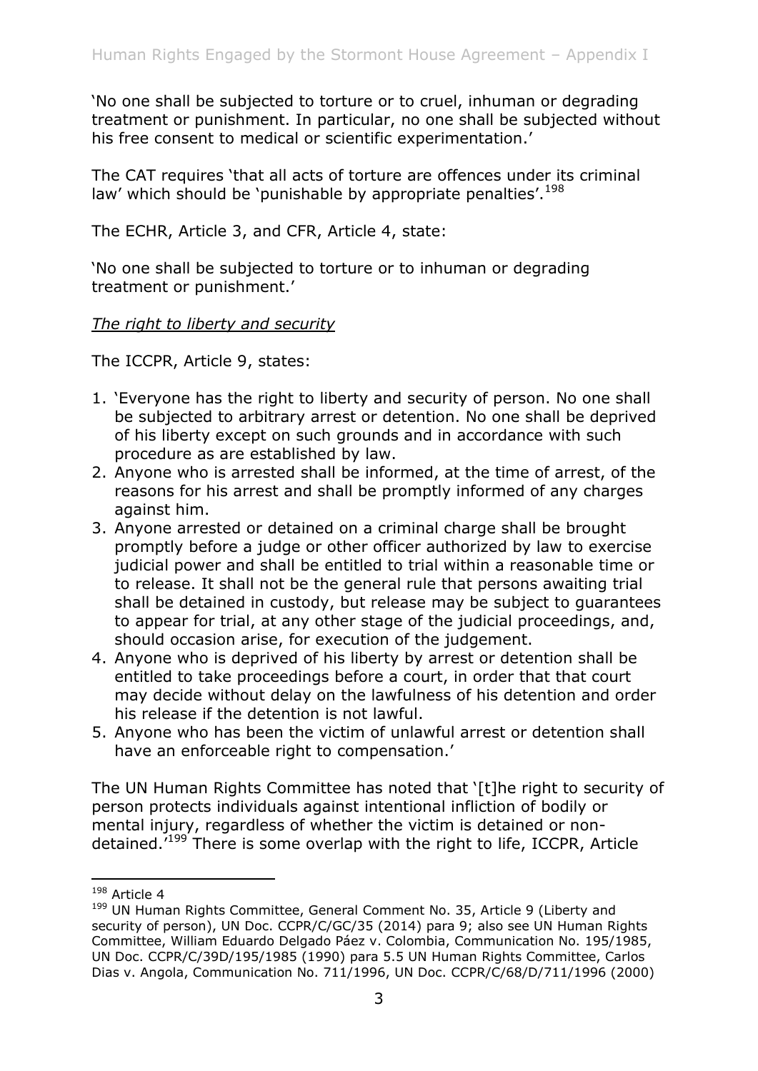'No one shall be subjected to torture or to cruel, inhuman or degrading treatment or punishment. In particular, no one shall be subjected without his free consent to medical or scientific experimentation.'

The CAT requires 'that all acts of torture are offences under its criminal law' which should be 'punishable by appropriate penalties'.[198]

The ECHR, Article 3, and CFR, Article 4, state:

'No one shall be subjected to torture or to inhuman or degrading treatment or punishment.'

*The right to liberty and security*

The ICCPR, Article 9, states:

1. 'Everyone has the right to liberty and security of person. No one shall be subjected to arbitrary arrest or detention. No one shall be deprived of his liberty except on such grounds and in accordance with such procedure as are established by law.
2. Anyone who is arrested shall be informed, at the time of arrest, of the reasons for his arrest and shall be promptly informed of any charges against him.
3. Anyone arrested or detained on a criminal charge shall be brought promptly before a judge or other officer authorized by law to exercise judicial power and shall be entitled to trial within a reasonable time or to release. It shall not be the general rule that persons awaiting trial shall be detained in custody, but release may be subject to guarantees to appear for trial, at any other stage of the judicial proceedings, and, should occasion arise, for execution of the judgement.
4. Anyone who is deprived of his liberty by arrest or detention shall be entitled to take proceedings before a court, in order that that court may decide without delay on the lawfulness of his detention and order his release if the detention is not lawful.
5. Anyone who has been the victim of unlawful arrest or detention shall have an enforceable right to compensation.'

The UN Human Rights Committee has noted that '[t]he right to security of person protects individuals against intentional infliction of bodily or mental injury, regardless of whether the victim is detained or non-detained.'[199] There is some overlap with the right to life, ICCPR, Article

---

[198] Article 4

[199] UN Human Rights Committee, General Comment No. 35, Article 9 (Liberty and security of person), UN Doc. CCPR/C/GC/35 (2014) para 9; also see UN Human Rights Committee, William Eduardo Delgado Páez v. Colombia, Communication No. 195/1985, UN Doc. CCPR/C/39D/195/1985 (1990) para 5.5 UN Human Rights Committee, Carlos Dias v. Angola, Communication No. 711/1996, UN Doc. CCPR/C/68/D/711/1996 (2000)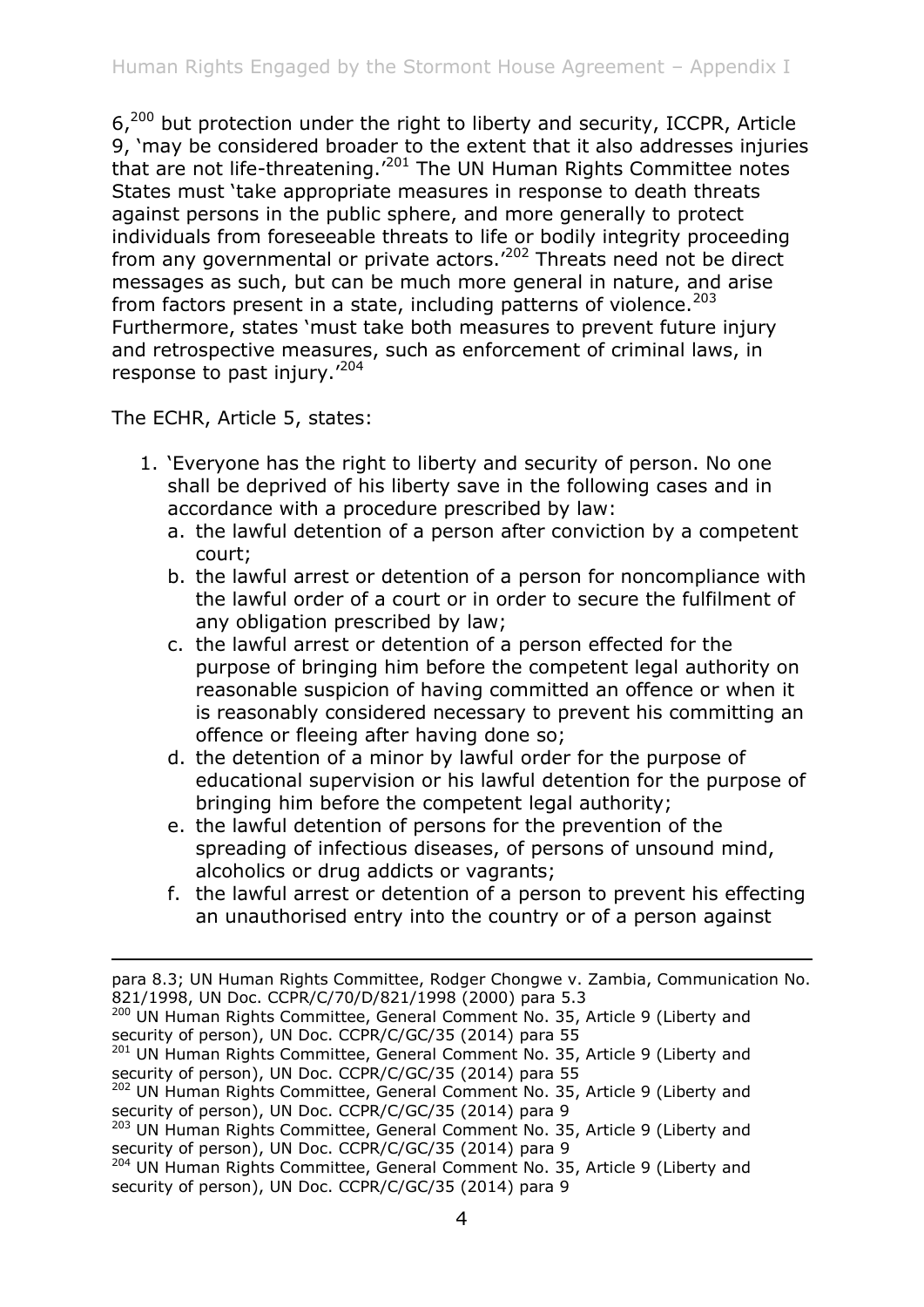6,[200] but protection under the right to liberty and security, ICCPR, Article 9, 'may be considered broader to the extent that it also addresses injuries that are not life-threatening.'[201] The UN Human Rights Committee notes States must 'take appropriate measures in response to death threats against persons in the public sphere, and more generally to protect individuals from foreseeable threats to life or bodily integrity proceeding from any governmental or private actors.'[202] Threats need not be direct messages as such, but can be much more general in nature, and arise from factors present in a state, including patterns of violence.[203] Furthermore, states 'must take both measures to prevent future injury and retrospective measures, such as enforcement of criminal laws, in response to past injury.'[204]

The ECHR, Article 5, states:

1. 'Everyone has the right to liberty and security of person. No one shall be deprived of his liberty save in the following cases and in accordance with a procedure prescribed by law:
   a. the lawful detention of a person after conviction by a competent court;
   b. the lawful arrest or detention of a person for noncompliance with the lawful order of a court or in order to secure the fulfilment of any obligation prescribed by law;
   c. the lawful arrest or detention of a person effected for the purpose of bringing him before the competent legal authority on reasonable suspicion of having committed an offence or when it is reasonably considered necessary to prevent his committing an offence or fleeing after having done so;
   d. the detention of a minor by lawful order for the purpose of educational supervision or his lawful detention for the purpose of bringing him before the competent legal authority;
   e. the lawful detention of persons for the prevention of the spreading of infectious diseases, of persons of unsound mind, alcoholics or drug addicts or vagrants;
   f. the lawful arrest or detention of a person to prevent his effecting an unauthorised entry into the country or of a person against

---

para 8.3; UN Human Rights Committee, Rodger Chongwe v. Zambia, Communication No. 821/1998, UN Doc. CCPR/C/70/D/821/1998 (2000) para 5.3

[200] UN Human Rights Committee, General Comment No. 35, Article 9 (Liberty and security of person), UN Doc. CCPR/C/GC/35 (2014) para 55

[201] UN Human Rights Committee, General Comment No. 35, Article 9 (Liberty and security of person), UN Doc. CCPR/C/GC/35 (2014) para 55

[202] UN Human Rights Committee, General Comment No. 35, Article 9 (Liberty and security of person), UN Doc. CCPR/C/GC/35 (2014) para 9

[203] UN Human Rights Committee, General Comment No. 35, Article 9 (Liberty and security of person), UN Doc. CCPR/C/GC/35 (2014) para 9

[204] UN Human Rights Committee, General Comment No. 35, Article 9 (Liberty and security of person), UN Doc. CCPR/C/GC/35 (2014) para 9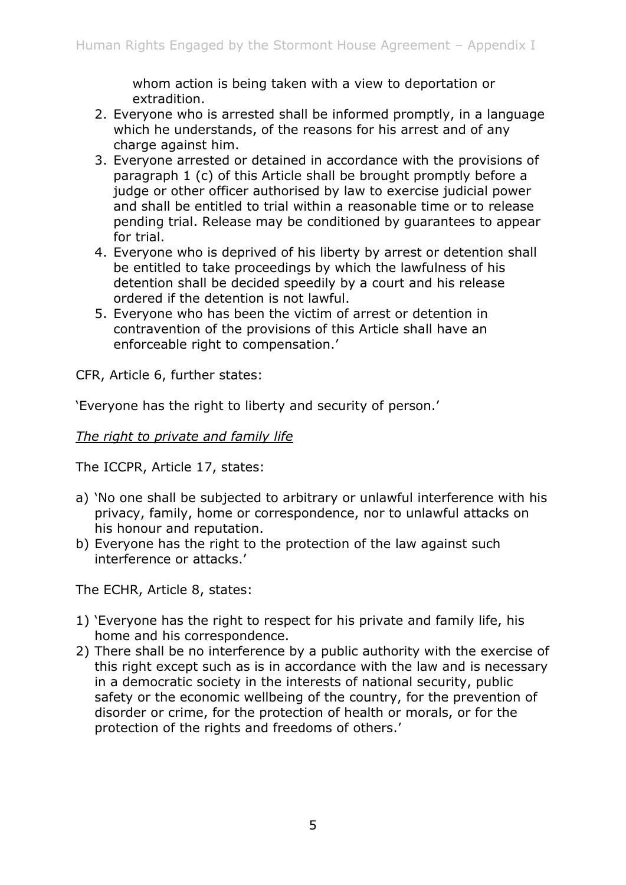whom action is being taken with a view to deportation or extradition.

2. Everyone who is arrested shall be informed promptly, in a language which he understands, of the reasons for his arrest and of any charge against him.
3. Everyone arrested or detained in accordance with the provisions of paragraph 1 (c) of this Article shall be brought promptly before a judge or other officer authorised by law to exercise judicial power and shall be entitled to trial within a reasonable time or to release pending trial. Release may be conditioned by guarantees to appear for trial.
4. Everyone who is deprived of his liberty by arrest or detention shall be entitled to take proceedings by which the lawfulness of his detention shall be decided speedily by a court and his release ordered if the detention is not lawful.
5. Everyone who has been the victim of arrest or detention in contravention of the provisions of this Article shall have an enforceable right to compensation.'

CFR, Article 6, further states:

'Everyone has the right to liberty and security of person.'

*The right to private and family life*

The ICCPR, Article 17, states:

a) 'No one shall be subjected to arbitrary or unlawful interference with his privacy, family, home or correspondence, nor to unlawful attacks on his honour and reputation.
b) Everyone has the right to the protection of the law against such interference or attacks.'

The ECHR, Article 8, states:

1) 'Everyone has the right to respect for his private and family life, his home and his correspondence.
2) There shall be no interference by a public authority with the exercise of this right except such as is in accordance with the law and is necessary in a democratic society in the interests of national security, public safety or the economic wellbeing of the country, for the prevention of disorder or crime, for the protection of health or morals, or for the protection of the rights and freedoms of others.'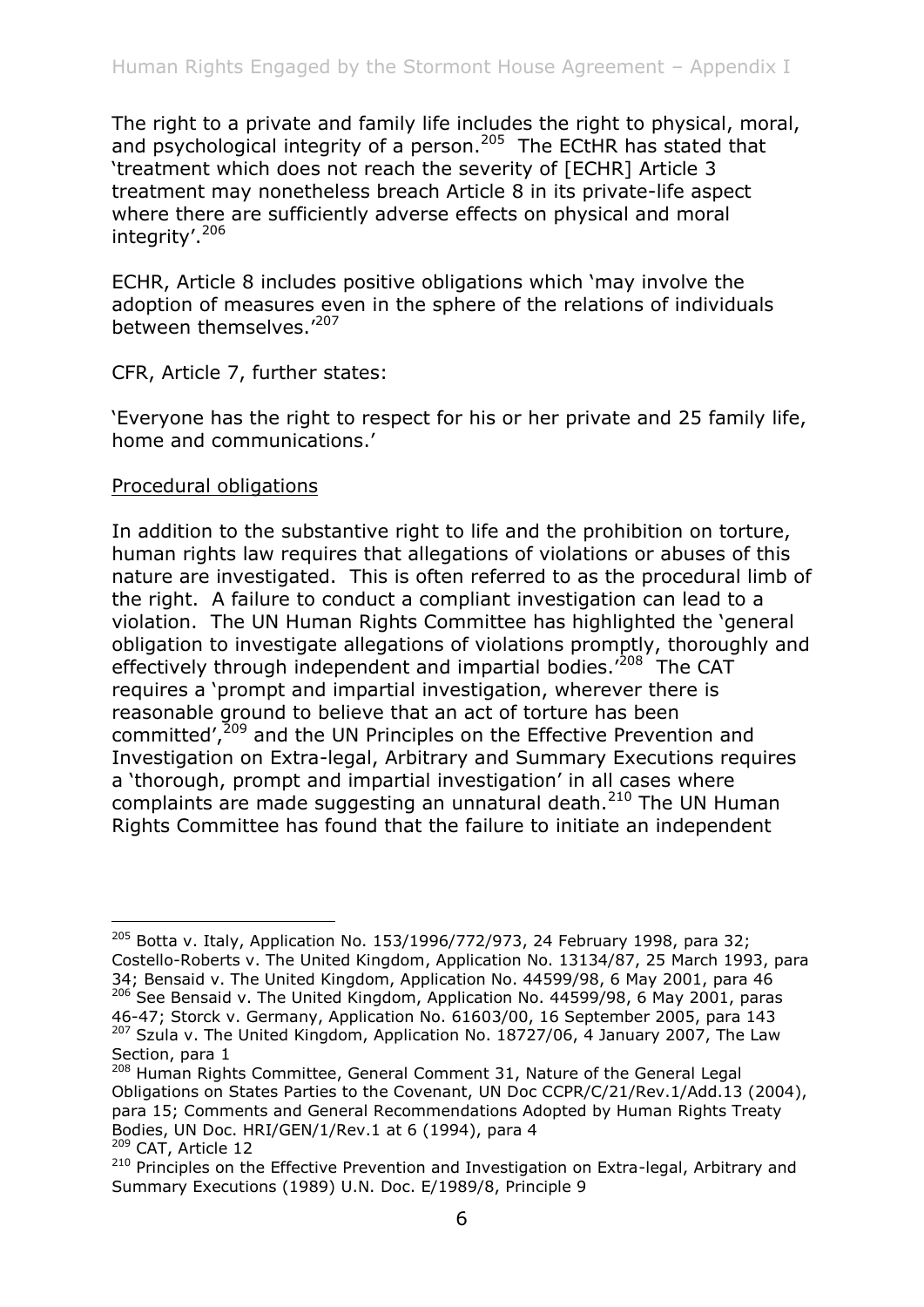The right to a private and family life includes the right to physical, moral, and psychological integrity of a person.[205] The ECtHR has stated that 'treatment which does not reach the severity of [ECHR] Article 3 treatment may nonetheless breach Article 8 in its private-life aspect where there are sufficiently adverse effects on physical and moral integrity'.[206]

ECHR, Article 8 includes positive obligations which 'may involve the adoption of measures even in the sphere of the relations of individuals between themselves.'[207]

CFR, Article 7, further states:

'Everyone has the right to respect for his or her private and 25 family life, home and communications.'

Procedural obligations

In addition to the substantive right to life and the prohibition on torture, human rights law requires that allegations of violations or abuses of this nature are investigated. This is often referred to as the procedural limb of the right. A failure to conduct a compliant investigation can lead to a violation. The UN Human Rights Committee has highlighted the 'general obligation to investigate allegations of violations promptly, thoroughly and effectively through independent and impartial bodies.'[208] The CAT requires a 'prompt and impartial investigation, wherever there is reasonable ground to believe that an act of torture has been committed',[209] and the UN Principles on the Effective Prevention and Investigation on Extra-legal, Arbitrary and Summary Executions requires a 'thorough, prompt and impartial investigation' in all cases where complaints are made suggesting an unnatural death.[210] The UN Human Rights Committee has found that the failure to initiate an independent

---

[205] Botta v. Italy, Application No. 153/1996/772/973, 24 February 1998, para 32; Costello-Roberts v. The United Kingdom, Application No. 13134/87, 25 March 1993, para 34; Bensaid v. The United Kingdom, Application No. 44599/98, 6 May 2001, para 46

[206] See Bensaid v. The United Kingdom, Application No. 44599/98, 6 May 2001, paras 46-47; Storck v. Germany, Application No. 61603/00, 16 September 2005, para 143

[207] Szula v. The United Kingdom, Application No. 18727/06, 4 January 2007, The Law Section, para 1

[208] Human Rights Committee, General Comment 31, Nature of the General Legal Obligations on States Parties to the Covenant, UN Doc CCPR/C/21/Rev.1/Add.13 (2004), para 15; Comments and General Recommendations Adopted by Human Rights Treaty Bodies, UN Doc. HRI/GEN/1/Rev.1 at 6 (1994), para 4

[209] CAT, Article 12

[210] Principles on the Effective Prevention and Investigation on Extra-legal, Arbitrary and Summary Executions (1989) U.N. Doc. E/1989/8, Principle 9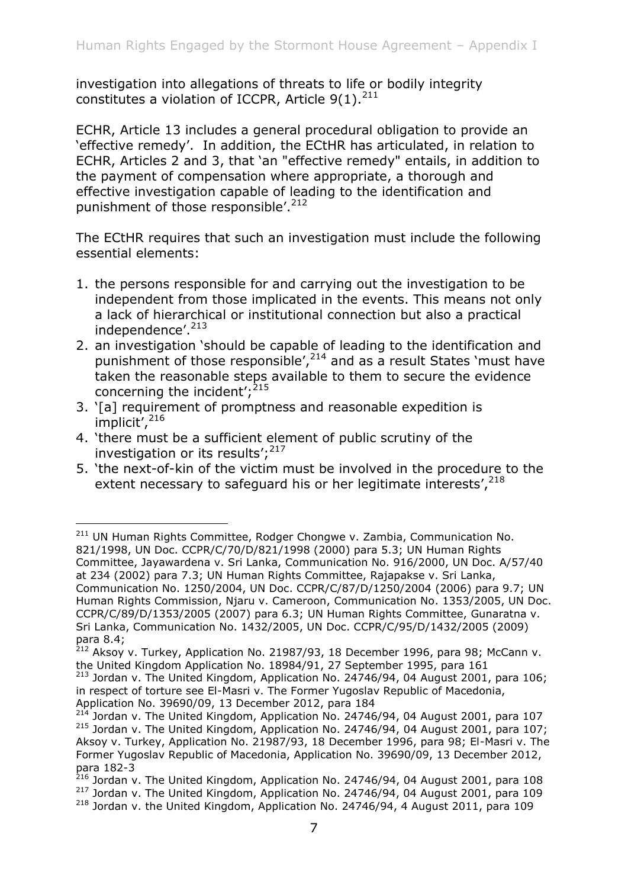investigation into allegations of threats to life or bodily integrity constitutes a violation of ICCPR, Article 9(1).[211]

ECHR, Article 13 includes a general procedural obligation to provide an 'effective remedy'. In addition, the ECtHR has articulated, in relation to ECHR, Articles 2 and 3, that 'an "effective remedy" entails, in addition to the payment of compensation where appropriate, a thorough and effective investigation capable of leading to the identification and punishment of those responsible'.[212]

The ECtHR requires that such an investigation must include the following essential elements:

1. the persons responsible for and carrying out the investigation to be independent from those implicated in the events. This means not only a lack of hierarchical or institutional connection but also a practical independence'.[213]
2. an investigation 'should be capable of leading to the identification and punishment of those responsible',[214] and as a result States 'must have taken the reasonable steps available to them to secure the evidence concerning the incident';[215]
3. '[a] requirement of promptness and reasonable expedition is implicit',[216]
4. 'there must be a sufficient element of public scrutiny of the investigation or its results';[217]
5. 'the next-of-kin of the victim must be involved in the procedure to the extent necessary to safeguard his or her legitimate interests',[218]

---

[211] UN Human Rights Committee, Rodger Chongwe v. Zambia, Communication No. 821/1998, UN Doc. CCPR/C/70/D/821/1998 (2000) para 5.3; UN Human Rights Committee, Jayawardena v. Sri Lanka, Communication No. 916/2000, UN Doc. A/57/40 at 234 (2002) para 7.3; UN Human Rights Committee, Rajapakse v. Sri Lanka, Communication No. 1250/2004, UN Doc. CCPR/C/87/D/1250/2004 (2006) para 9.7; UN Human Rights Commission, Njaru v. Cameroon, Communication No. 1353/2005, UN Doc. CCPR/C/89/D/1353/2005 (2007) para 6.3; UN Human Rights Committee, Gunaratna v. Sri Lanka, Communication No. 1432/2005, UN Doc. CCPR/C/95/D/1432/2005 (2009) para 8.4;

[212] Aksoy v. Turkey, Application No. 21987/93, 18 December 1996, para 98; McCann v. the United Kingdom Application No. 18984/91, 27 September 1995, para 161

[213] Jordan v. The United Kingdom, Application No. 24746/94, 04 August 2001, para 106; in respect of torture see El-Masri v. The Former Yugoslav Republic of Macedonia, Application No. 39690/09, 13 December 2012, para 184

[214] Jordan v. The United Kingdom, Application No. 24746/94, 04 August 2001, para 107

[215] Jordan v. The United Kingdom, Application No. 24746/94, 04 August 2001, para 107; Aksoy v. Turkey, Application No. 21987/93, 18 December 1996, para 98; El-Masri v. The Former Yugoslav Republic of Macedonia, Application No. 39690/09, 13 December 2012, para 182-3

[216] Jordan v. The United Kingdom, Application No. 24746/94, 04 August 2001, para 108

[217] Jordan v. The United Kingdom, Application No. 24746/94, 04 August 2001, para 109

[218] Jordan v. the United Kingdom, Application No. 24746/94, 4 August 2011, para 109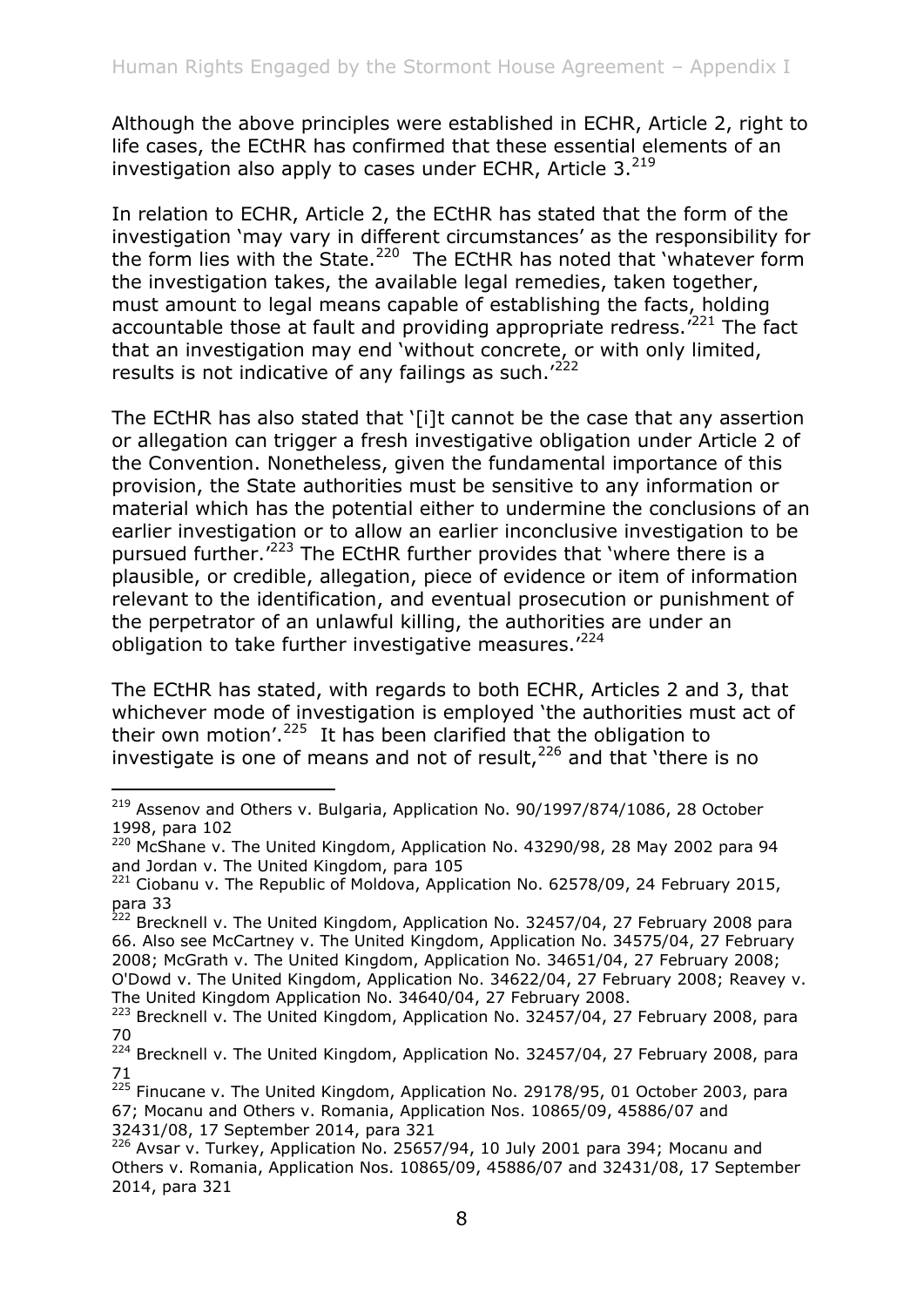Although the above principles were established in ECHR, Article 2, right to life cases, the ECtHR has confirmed that these essential elements of an investigation also apply to cases under ECHR, Article 3.[219]

In relation to ECHR, Article 2, the ECtHR has stated that the form of the investigation 'may vary in different circumstances' as the responsibility for the form lies with the State.[220] The ECtHR has noted that 'whatever form the investigation takes, the available legal remedies, taken together, must amount to legal means capable of establishing the facts, holding accountable those at fault and providing appropriate redress.'[221] The fact that an investigation may end 'without concrete, or with only limited, results is not indicative of any failings as such.'[222]

The ECtHR has also stated that '[i]t cannot be the case that any assertion or allegation can trigger a fresh investigative obligation under Article 2 of the Convention. Nonetheless, given the fundamental importance of this provision, the State authorities must be sensitive to any information or material which has the potential either to undermine the conclusions of an earlier investigation or to allow an earlier inconclusive investigation to be pursued further.'[223] The ECtHR further provides that 'where there is a plausible, or credible, allegation, piece of evidence or item of information relevant to the identification, and eventual prosecution or punishment of the perpetrator of an unlawful killing, the authorities are under an obligation to take further investigative measures.'[224]

The ECtHR has stated, with regards to both ECHR, Articles 2 and 3, that whichever mode of investigation is employed 'the authorities must act of their own motion'.[225] It has been clarified that the obligation to investigate is one of means and not of result,[226] and that 'there is no

---

[219] Assenov and Others v. Bulgaria, Application No. 90/1997/874/1086, 28 October 1998, para 102

[220] McShane v. The United Kingdom, Application No. 43290/98, 28 May 2002 para 94 and Jordan v. The United Kingdom, para 105

[221] Ciobanu v. The Republic of Moldova, Application No. 62578/09, 24 February 2015, para 33

[222] Brecknell v. The United Kingdom, Application No. 32457/04, 27 February 2008 para 66. Also see McCartney v. The United Kingdom, Application No. 34575/04, 27 February 2008; McGrath v. The United Kingdom, Application No. 34651/04, 27 February 2008; O'Dowd v. The United Kingdom, Application No. 34622/04, 27 February 2008; Reavey v. The United Kingdom Application No. 34640/04, 27 February 2008.

[223] Brecknell v. The United Kingdom, Application No. 32457/04, 27 February 2008, para 70

[224] Brecknell v. The United Kingdom, Application No. 32457/04, 27 February 2008, para 71

[225] Finucane v. The United Kingdom, Application No. 29178/95, 01 October 2003, para 67; Mocanu and Others v. Romania, Application Nos. 10865/09, 45886/07 and 32431/08, 17 September 2014, para 321

[226] Avsar v. Turkey, Application No. 25657/94, 10 July 2001 para 394; Mocanu and Others v. Romania, Application Nos. 10865/09, 45886/07 and 32431/08, 17 September 2014, para 321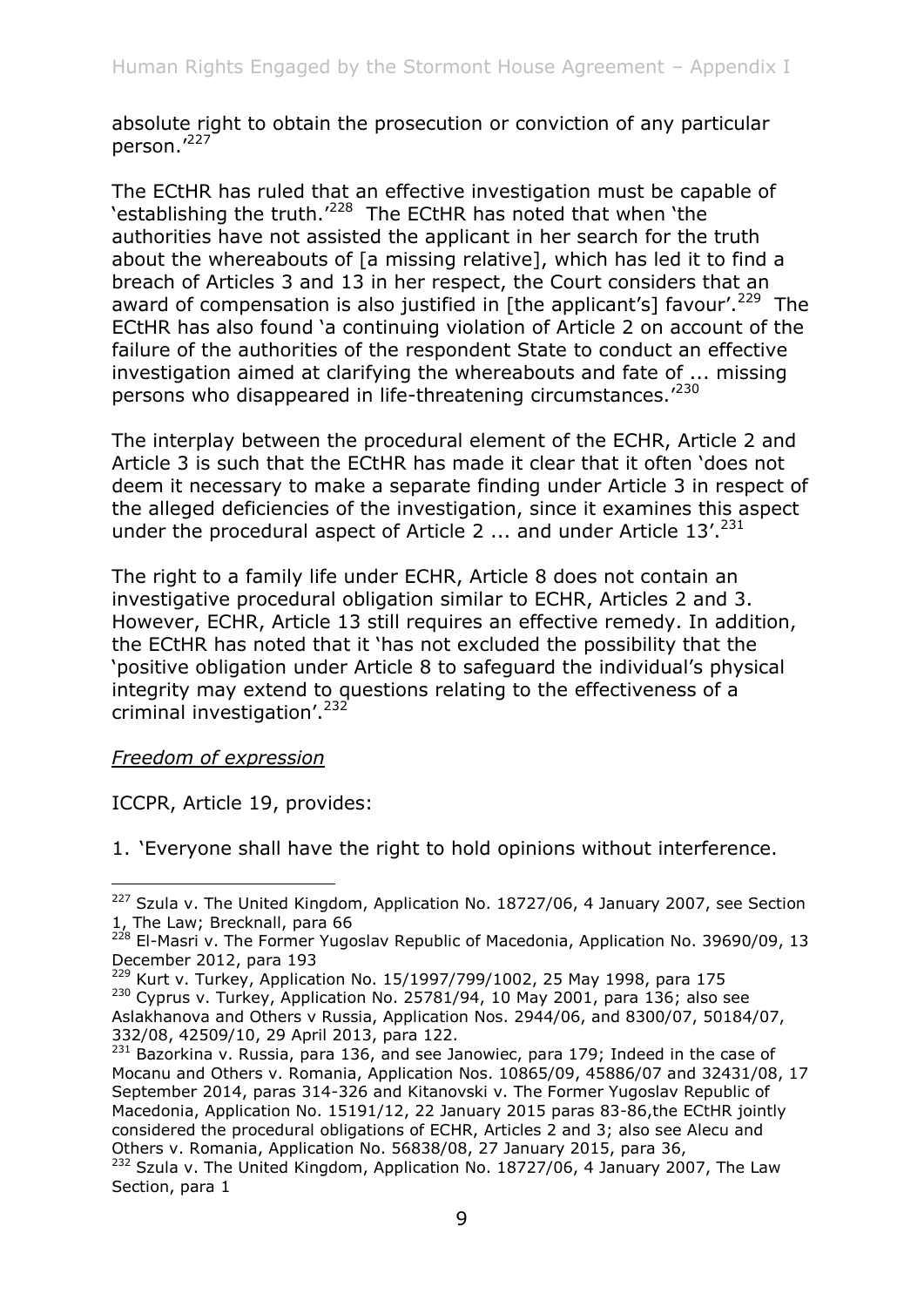absolute right to obtain the prosecution or conviction of any particular person.'[227]

The ECtHR has ruled that an effective investigation must be capable of 'establishing the truth.'[228] The ECtHR has noted that when 'the authorities have not assisted the applicant in her search for the truth about the whereabouts of [a missing relative], which has led it to find a breach of Articles 3 and 13 in her respect, the Court considers that an award of compensation is also justified in [the applicant's] favour'.[229] The ECtHR has also found 'a continuing violation of Article 2 on account of the failure of the authorities of the respondent State to conduct an effective investigation aimed at clarifying the whereabouts and fate of ... missing persons who disappeared in life-threatening circumstances.'[230]

The interplay between the procedural element of the ECHR, Article 2 and Article 3 is such that the ECtHR has made it clear that it often 'does not deem it necessary to make a separate finding under Article 3 in respect of the alleged deficiencies of the investigation, since it examines this aspect under the procedural aspect of Article 2 ... and under Article 13'.[231]

The right to a family life under ECHR, Article 8 does not contain an investigative procedural obligation similar to ECHR, Articles 2 and 3. However, ECHR, Article 13 still requires an effective remedy. In addition, the ECtHR has noted that it 'has not excluded the possibility that the 'positive obligation under Article 8 to safeguard the individual's physical integrity may extend to questions relating to the effectiveness of a criminal investigation'.[232]

*Freedom of expression*

ICCPR, Article 19, provides:

1. 'Everyone shall have the right to hold opinions without interference.

---

[227] Szula v. The United Kingdom, Application No. 18727/06, 4 January 2007, see Section 1, The Law; Brecknall, para 66

[228] El-Masri v. The Former Yugoslav Republic of Macedonia, Application No. 39690/09, 13 December 2012, para 193

[229] Kurt v. Turkey, Application No. 15/1997/799/1002, 25 May 1998, para 175

[230] Cyprus v. Turkey, Application No. 25781/94, 10 May 2001, para 136; also see Aslakhanova and Others v Russia, Application Nos. 2944/06, and 8300/07, 50184/07, 332/08, 42509/10, 29 April 2013, para 122.

[231] Bazorkina v. Russia, para 136, and see Janowiec, para 179; Indeed in the case of Mocanu and Others v. Romania, Application Nos. 10865/09, 45886/07 and 32431/08, 17 September 2014, paras 314-326 and Kitanovski v. The Former Yugoslav Republic of Macedonia, Application No. 15191/12, 22 January 2015 paras 83-86,the ECtHR jointly considered the procedural obligations of ECHR, Articles 2 and 3; also see Alecu and Others v. Romania, Application No. 56838/08, 27 January 2015, para 36,

[232] Szula v. The United Kingdom, Application No. 18727/06, 4 January 2007, The Law Section, para 1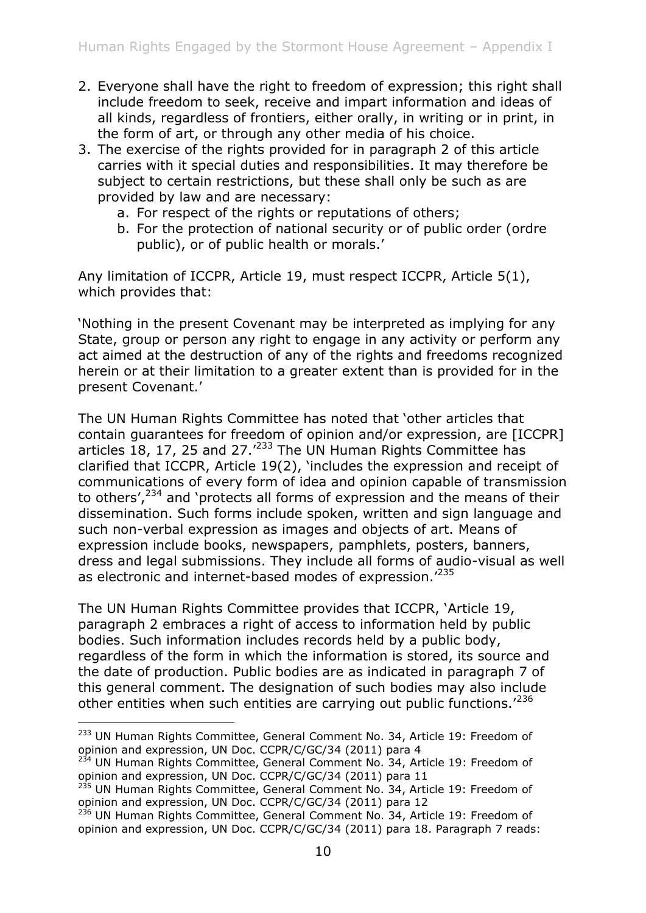2. Everyone shall have the right to freedom of expression; this right shall include freedom to seek, receive and impart information and ideas of all kinds, regardless of frontiers, either orally, in writing or in print, in the form of art, or through any other media of his choice.
3. The exercise of the rights provided for in paragraph 2 of this article carries with it special duties and responsibilities. It may therefore be subject to certain restrictions, but these shall only be such as are provided by law and are necessary:
   a. For respect of the rights or reputations of others;
   b. For the protection of national security or of public order (ordre public), or of public health or morals.'

Any limitation of ICCPR, Article 19, must respect ICCPR, Article 5(1), which provides that:

'Nothing in the present Covenant may be interpreted as implying for any State, group or person any right to engage in any activity or perform any act aimed at the destruction of any of the rights and freedoms recognized herein or at their limitation to a greater extent than is provided for in the present Covenant.'

The UN Human Rights Committee has noted that 'other articles that contain guarantees for freedom of opinion and/or expression, are [ICCPR] articles 18, 17, 25 and 27.'[233] The UN Human Rights Committee has clarified that ICCPR, Article 19(2), 'includes the expression and receipt of communications of every form of idea and opinion capable of transmission to others',[234] and 'protects all forms of expression and the means of their dissemination. Such forms include spoken, written and sign language and such non-verbal expression as images and objects of art. Means of expression include books, newspapers, pamphlets, posters, banners, dress and legal submissions. They include all forms of audio-visual as well as electronic and internet-based modes of expression.'[235]

The UN Human Rights Committee provides that ICCPR, 'Article 19, paragraph 2 embraces a right of access to information held by public bodies. Such information includes records held by a public body, regardless of the form in which the information is stored, its source and the date of production. Public bodies are as indicated in paragraph 7 of this general comment. The designation of such bodies may also include other entities when such entities are carrying out public functions.'[236]

---

[233] UN Human Rights Committee, General Comment No. 34, Article 19: Freedom of opinion and expression, UN Doc. CCPR/C/GC/34 (2011) para 4

[234] UN Human Rights Committee, General Comment No. 34, Article 19: Freedom of opinion and expression, UN Doc. CCPR/C/GC/34 (2011) para 11

[235] UN Human Rights Committee, General Comment No. 34, Article 19: Freedom of opinion and expression, UN Doc. CCPR/C/GC/34 (2011) para 12

[236] UN Human Rights Committee, General Comment No. 34, Article 19: Freedom of opinion and expression, UN Doc. CCPR/C/GC/34 (2011) para 18. Paragraph 7 reads: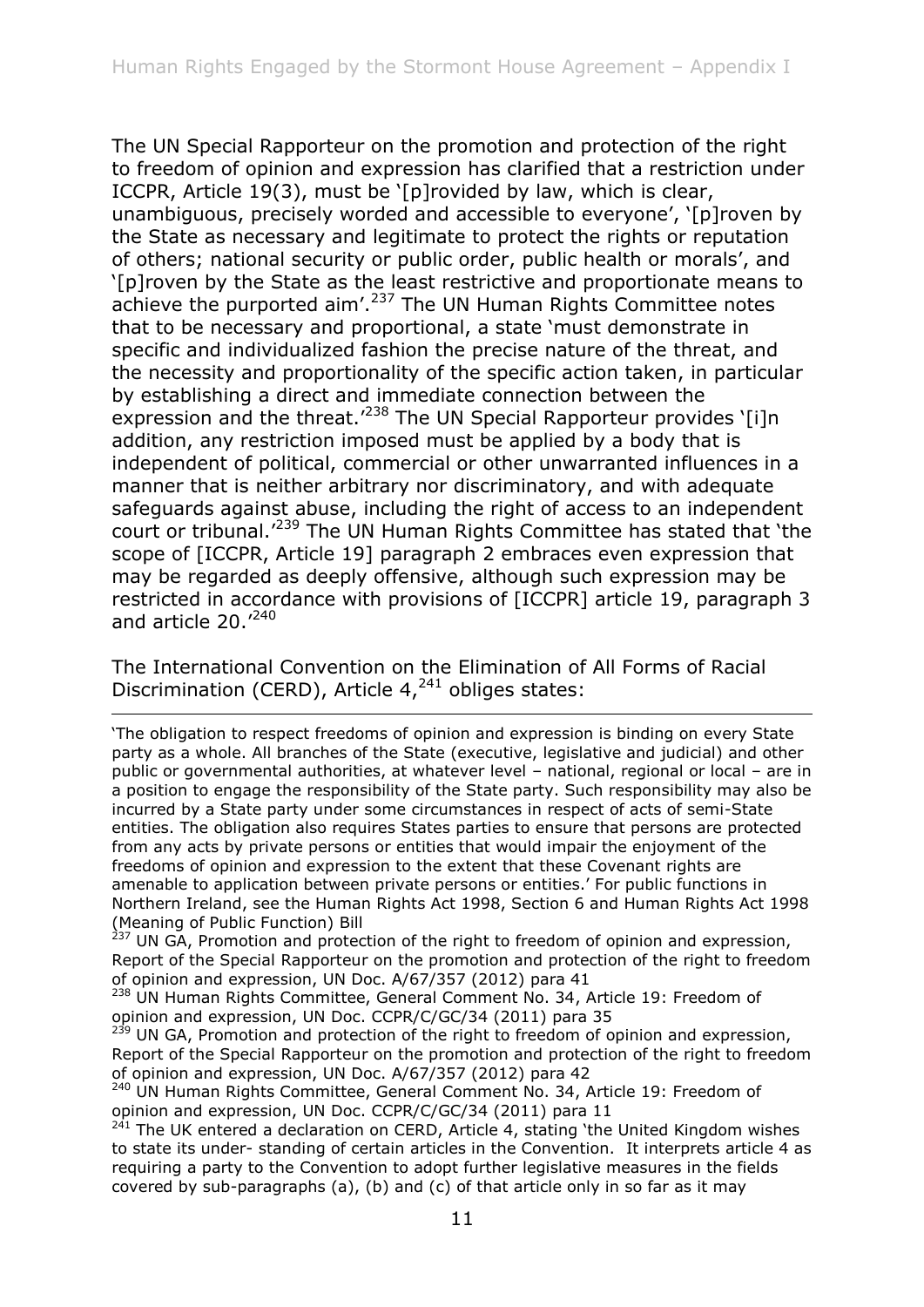The UN Special Rapporteur on the promotion and protection of the right to freedom of opinion and expression has clarified that a restriction under ICCPR, Article 19(3), must be '[p]rovided by law, which is clear, unambiguous, precisely worded and accessible to everyone', '[p]roven by the State as necessary and legitimate to protect the rights or reputation of others; national security or public order, public health or morals', and '[p]roven by the State as the least restrictive and proportionate means to achieve the purported aim'.[237] The UN Human Rights Committee notes that to be necessary and proportional, a state 'must demonstrate in specific and individualized fashion the precise nature of the threat, and the necessity and proportionality of the specific action taken, in particular by establishing a direct and immediate connection between the expression and the threat.'[238] The UN Special Rapporteur provides '[i]n addition, any restriction imposed must be applied by a body that is independent of political, commercial or other unwarranted influences in a manner that is neither arbitrary nor discriminatory, and with adequate safeguards against abuse, including the right of access to an independent court or tribunal.'[239] The UN Human Rights Committee has stated that 'the scope of [ICCPR, Article 19] paragraph 2 embraces even expression that may be regarded as deeply offensive, although such expression may be restricted in accordance with provisions of [ICCPR] article 19, paragraph 3 and article 20.'[240]

The International Convention on the Elimination of All Forms of Racial Discrimination (CERD), Article 4,[241] obliges states:

---

'The obligation to respect freedoms of opinion and expression is binding on every State party as a whole. All branches of the State (executive, legislative and judicial) and other public or governmental authorities, at whatever level – national, regional or local – are in a position to engage the responsibility of the State party. Such responsibility may also be incurred by a State party under some circumstances in respect of acts of semi-State entities. The obligation also requires States parties to ensure that persons are protected from any acts by private persons or entities that would impair the enjoyment of the freedoms of opinion and expression to the extent that these Covenant rights are amenable to application between private persons or entities.' For public functions in Northern Ireland, see the Human Rights Act 1998, Section 6 and Human Rights Act 1998 (Meaning of Public Function) Bill

[237] UN GA, Promotion and protection of the right to freedom of opinion and expression, Report of the Special Rapporteur on the promotion and protection of the right to freedom of opinion and expression, UN Doc. A/67/357 (2012) para 41

[238] UN Human Rights Committee, General Comment No. 34, Article 19: Freedom of opinion and expression, UN Doc. CCPR/C/GC/34 (2011) para 35

[239] UN GA, Promotion and protection of the right to freedom of opinion and expression, Report of the Special Rapporteur on the promotion and protection of the right to freedom of opinion and expression, UN Doc. A/67/357 (2012) para 42

[240] UN Human Rights Committee, General Comment No. 34, Article 19: Freedom of opinion and expression, UN Doc. CCPR/C/GC/34 (2011) para 11

[241] The UK entered a declaration on CERD, Article 4, stating 'the United Kingdom wishes to state its under- standing of certain articles in the Convention. It interprets article 4 as requiring a party to the Convention to adopt further legislative measures in the fields covered by sub-paragraphs (a), (b) and (c) of that article only in so far as it may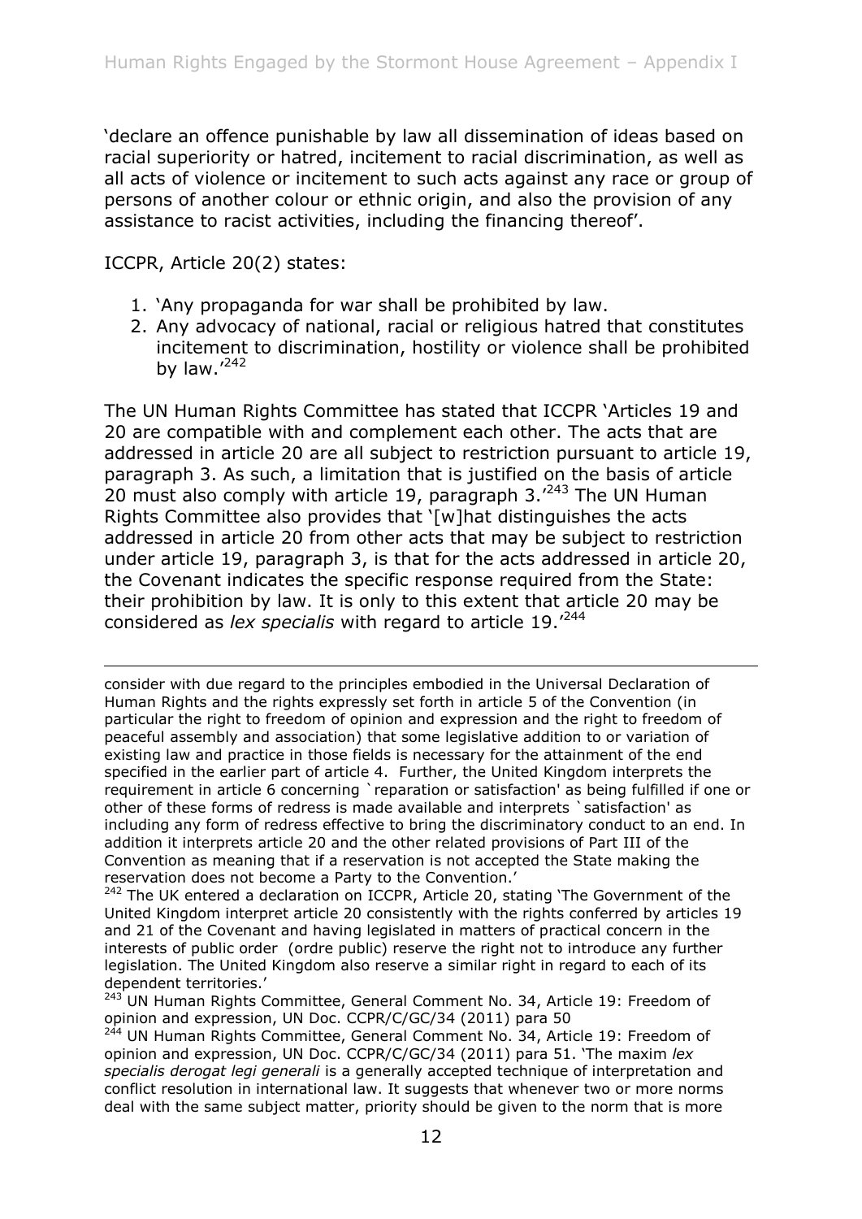'declare an offence punishable by law all dissemination of ideas based on racial superiority or hatred, incitement to racial discrimination, as well as all acts of violence or incitement to such acts against any race or group of persons of another colour or ethnic origin, and also the provision of any assistance to racist activities, including the financing thereof'.

ICCPR, Article 20(2) states:

1. 'Any propaganda for war shall be prohibited by law.
2. Any advocacy of national, racial or religious hatred that constitutes incitement to discrimination, hostility or violence shall be prohibited by law.'[242]

The UN Human Rights Committee has stated that ICCPR 'Articles 19 and 20 are compatible with and complement each other. The acts that are addressed in article 20 are all subject to restriction pursuant to article 19, paragraph 3. As such, a limitation that is justified on the basis of article 20 must also comply with article 19, paragraph 3.'[243] The UN Human Rights Committee also provides that '[w]hat distinguishes the acts addressed in article 20 from other acts that may be subject to restriction under article 19, paragraph 3, is that for the acts addressed in article 20, the Covenant indicates the specific response required from the State: their prohibition by law. It is only to this extent that article 20 may be considered as *lex specialis* with regard to article 19.'[244]

---

consider with due regard to the principles embodied in the Universal Declaration of Human Rights and the rights expressly set forth in article 5 of the Convention (in particular the right to freedom of opinion and expression and the right to freedom of peaceful assembly and association) that some legislative addition to or variation of existing law and practice in those fields is necessary for the attainment of the end specified in the earlier part of article 4. Further, the United Kingdom interprets the requirement in article 6 concerning `reparation or satisfaction' as being fulfilled if one or other of these forms of redress is made available and interprets `satisfaction' as including any form of redress effective to bring the discriminatory conduct to an end. In addition it interprets article 20 and the other related provisions of Part III of the Convention as meaning that if a reservation is not accepted the State making the reservation does not become a Party to the Convention.'

[242] The UK entered a declaration on ICCPR, Article 20, stating 'The Government of the United Kingdom interpret article 20 consistently with the rights conferred by articles 19 and 21 of the Covenant and having legislated in matters of practical concern in the interests of public order (ordre public) reserve the right not to introduce any further legislation. The United Kingdom also reserve a similar right in regard to each of its dependent territories.'

[243] UN Human Rights Committee, General Comment No. 34, Article 19: Freedom of opinion and expression, UN Doc. CCPR/C/GC/34 (2011) para 50

[244] UN Human Rights Committee, General Comment No. 34, Article 19: Freedom of opinion and expression, UN Doc. CCPR/C/GC/34 (2011) para 51. 'The maxim *lex specialis derogat legi generali* is a generally accepted technique of interpretation and conflict resolution in international law. It suggests that whenever two or more norms deal with the same subject matter, priority should be given to the norm that is more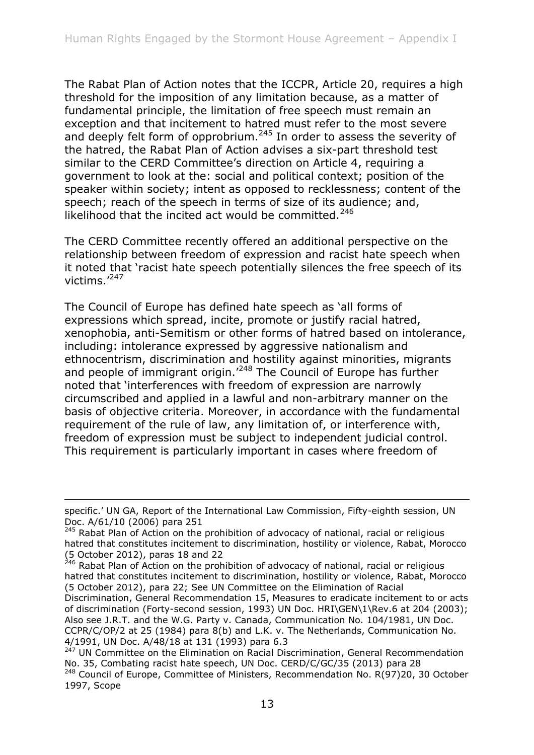The Rabat Plan of Action notes that the ICCPR, Article 20, requires a high threshold for the imposition of any limitation because, as a matter of fundamental principle, the limitation of free speech must remain an exception and that incitement to hatred must refer to the most severe and deeply felt form of opprobrium.[245] In order to assess the severity of the hatred, the Rabat Plan of Action advises a six-part threshold test similar to the CERD Committee's direction on Article 4, requiring a government to look at the: social and political context; position of the speaker within society; intent as opposed to recklessness; content of the speech; reach of the speech in terms of size of its audience; and, likelihood that the incited act would be committed.[246]

The CERD Committee recently offered an additional perspective on the relationship between freedom of expression and racist hate speech when it noted that 'racist hate speech potentially silences the free speech of its victims.'[247]

The Council of Europe has defined hate speech as 'all forms of expressions which spread, incite, promote or justify racial hatred, xenophobia, anti-Semitism or other forms of hatred based on intolerance, including: intolerance expressed by aggressive nationalism and ethnocentrism, discrimination and hostility against minorities, migrants and people of immigrant origin.'[248] The Council of Europe has further noted that 'interferences with freedom of expression are narrowly circumscribed and applied in a lawful and non-arbitrary manner on the basis of objective criteria. Moreover, in accordance with the fundamental requirement of the rule of law, any limitation of, or interference with, freedom of expression must be subject to independent judicial control. This requirement is particularly important in cases where freedom of

---

specific.' UN GA, Report of the International Law Commission, Fifty-eighth session, UN Doc. A/61/10 (2006) para 251

[245] Rabat Plan of Action on the prohibition of advocacy of national, racial or religious hatred that constitutes incitement to discrimination, hostility or violence, Rabat, Morocco (5 October 2012), paras 18 and 22

[246] Rabat Plan of Action on the prohibition of advocacy of national, racial or religious hatred that constitutes incitement to discrimination, hostility or violence, Rabat, Morocco (5 October 2012), para 22; See UN Committee on the Elimination of Racial Discrimination, General Recommendation 15, Measures to eradicate incitement to or acts of discrimination (Forty-second session, 1993) UN Doc. HRI\GEN\1\Rev.6 at 204 (2003); Also see J.R.T. and the W.G. Party v. Canada, Communication No. 104/1981, UN Doc. CCPR/C/OP/2 at 25 (1984) para 8(b) and L.K. v. The Netherlands, Communication No. 4/1991, UN Doc. A/48/18 at 131 (1993) para 6.3

[247] UN Committee on the Elimination on Racial Discrimination, General Recommendation No. 35, Combating racist hate speech, UN Doc. CERD/C/GC/35 (2013) para 28

[248] Council of Europe, Committee of Ministers, Recommendation No. R(97)20, 30 October 1997, Scope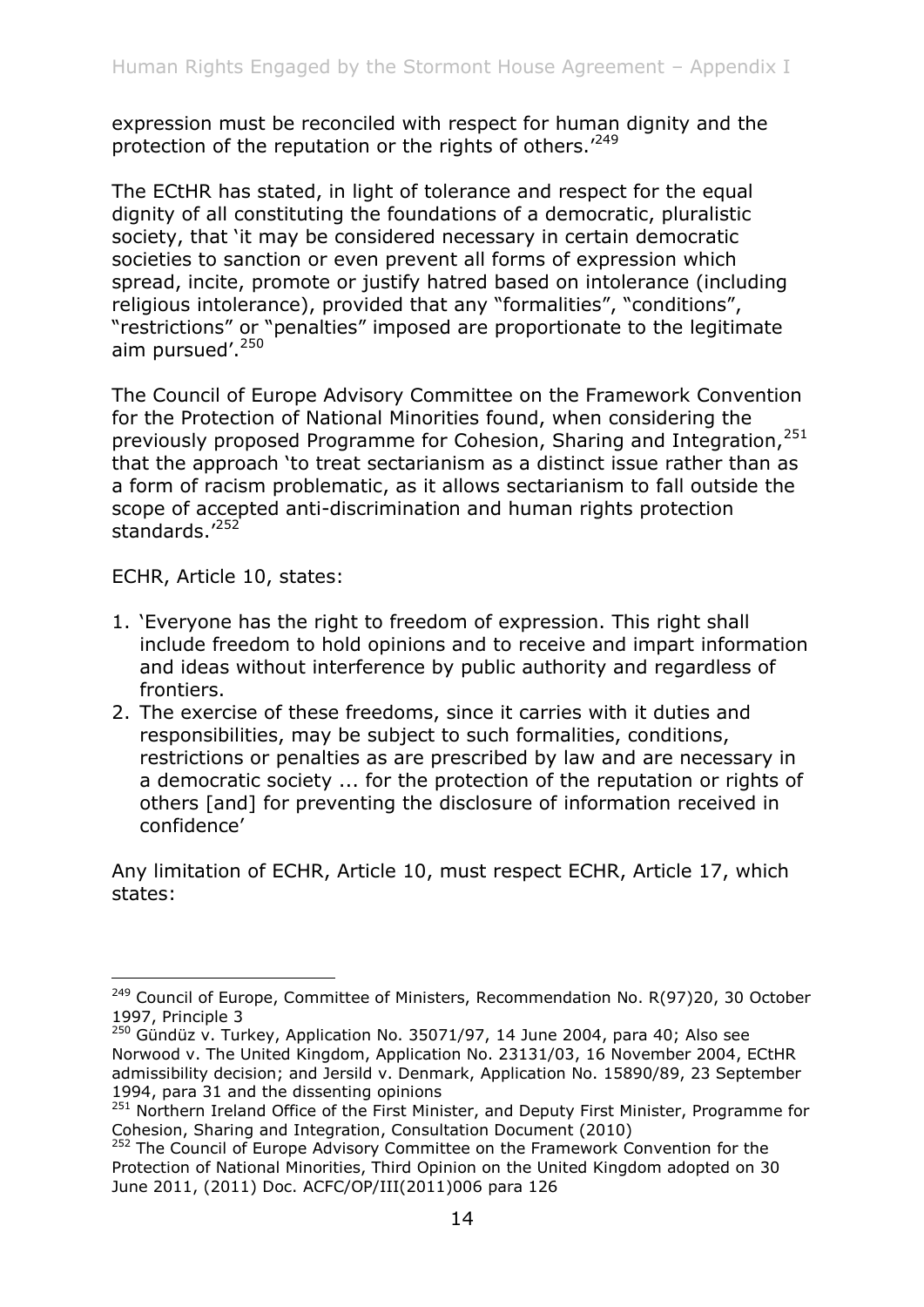expression must be reconciled with respect for human dignity and the protection of the reputation or the rights of others.'[249]

The ECtHR has stated, in light of tolerance and respect for the equal dignity of all constituting the foundations of a democratic, pluralistic society, that 'it may be considered necessary in certain democratic societies to sanction or even prevent all forms of expression which spread, incite, promote or justify hatred based on intolerance (including religious intolerance), provided that any "formalities", "conditions", "restrictions" or "penalties" imposed are proportionate to the legitimate aim pursued'.[250]

The Council of Europe Advisory Committee on the Framework Convention for the Protection of National Minorities found, when considering the previously proposed Programme for Cohesion, Sharing and Integration,[251] that the approach 'to treat sectarianism as a distinct issue rather than as a form of racism problematic, as it allows sectarianism to fall outside the scope of accepted anti-discrimination and human rights protection standards.'[252]

ECHR, Article 10, states:

1. 'Everyone has the right to freedom of expression. This right shall include freedom to hold opinions and to receive and impart information and ideas without interference by public authority and regardless of frontiers.
2. The exercise of these freedoms, since it carries with it duties and responsibilities, may be subject to such formalities, conditions, restrictions or penalties as are prescribed by law and are necessary in a democratic society ... for the protection of the reputation or rights of others [and] for preventing the disclosure of information received in confidence'

Any limitation of ECHR, Article 10, must respect ECHR, Article 17, which states:

---

[249] Council of Europe, Committee of Ministers, Recommendation No. R(97)20, 30 October 1997, Principle 3

[250] Gündüz v. Turkey, Application No. 35071/97, 14 June 2004, para 40; Also see Norwood v. The United Kingdom, Application No. 23131/03, 16 November 2004, ECtHR admissibility decision; and Jersild v. Denmark, Application No. 15890/89, 23 September 1994, para 31 and the dissenting opinions

[251] Northern Ireland Office of the First Minister, and Deputy First Minister, Programme for Cohesion, Sharing and Integration, Consultation Document (2010)

[252] The Council of Europe Advisory Committee on the Framework Convention for the Protection of National Minorities, Third Opinion on the United Kingdom adopted on 30 June 2011, (2011) Doc. ACFC/OP/III(2011)006 para 126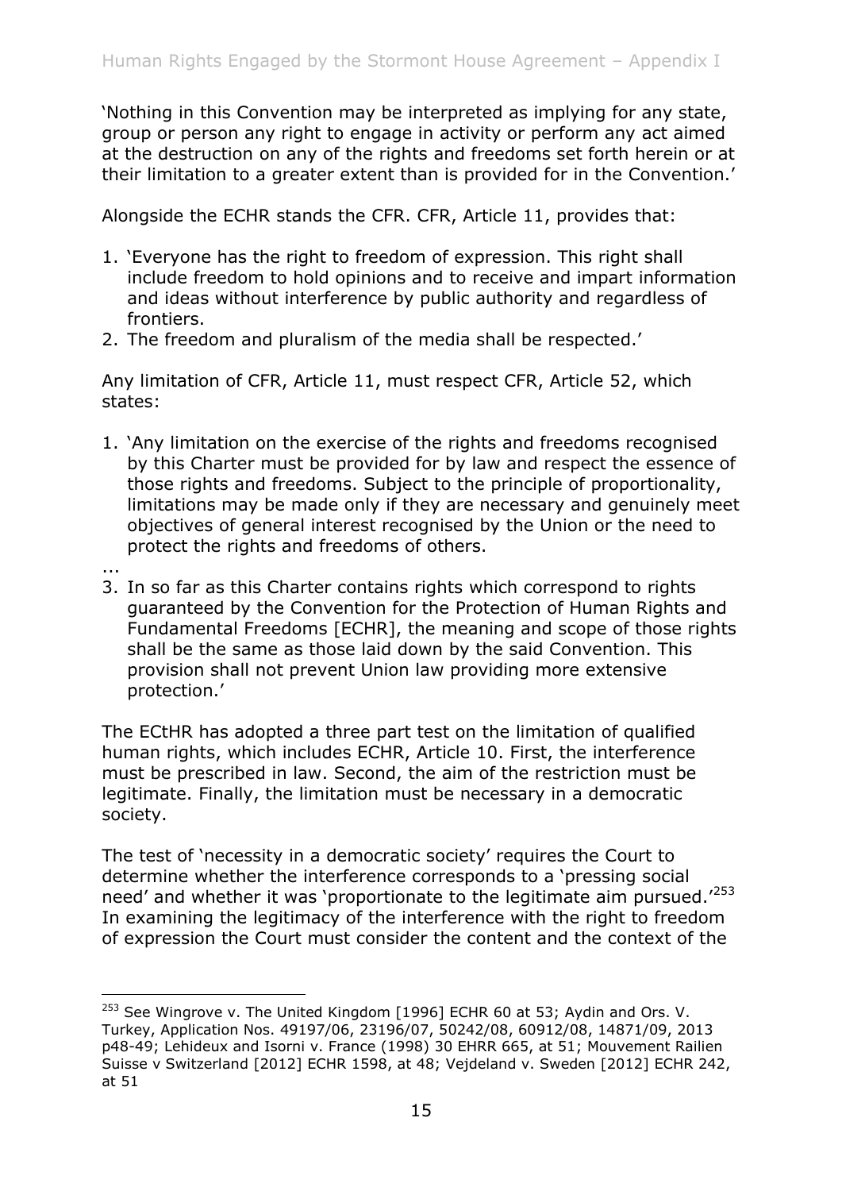'Nothing in this Convention may be interpreted as implying for any state, group or person any right to engage in activity or perform any act aimed at the destruction on any of the rights and freedoms set forth herein or at their limitation to a greater extent than is provided for in the Convention.'

Alongside the ECHR stands the CFR. CFR, Article 11, provides that:

1. 'Everyone has the right to freedom of expression. This right shall include freedom to hold opinions and to receive and impart information and ideas without interference by public authority and regardless of frontiers.
2. The freedom and pluralism of the media shall be respected.'

Any limitation of CFR, Article 11, must respect CFR, Article 52, which states:

1. 'Any limitation on the exercise of the rights and freedoms recognised by this Charter must be provided for by law and respect the essence of those rights and freedoms. Subject to the principle of proportionality, limitations may be made only if they are necessary and genuinely meet objectives of general interest recognised by the Union or the need to protect the rights and freedoms of others.

...

3. In so far as this Charter contains rights which correspond to rights guaranteed by the Convention for the Protection of Human Rights and Fundamental Freedoms [ECHR], the meaning and scope of those rights shall be the same as those laid down by the said Convention. This provision shall not prevent Union law providing more extensive protection.'

The ECtHR has adopted a three part test on the limitation of qualified human rights, which includes ECHR, Article 10. First, the interference must be prescribed in law. Second, the aim of the restriction must be legitimate. Finally, the limitation must be necessary in a democratic society.

The test of 'necessity in a democratic society' requires the Court to determine whether the interference corresponds to a 'pressing social need' and whether it was 'proportionate to the legitimate aim pursued.'[253] In examining the legitimacy of the interference with the right to freedom of expression the Court must consider the content and the context of the

---

[253] See Wingrove v. The United Kingdom [1996] ECHR 60 at 53; Aydin and Ors. V. Turkey, Application Nos. 49197/06, 23196/07, 50242/08, 60912/08, 14871/09, 2013 p48-49; Lehideux and Isorni v. France (1998) 30 EHRR 665, at 51; Mouvement Railien Suisse v Switzerland [2012] ECHR 1598, at 48; Vejdeland v. Sweden [2012] ECHR 242, at 51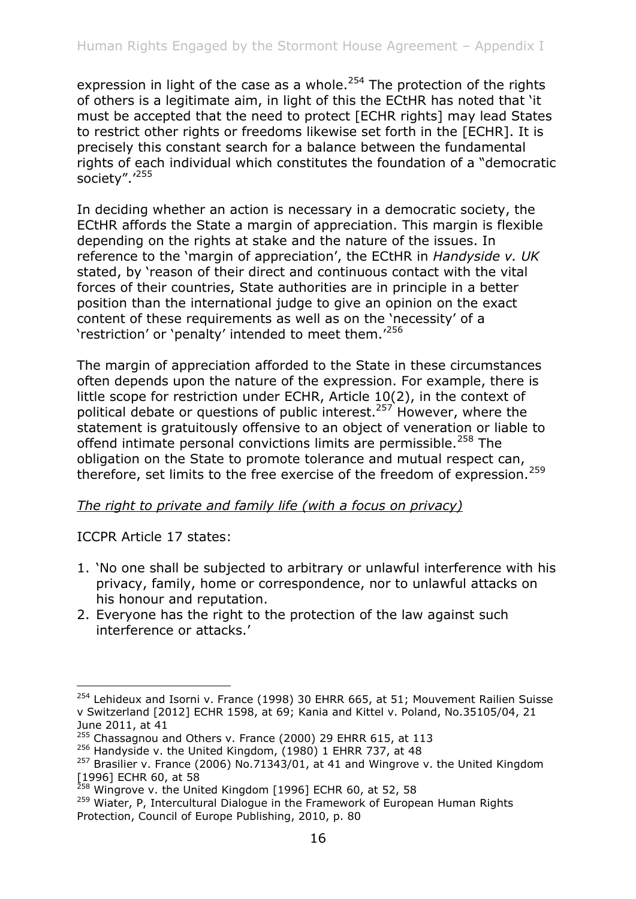expression in light of the case as a whole.[254] The protection of the rights of others is a legitimate aim, in light of this the ECtHR has noted that 'it must be accepted that the need to protect [ECHR rights] may lead States to restrict other rights or freedoms likewise set forth in the [ECHR]. It is precisely this constant search for a balance between the fundamental rights of each individual which constitutes the foundation of a "democratic society".'[255]

In deciding whether an action is necessary in a democratic society, the ECtHR affords the State a margin of appreciation. This margin is flexible depending on the rights at stake and the nature of the issues. In reference to the 'margin of appreciation', the ECtHR in *Handyside v. UK* stated, by 'reason of their direct and continuous contact with the vital forces of their countries, State authorities are in principle in a better position than the international judge to give an opinion on the exact content of these requirements as well as on the 'necessity' of a 'restriction' or 'penalty' intended to meet them.'[256]

The margin of appreciation afforded to the State in these circumstances often depends upon the nature of the expression. For example, there is little scope for restriction under ECHR, Article 10(2), in the context of political debate or questions of public interest.[257] However, where the statement is gratuitously offensive to an object of veneration or liable to offend intimate personal convictions limits are permissible.[258] The obligation on the State to promote tolerance and mutual respect can, therefore, set limits to the free exercise of the freedom of expression.[259]

*The right to private and family life (with a focus on privacy)*

ICCPR Article 17 states:

1. 'No one shall be subjected to arbitrary or unlawful interference with his privacy, family, home or correspondence, nor to unlawful attacks on his honour and reputation.
2. Everyone has the right to the protection of the law against such interference or attacks.'

---

[254] Lehideux and Isorni v. France (1998) 30 EHRR 665, at 51; Mouvement Railien Suisse v Switzerland [2012] ECHR 1598, at 69; Kania and Kittel v. Poland, No.35105/04, 21 June 2011, at 41

[255] Chassagnou and Others v. France (2000) 29 EHRR 615, at 113

[256] Handyside v. the United Kingdom, (1980) 1 EHRR 737, at 48

[257] Brasilier v. France (2006) No.71343/01, at 41 and Wingrove v. the United Kingdom [1996] ECHR 60, at 58

[258] Wingrove v. the United Kingdom [1996] ECHR 60, at 52, 58

[259] Wiater, P, Intercultural Dialogue in the Framework of European Human Rights Protection, Council of Europe Publishing, 2010, p. 80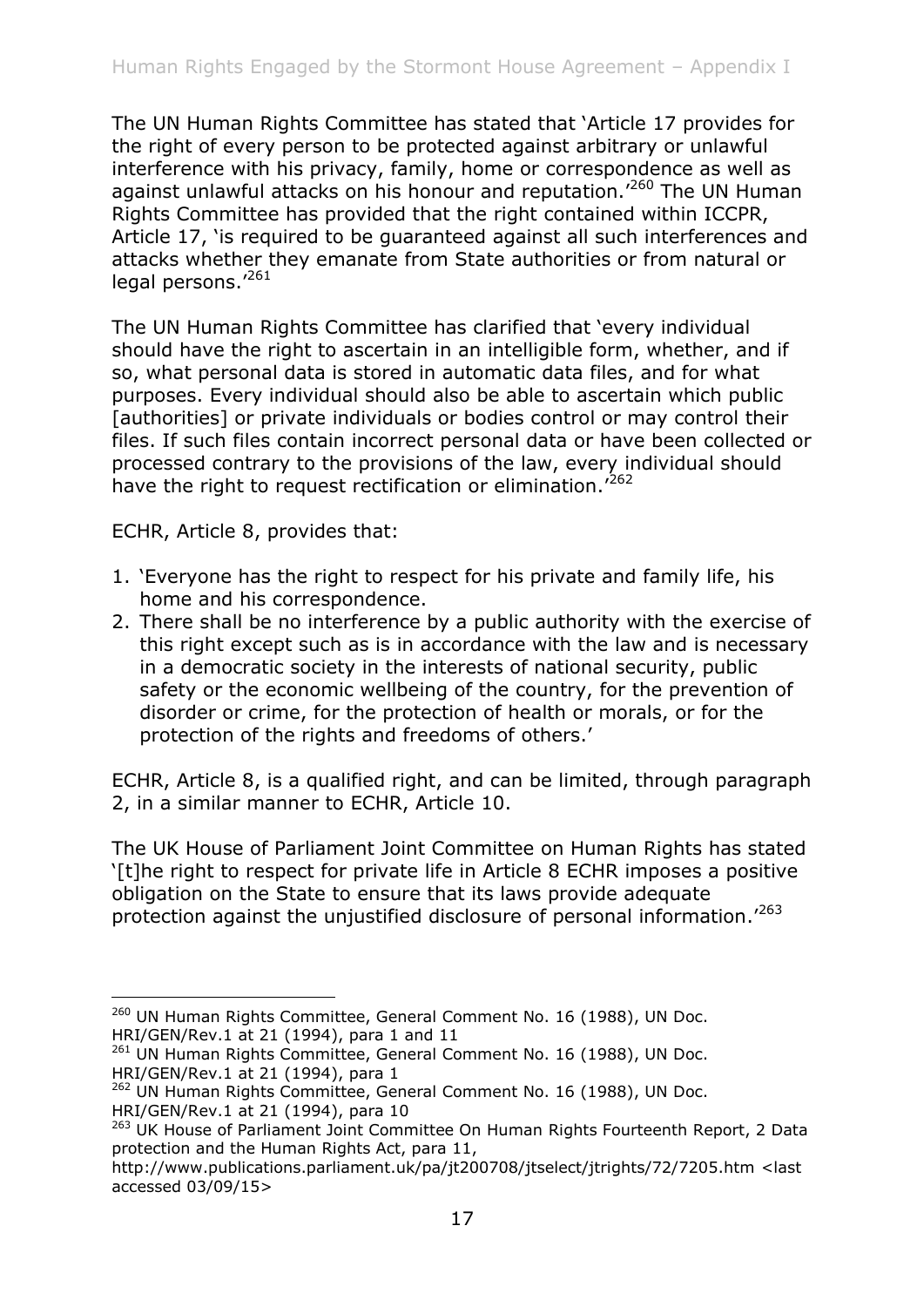The UN Human Rights Committee has stated that 'Article 17 provides for the right of every person to be protected against arbitrary or unlawful interference with his privacy, family, home or correspondence as well as against unlawful attacks on his honour and reputation.'[260] The UN Human Rights Committee has provided that the right contained within ICCPR, Article 17, 'is required to be guaranteed against all such interferences and attacks whether they emanate from State authorities or from natural or legal persons.'[261]

The UN Human Rights Committee has clarified that 'every individual should have the right to ascertain in an intelligible form, whether, and if so, what personal data is stored in automatic data files, and for what purposes. Every individual should also be able to ascertain which public [authorities] or private individuals or bodies control or may control their files. If such files contain incorrect personal data or have been collected or processed contrary to the provisions of the law, every individual should have the right to request rectification or elimination.'[262]

ECHR, Article 8, provides that:

1. 'Everyone has the right to respect for his private and family life, his home and his correspondence.
2. There shall be no interference by a public authority with the exercise of this right except such as is in accordance with the law and is necessary in a democratic society in the interests of national security, public safety or the economic wellbeing of the country, for the prevention of disorder or crime, for the protection of health or morals, or for the protection of the rights and freedoms of others.'

ECHR, Article 8, is a qualified right, and can be limited, through paragraph 2, in a similar manner to ECHR, Article 10.

The UK House of Parliament Joint Committee on Human Rights has stated '[t]he right to respect for private life in Article 8 ECHR imposes a positive obligation on the State to ensure that its laws provide adequate protection against the unjustified disclosure of personal information.'[263]

---

[260] UN Human Rights Committee, General Comment No. 16 (1988), UN Doc. HRI/GEN/Rev.1 at 21 (1994), para 1 and 11

[261] UN Human Rights Committee, General Comment No. 16 (1988), UN Doc. HRI/GEN/Rev.1 at 21 (1994), para 1

[262] UN Human Rights Committee, General Comment No. 16 (1988), UN Doc. HRI/GEN/Rev.1 at 21 (1994), para 10

[263] UK House of Parliament Joint Committee On Human Rights Fourteenth Report, 2 Data protection and the Human Rights Act, para 11, http://www.publications.parliament.uk/pa/jt200708/jtselect/jtrights/72/7205.htm <last accessed 03/09/15>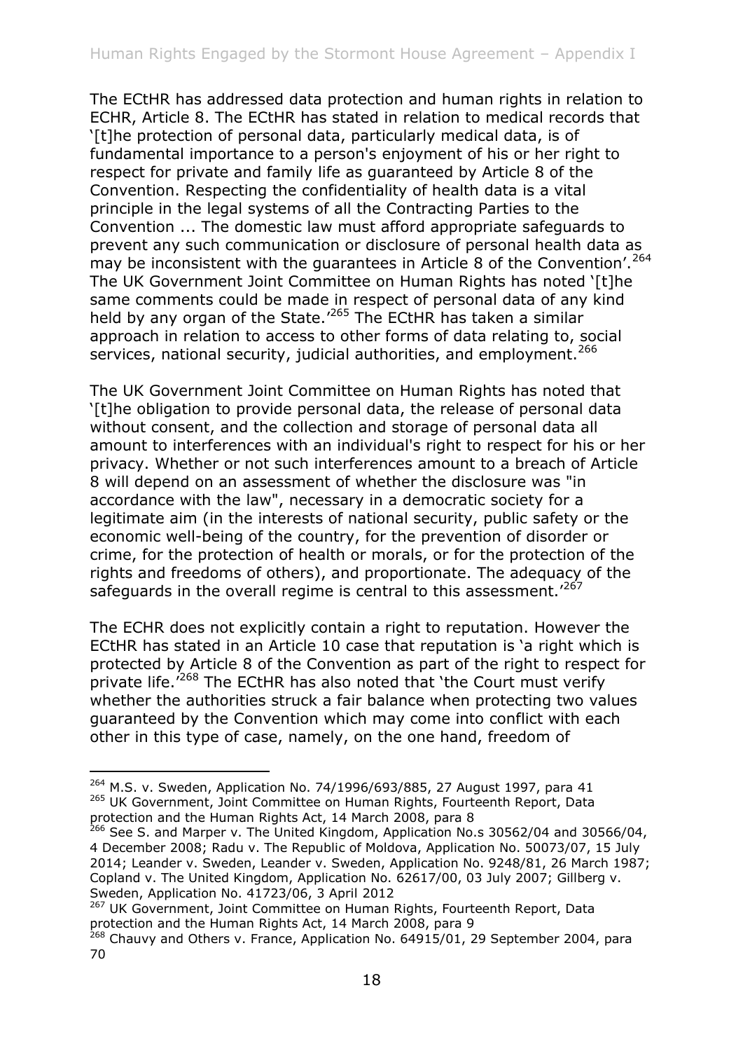The ECtHR has addressed data protection and human rights in relation to ECHR, Article 8. The ECtHR has stated in relation to medical records that '[t]he protection of personal data, particularly medical data, is of fundamental importance to a person's enjoyment of his or her right to respect for private and family life as guaranteed by Article 8 of the Convention. Respecting the confidentiality of health data is a vital principle in the legal systems of all the Contracting Parties to the Convention ... The domestic law must afford appropriate safeguards to prevent any such communication or disclosure of personal health data as may be inconsistent with the guarantees in Article 8 of the Convention'.[264] The UK Government Joint Committee on Human Rights has noted '[t]he same comments could be made in respect of personal data of any kind held by any organ of the State.'[265] The ECtHR has taken a similar approach in relation to access to other forms of data relating to, social services, national security, judicial authorities, and employment.[266]

The UK Government Joint Committee on Human Rights has noted that '[t]he obligation to provide personal data, the release of personal data without consent, and the collection and storage of personal data all amount to interferences with an individual's right to respect for his or her privacy. Whether or not such interferences amount to a breach of Article 8 will depend on an assessment of whether the disclosure was "in accordance with the law", necessary in a democratic society for a legitimate aim (in the interests of national security, public safety or the economic well-being of the country, for the prevention of disorder or crime, for the protection of health or morals, or for the protection of the rights and freedoms of others), and proportionate. The adequacy of the safeguards in the overall regime is central to this assessment.'[267]

The ECHR does not explicitly contain a right to reputation. However the ECtHR has stated in an Article 10 case that reputation is 'a right which is protected by Article 8 of the Convention as part of the right to respect for private life.'[268] The ECtHR has also noted that 'the Court must verify whether the authorities struck a fair balance when protecting two values guaranteed by the Convention which may come into conflict with each other in this type of case, namely, on the one hand, freedom of

---

[264] M.S. v. Sweden, Application No. 74/1996/693/885, 27 August 1997, para 41

[265] UK Government, Joint Committee on Human Rights, Fourteenth Report, Data protection and the Human Rights Act, 14 March 2008, para 8

[266] See S. and Marper v. The United Kingdom, Application No.s 30562/04 and 30566/04, 4 December 2008; Radu v. The Republic of Moldova, Application No. 50073/07, 15 July 2014; Leander v. Sweden, Leander v. Sweden, Application No. 9248/81, 26 March 1987; Copland v. The United Kingdom, Application No. 62617/00, 03 July 2007; Gillberg v. Sweden, Application No. 41723/06, 3 April 2012

[267] UK Government, Joint Committee on Human Rights, Fourteenth Report, Data protection and the Human Rights Act, 14 March 2008, para 9

[268] Chauvy and Others v. France, Application No. 64915/01, 29 September 2004, para 70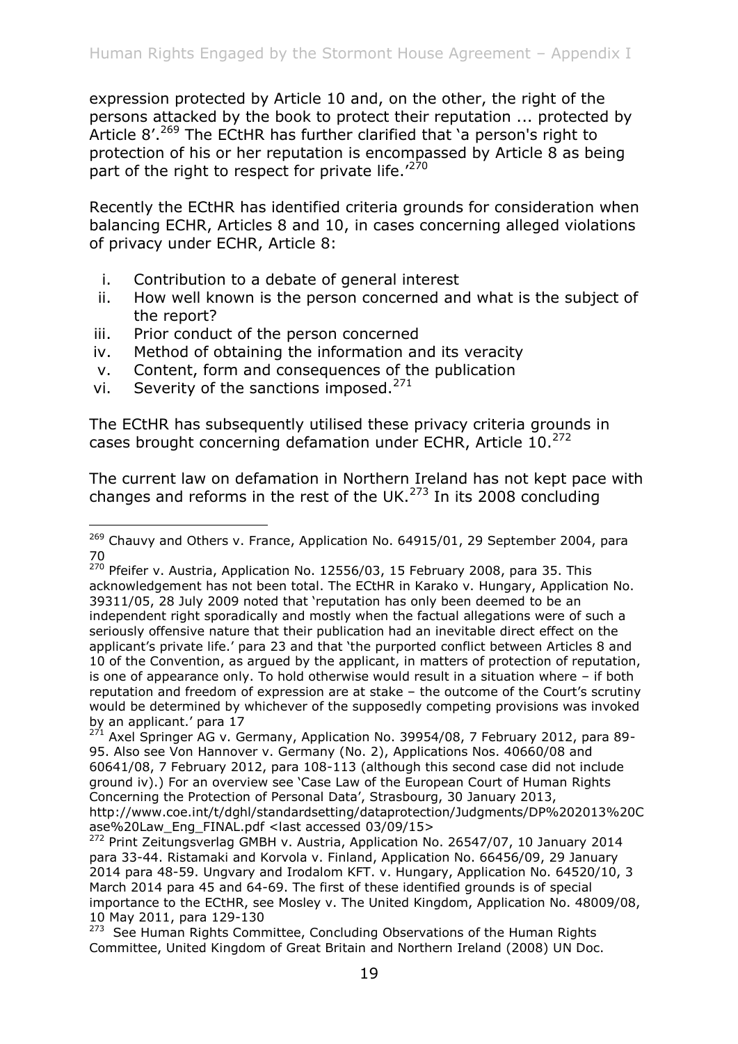expression protected by Article 10 and, on the other, the right of the persons attacked by the book to protect their reputation ... protected by Article 8'.[269] The ECtHR has further clarified that 'a person's right to protection of his or her reputation is encompassed by Article 8 as being part of the right to respect for private life.'[270]

Recently the ECtHR has identified criteria grounds for consideration when balancing ECHR, Articles 8 and 10, in cases concerning alleged violations of privacy under ECHR, Article 8:

i. Contribution to a debate of general interest
ii. How well known is the person concerned and what is the subject of the report?
iii. Prior conduct of the person concerned
iv. Method of obtaining the information and its veracity
v. Content, form and consequences of the publication
vi. Severity of the sanctions imposed.[271]

The ECtHR has subsequently utilised these privacy criteria grounds in cases brought concerning defamation under ECHR, Article 10.[272]

The current law on defamation in Northern Ireland has not kept pace with changes and reforms in the rest of the UK.[273] In its 2008 concluding

---

[269] Chauvy and Others v. France, Application No. 64915/01, 29 September 2004, para 70

[270] Pfeifer v. Austria, Application No. 12556/03, 15 February 2008, para 35. This acknowledgement has not been total. The ECtHR in Karako v. Hungary, Application No. 39311/05, 28 July 2009 noted that 'reputation has only been deemed to be an independent right sporadically and mostly when the factual allegations were of such a seriously offensive nature that their publication had an inevitable direct effect on the applicant's private life.' para 23 and that 'the purported conflict between Articles 8 and 10 of the Convention, as argued by the applicant, in matters of protection of reputation, is one of appearance only. To hold otherwise would result in a situation where – if both reputation and freedom of expression are at stake – the outcome of the Court's scrutiny would be determined by whichever of the supposedly competing provisions was invoked by an applicant.' para 17

[271] Axel Springer AG v. Germany, Application No. 39954/08, 7 February 2012, para 89-95. Also see Von Hannover v. Germany (No. 2), Applications Nos. 40660/08 and 60641/08, 7 February 2012, para 108-113 (although this second case did not include ground iv).) For an overview see 'Case Law of the European Court of Human Rights Concerning the Protection of Personal Data', Strasbourg, 30 January 2013, http://www.coe.int/t/dghl/standardsetting/dataprotection/Judgments/DP%202013%20Case%20Law_Eng_FINAL.pdf <last accessed 03/09/15>

[272] Print Zeitungsverlag GMBH v. Austria, Application No. 26547/07, 10 January 2014 para 33-44. Ristamaki and Korvola v. Finland, Application No. 66456/09, 29 January 2014 para 48-59. Ungvary and Irodalom KFT. v. Hungary, Application No. 64520/10, 3 March 2014 para 45 and 64-69. The first of these identified grounds is of special importance to the ECtHR, see Mosley v. The United Kingdom, Application No. 48009/08, 10 May 2011, para 129-130

[273] See Human Rights Committee, Concluding Observations of the Human Rights Committee, United Kingdom of Great Britain and Northern Ireland (2008) UN Doc.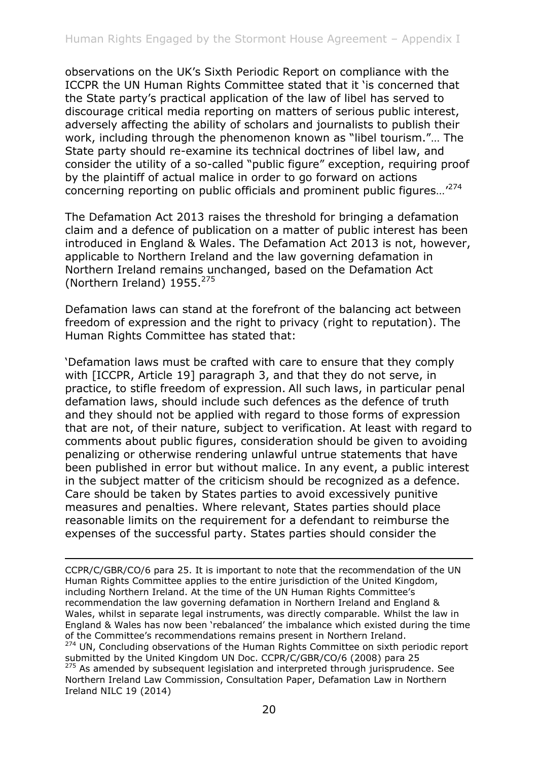observations on the UK's Sixth Periodic Report on compliance with the ICCPR the UN Human Rights Committee stated that it 'is concerned that the State party's practical application of the law of libel has served to discourage critical media reporting on matters of serious public interest, adversely affecting the ability of scholars and journalists to publish their work, including through the phenomenon known as "libel tourism."… The State party should re-examine its technical doctrines of libel law, and consider the utility of a so-called "public figure" exception, requiring proof by the plaintiff of actual malice in order to go forward on actions concerning reporting on public officials and prominent public figures…'[274]

The Defamation Act 2013 raises the threshold for bringing a defamation claim and a defence of publication on a matter of public interest has been introduced in England & Wales. The Defamation Act 2013 is not, however, applicable to Northern Ireland and the law governing defamation in Northern Ireland remains unchanged, based on the Defamation Act (Northern Ireland) 1955.[275]

Defamation laws can stand at the forefront of the balancing act between freedom of expression and the right to privacy (right to reputation). The Human Rights Committee has stated that:

'Defamation laws must be crafted with care to ensure that they comply with [ICCPR, Article 19] paragraph 3, and that they do not serve, in practice, to stifle freedom of expression. All such laws, in particular penal defamation laws, should include such defences as the defence of truth and they should not be applied with regard to those forms of expression that are not, of their nature, subject to verification. At least with regard to comments about public figures, consideration should be given to avoiding penalizing or otherwise rendering unlawful untrue statements that have been published in error but without malice. In any event, a public interest in the subject matter of the criticism should be recognized as a defence. Care should be taken by States parties to avoid excessively punitive measures and penalties. Where relevant, States parties should place reasonable limits on the requirement for a defendant to reimburse the expenses of the successful party. States parties should consider the

---

CCPR/C/GBR/CO/6 para 25. It is important to note that the recommendation of the UN Human Rights Committee applies to the entire jurisdiction of the United Kingdom, including Northern Ireland. At the time of the UN Human Rights Committee's recommendation the law governing defamation in Northern Ireland and England & Wales, whilst in separate legal instruments, was directly comparable. Whilst the law in England & Wales has now been 'rebalanced' the imbalance which existed during the time of the Committee's recommendations remains present in Northern Ireland.

[274] UN, Concluding observations of the Human Rights Committee on sixth periodic report submitted by the United Kingdom UN Doc. CCPR/C/GBR/CO/6 (2008) para 25

[275] As amended by subsequent legislation and interpreted through jurisprudence. See Northern Ireland Law Commission, Consultation Paper, Defamation Law in Northern Ireland NILC 19 (2014)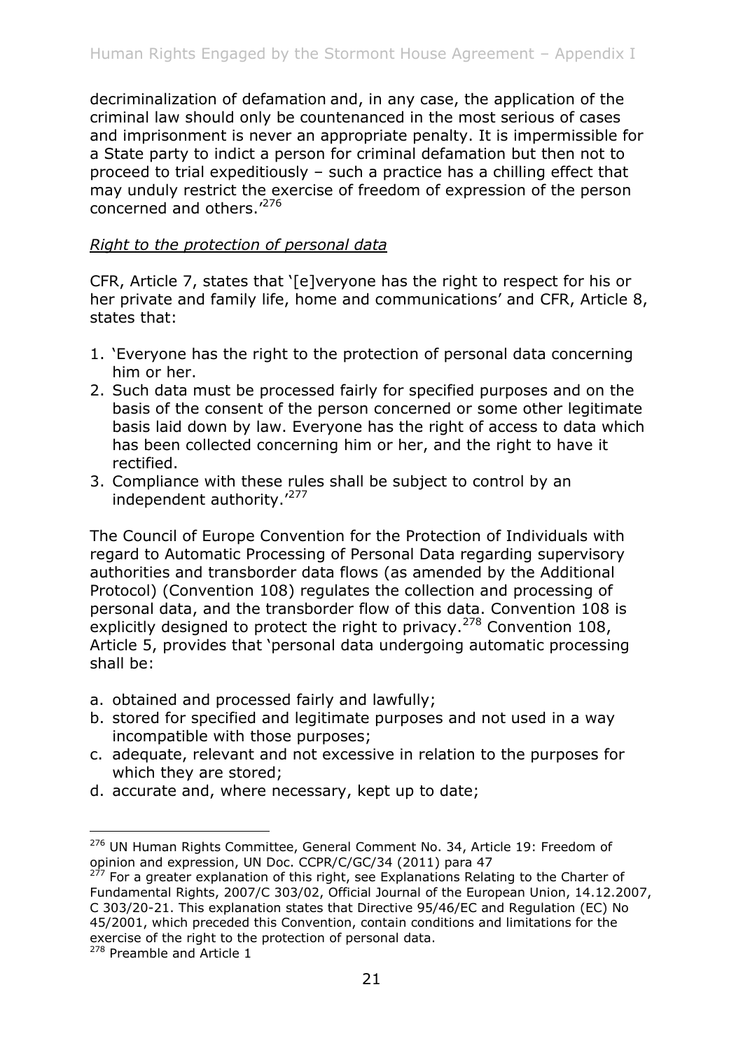decriminalization of defamation and, in any case, the application of the criminal law should only be countenanced in the most serious of cases and imprisonment is never an appropriate penalty. It is impermissible for a State party to indict a person for criminal defamation but then not to proceed to trial expeditiously – such a practice has a chilling effect that may unduly restrict the exercise of freedom of expression of the person concerned and others.'[276]

*Right to the protection of personal data*

CFR, Article 7, states that '[e]veryone has the right to respect for his or her private and family life, home and communications' and CFR, Article 8, states that:

1. 'Everyone has the right to the protection of personal data concerning him or her.
2. Such data must be processed fairly for specified purposes and on the basis of the consent of the person concerned or some other legitimate basis laid down by law. Everyone has the right of access to data which has been collected concerning him or her, and the right to have it rectified.
3. Compliance with these rules shall be subject to control by an independent authority.'[277]

The Council of Europe Convention for the Protection of Individuals with regard to Automatic Processing of Personal Data regarding supervisory authorities and transborder data flows (as amended by the Additional Protocol) (Convention 108) regulates the collection and processing of personal data, and the transborder flow of this data. Convention 108 is explicitly designed to protect the right to privacy.[278] Convention 108, Article 5, provides that 'personal data undergoing automatic processing shall be:

a. obtained and processed fairly and lawfully;
b. stored for specified and legitimate purposes and not used in a way incompatible with those purposes;
c. adequate, relevant and not excessive in relation to the purposes for which they are stored;
d. accurate and, where necessary, kept up to date;

---

[276] UN Human Rights Committee, General Comment No. 34, Article 19: Freedom of opinion and expression, UN Doc. CCPR/C/GC/34 (2011) para 47

[277] For a greater explanation of this right, see Explanations Relating to the Charter of Fundamental Rights, 2007/C 303/02, Official Journal of the European Union, 14.12.2007, C 303/20-21. This explanation states that Directive 95/46/EC and Regulation (EC) No 45/2001, which preceded this Convention, contain conditions and limitations for the exercise of the right to the protection of personal data.

[278] Preamble and Article 1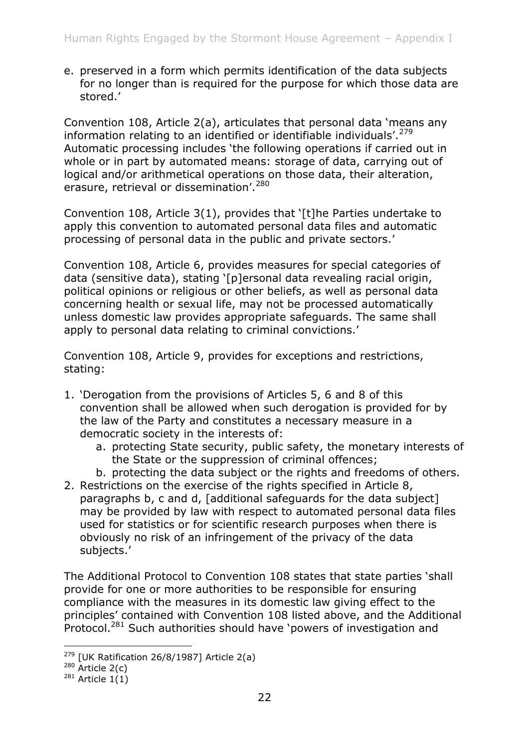e. preserved in a form which permits identification of the data subjects for no longer than is required for the purpose for which those data are stored.'

Convention 108, Article 2(a), articulates that personal data 'means any information relating to an identified or identifiable individuals'.[279] Automatic processing includes 'the following operations if carried out in whole or in part by automated means: storage of data, carrying out of logical and/or arithmetical operations on those data, their alteration, erasure, retrieval or dissemination'.[280]

Convention 108, Article 3(1), provides that '[t]he Parties undertake to apply this convention to automated personal data files and automatic processing of personal data in the public and private sectors.'

Convention 108, Article 6, provides measures for special categories of data (sensitive data), stating '[p]ersonal data revealing racial origin, political opinions or religious or other beliefs, as well as personal data concerning health or sexual life, may not be processed automatically unless domestic law provides appropriate safeguards. The same shall apply to personal data relating to criminal convictions.'

Convention 108, Article 9, provides for exceptions and restrictions, stating:

1. 'Derogation from the provisions of Articles 5, 6 and 8 of this convention shall be allowed when such derogation is provided for by the law of the Party and constitutes a necessary measure in a democratic society in the interests of:
    a. protecting State security, public safety, the monetary interests of the State or the suppression of criminal offences;
    b. protecting the data subject or the rights and freedoms of others.
2. Restrictions on the exercise of the rights specified in Article 8, paragraphs b, c and d, [additional safeguards for the data subject] may be provided by law with respect to automated personal data files used for statistics or for scientific research purposes when there is obviously no risk of an infringement of the privacy of the data subjects.'

The Additional Protocol to Convention 108 states that state parties 'shall provide for one or more authorities to be responsible for ensuring compliance with the measures in its domestic law giving effect to the principles' contained with Convention 108 listed above, and the Additional Protocol.[281] Such authorities should have 'powers of investigation and

---

[279] [UK Ratification 26/8/1987] Article 2(a)

[280] Article 2(c)

[281] Article 1(1)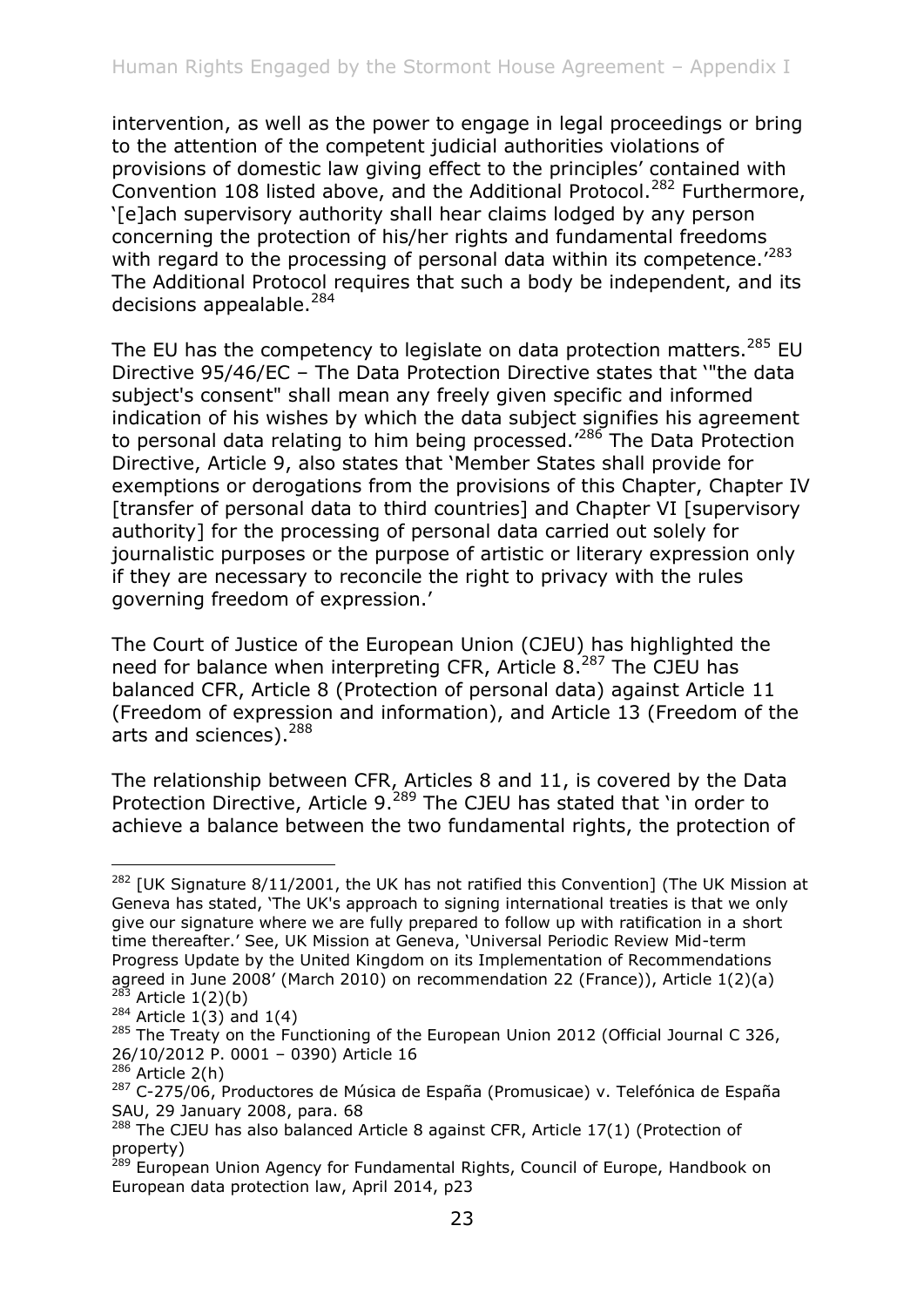intervention, as well as the power to engage in legal proceedings or bring to the attention of the competent judicial authorities violations of provisions of domestic law giving effect to the principles' contained with Convention 108 listed above, and the Additional Protocol.[282] Furthermore, '[e]ach supervisory authority shall hear claims lodged by any person concerning the protection of his/her rights and fundamental freedoms with regard to the processing of personal data within its competence.'[283] The Additional Protocol requires that such a body be independent, and its decisions appealable.[284]

The EU has the competency to legislate on data protection matters.[285] EU Directive 95/46/EC – The Data Protection Directive states that '"the data subject's consent" shall mean any freely given specific and informed indication of his wishes by which the data subject signifies his agreement to personal data relating to him being processed.'[286] The Data Protection Directive, Article 9, also states that 'Member States shall provide for exemptions or derogations from the provisions of this Chapter, Chapter IV [transfer of personal data to third countries] and Chapter VI [supervisory authority] for the processing of personal data carried out solely for journalistic purposes or the purpose of artistic or literary expression only if they are necessary to reconcile the right to privacy with the rules governing freedom of expression.'

The Court of Justice of the European Union (CJEU) has highlighted the need for balance when interpreting CFR, Article 8.[287] The CJEU has balanced CFR, Article 8 (Protection of personal data) against Article 11 (Freedom of expression and information), and Article 13 (Freedom of the arts and sciences).[288]

The relationship between CFR, Articles 8 and 11, is covered by the Data Protection Directive, Article 9.[289] The CJEU has stated that 'in order to achieve a balance between the two fundamental rights, the protection of

---

[282] [UK Signature 8/11/2001, the UK has not ratified this Convention] (The UK Mission at Geneva has stated, 'The UK's approach to signing international treaties is that we only give our signature where we are fully prepared to follow up with ratification in a short time thereafter.' See, UK Mission at Geneva, 'Universal Periodic Review Mid-term Progress Update by the United Kingdom on its Implementation of Recommendations agreed in June 2008' (March 2010) on recommendation 22 (France)), Article 1(2)(a)

[283] Article 1(2)(b)

[284] Article 1(3) and 1(4)

[285] The Treaty on the Functioning of the European Union 2012 (Official Journal C 326, 26/10/2012 P. 0001 – 0390) Article 16

[286] Article 2(h)

[287] C-275/06, Productores de Música de España (Promusicae) v. Telefónica de España SAU, 29 January 2008, para. 68

[288] The CJEU has also balanced Article 8 against CFR, Article 17(1) (Protection of property)

[289] European Union Agency for Fundamental Rights, Council of Europe, Handbook on European data protection law, April 2014, p23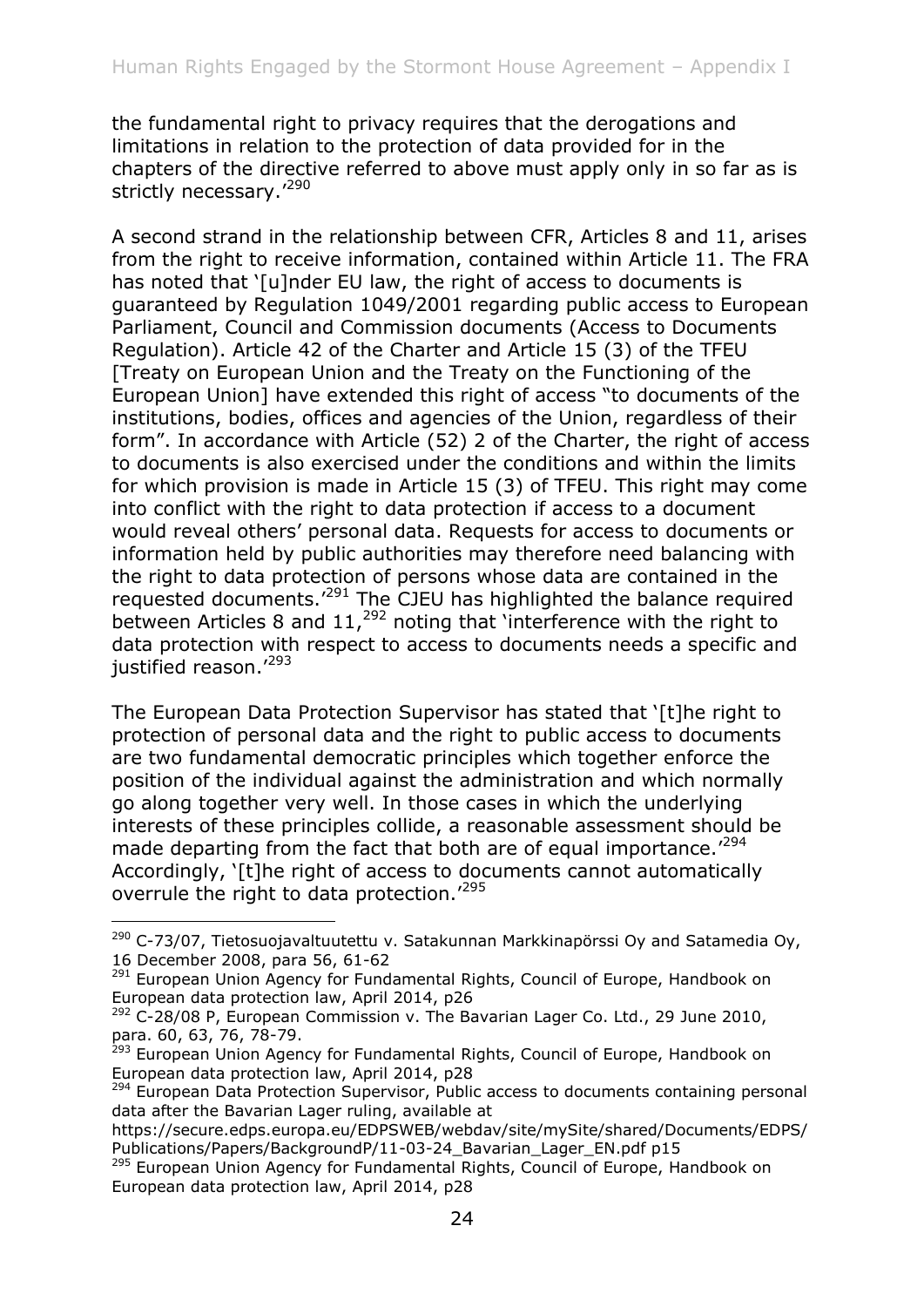the fundamental right to privacy requires that the derogations and limitations in relation to the protection of data provided for in the chapters of the directive referred to above must apply only in so far as is strictly necessary.'[290]

A second strand in the relationship between CFR, Articles 8 and 11, arises from the right to receive information, contained within Article 11. The FRA has noted that '[u]nder EU law, the right of access to documents is guaranteed by Regulation 1049/2001 regarding public access to European Parliament, Council and Commission documents (Access to Documents Regulation). Article 42 of the Charter and Article 15 (3) of the TFEU [Treaty on European Union and the Treaty on the Functioning of the European Union] have extended this right of access "to documents of the institutions, bodies, offices and agencies of the Union, regardless of their form". In accordance with Article (52) 2 of the Charter, the right of access to documents is also exercised under the conditions and within the limits for which provision is made in Article 15 (3) of TFEU. This right may come into conflict with the right to data protection if access to a document would reveal others' personal data. Requests for access to documents or information held by public authorities may therefore need balancing with the right to data protection of persons whose data are contained in the requested documents.'[291] The CJEU has highlighted the balance required between Articles 8 and 11,[292] noting that 'interference with the right to data protection with respect to access to documents needs a specific and justified reason.'[293]

The European Data Protection Supervisor has stated that '[t]he right to protection of personal data and the right to public access to documents are two fundamental democratic principles which together enforce the position of the individual against the administration and which normally go along together very well. In those cases in which the underlying interests of these principles collide, a reasonable assessment should be made departing from the fact that both are of equal importance.'[294] Accordingly, '[t]he right of access to documents cannot automatically overrule the right to data protection.'[295]

---

[290] C-73/07, Tietosuojavaltuutettu v. Satakunnan Markkinapörssi Oy and Satamedia Oy, 16 December 2008, para 56, 61-62

[291] European Union Agency for Fundamental Rights, Council of Europe, Handbook on European data protection law, April 2014, p26

[292] C-28/08 P, European Commission v. The Bavarian Lager Co. Ltd., 29 June 2010, para. 60, 63, 76, 78-79.

[293] European Union Agency for Fundamental Rights, Council of Europe, Handbook on European data protection law, April 2014, p28

[294] European Data Protection Supervisor, Public access to documents containing personal data after the Bavarian Lager ruling, available at https://secure.edps.europa.eu/EDPSWEB/webdav/site/mySite/shared/Documents/EDPS/Publications/Papers/BackgroundP/11-03-24_Bavarian_Lager_EN.pdf p15

[295] European Union Agency for Fundamental Rights, Council of Europe, Handbook on European data protection law, April 2014, p28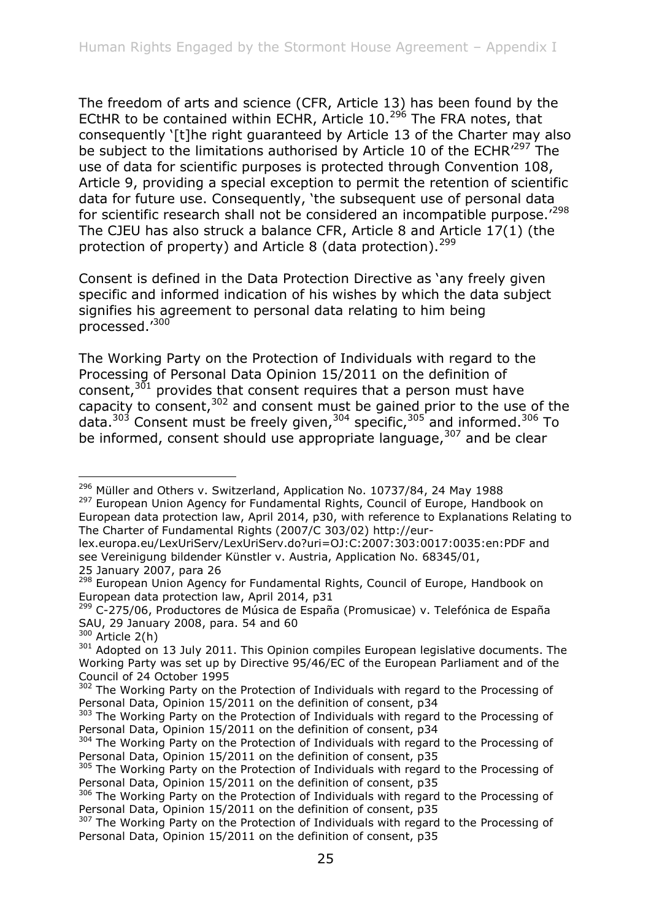The freedom of arts and science (CFR, Article 13) has been found by the ECtHR to be contained within ECHR, Article 10.[296] The FRA notes, that consequently '[t]he right guaranteed by Article 13 of the Charter may also be subject to the limitations authorised by Article 10 of the ECHR'[297] The use of data for scientific purposes is protected through Convention 108, Article 9, providing a special exception to permit the retention of scientific data for future use. Consequently, 'the subsequent use of personal data for scientific research shall not be considered an incompatible purpose.'[298] The CJEU has also struck a balance CFR, Article 8 and Article 17(1) (the protection of property) and Article 8 (data protection).[299]

Consent is defined in the Data Protection Directive as 'any freely given specific and informed indication of his wishes by which the data subject signifies his agreement to personal data relating to him being processed.'[300]

The Working Party on the Protection of Individuals with regard to the Processing of Personal Data Opinion 15/2011 on the definition of consent,[301] provides that consent requires that a person must have capacity to consent,[302] and consent must be gained prior to the use of the data.[303] Consent must be freely given,[304] specific,[305] and informed.[306] To be informed, consent should use appropriate language,[307] and be clear

---

[296] Müller and Others v. Switzerland, Application No. 10737/84, 24 May 1988

[297] European Union Agency for Fundamental Rights, Council of Europe, Handbook on European data protection law, April 2014, p30, with reference to Explanations Relating to The Charter of Fundamental Rights (2007/C 303/02) http://eur-lex.europa.eu/LexUriServ/LexUriServ.do?uri=OJ:C:2007:303:0017:0035:en:PDF and see Vereinigung bildender Künstler v. Austria, Application No. 68345/01, 25 January 2007, para 26

[298] European Union Agency for Fundamental Rights, Council of Europe, Handbook on European data protection law, April 2014, p31

[299] C-275/06, Productores de Música de España (Promusicae) v. Telefónica de España SAU, 29 January 2008, para. 54 and 60

[300] Article 2(h)

[301] Adopted on 13 July 2011. This Opinion compiles European legislative documents. The Working Party was set up by Directive 95/46/EC of the European Parliament and of the Council of 24 October 1995

[302] The Working Party on the Protection of Individuals with regard to the Processing of Personal Data, Opinion 15/2011 on the definition of consent, p34

[303] The Working Party on the Protection of Individuals with regard to the Processing of Personal Data, Opinion 15/2011 on the definition of consent, p34

[304] The Working Party on the Protection of Individuals with regard to the Processing of Personal Data, Opinion 15/2011 on the definition of consent, p35

[305] The Working Party on the Protection of Individuals with regard to the Processing of Personal Data, Opinion 15/2011 on the definition of consent, p35

[306] The Working Party on the Protection of Individuals with regard to the Processing of Personal Data, Opinion 15/2011 on the definition of consent, p35

[307] The Working Party on the Protection of Individuals with regard to the Processing of Personal Data, Opinion 15/2011 on the definition of consent, p35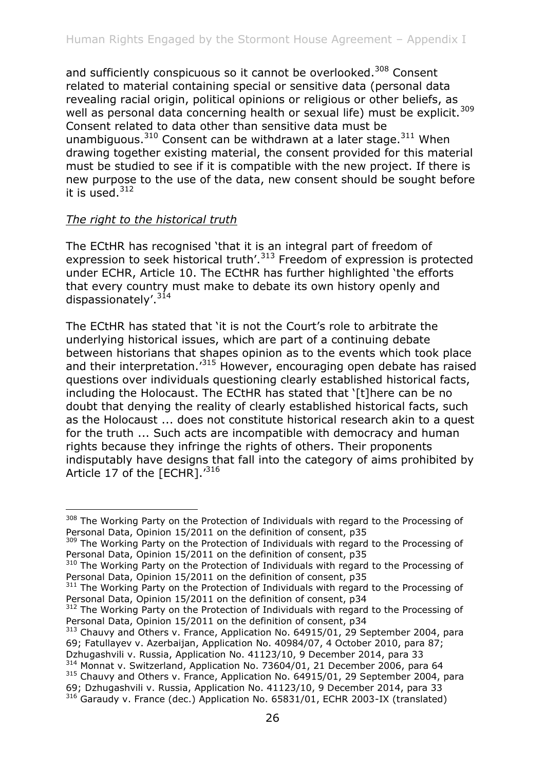and sufficiently conspicuous so it cannot be overlooked.[308] Consent related to material containing special or sensitive data (personal data revealing racial origin, political opinions or religious or other beliefs, as well as personal data concerning health or sexual life) must be explicit.[309] Consent related to data other than sensitive data must be unambiguous.[310] Consent can be withdrawn at a later stage.[311] When drawing together existing material, the consent provided for this material must be studied to see if it is compatible with the new project. If there is new purpose to the use of the data, new consent should be sought before it is used.[312]

*The right to the historical truth*

The ECtHR has recognised 'that it is an integral part of freedom of expression to seek historical truth'.[313] Freedom of expression is protected under ECHR, Article 10. The ECtHR has further highlighted 'the efforts that every country must make to debate its own history openly and dispassionately'.[314]

The ECtHR has stated that 'it is not the Court's role to arbitrate the underlying historical issues, which are part of a continuing debate between historians that shapes opinion as to the events which took place and their interpretation.'[315] However, encouraging open debate has raised questions over individuals questioning clearly established historical facts, including the Holocaust. The ECtHR has stated that '[t]here can be no doubt that denying the reality of clearly established historical facts, such as the Holocaust ... does not constitute historical research akin to a quest for the truth ... Such acts are incompatible with democracy and human rights because they infringe the rights of others. Their proponents indisputably have designs that fall into the category of aims prohibited by Article 17 of the [ECHR].'[316]

---

[308] The Working Party on the Protection of Individuals with regard to the Processing of Personal Data, Opinion 15/2011 on the definition of consent, p35

[309] The Working Party on the Protection of Individuals with regard to the Processing of Personal Data, Opinion 15/2011 on the definition of consent, p35

[310] The Working Party on the Protection of Individuals with regard to the Processing of Personal Data, Opinion 15/2011 on the definition of consent, p35

[311] The Working Party on the Protection of Individuals with regard to the Processing of Personal Data, Opinion 15/2011 on the definition of consent, p34

[312] The Working Party on the Protection of Individuals with regard to the Processing of Personal Data, Opinion 15/2011 on the definition of consent, p34

[313] Chauvy and Others v. France, Application No. 64915/01, 29 September 2004, para 69; Fatullayev v. Azerbaijan, Application No. 40984/07, 4 October 2010, para 87; Dzhugashvili v. Russia, Application No. 41123/10, 9 December 2014, para 33

[314] Monnat v. Switzerland, Application No. 73604/01, 21 December 2006, para 64

[315] Chauvy and Others v. France, Application No. 64915/01, 29 September 2004, para 69; Dzhugashvili v. Russia, Application No. 41123/10, 9 December 2014, para 33

[316] Garaudy v. France (dec.) Application No. 65831/01, ECHR 2003-IX (translated)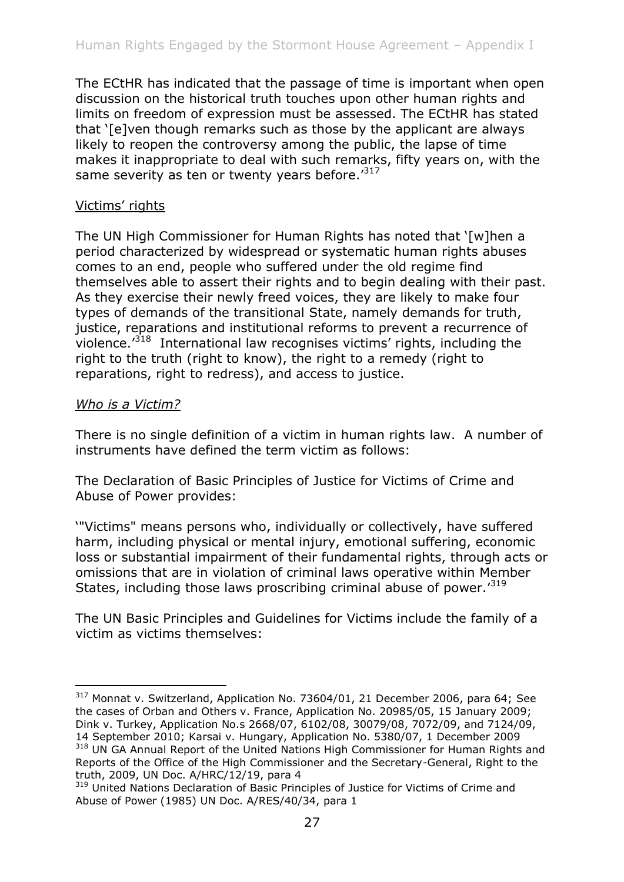The ECtHR has indicated that the passage of time is important when open discussion on the historical truth touches upon other human rights and limits on freedom of expression must be assessed. The ECtHR has stated that '[e]ven though remarks such as those by the applicant are always likely to reopen the controversy among the public, the lapse of time makes it inappropriate to deal with such remarks, fifty years on, with the same severity as ten or twenty years before.'[317]

Victims' rights

The UN High Commissioner for Human Rights has noted that '[w]hen a period characterized by widespread or systematic human rights abuses comes to an end, people who suffered under the old regime find themselves able to assert their rights and to begin dealing with their past. As they exercise their newly freed voices, they are likely to make four types of demands of the transitional State, namely demands for truth, justice, reparations and institutional reforms to prevent a recurrence of violence.'[318] International law recognises victims' rights, including the right to the truth (right to know), the right to a remedy (right to reparations, right to redress), and access to justice.

*Who is a Victim?*

There is no single definition of a victim in human rights law. A number of instruments have defined the term victim as follows:

The Declaration of Basic Principles of Justice for Victims of Crime and Abuse of Power provides:

'"Victims" means persons who, individually or collectively, have suffered harm, including physical or mental injury, emotional suffering, economic loss or substantial impairment of their fundamental rights, through acts or omissions that are in violation of criminal laws operative within Member States, including those laws proscribing criminal abuse of power.'[319]

The UN Basic Principles and Guidelines for Victims include the family of a victim as victims themselves:

---

[317] Monnat v. Switzerland, Application No. 73604/01, 21 December 2006, para 64; See the cases of Orban and Others v. France, Application No. 20985/05, 15 January 2009; Dink v. Turkey, Application No.s 2668/07, 6102/08, 30079/08, 7072/09, and 7124/09, 14 September 2010; Karsai v. Hungary, Application No. 5380/07, 1 December 2009

[318] UN GA Annual Report of the United Nations High Commissioner for Human Rights and Reports of the Office of the High Commissioner and the Secretary-General, Right to the truth, 2009, UN Doc. A/HRC/12/19, para 4

[319] United Nations Declaration of Basic Principles of Justice for Victims of Crime and Abuse of Power (1985) UN Doc. A/RES/40/34, para 1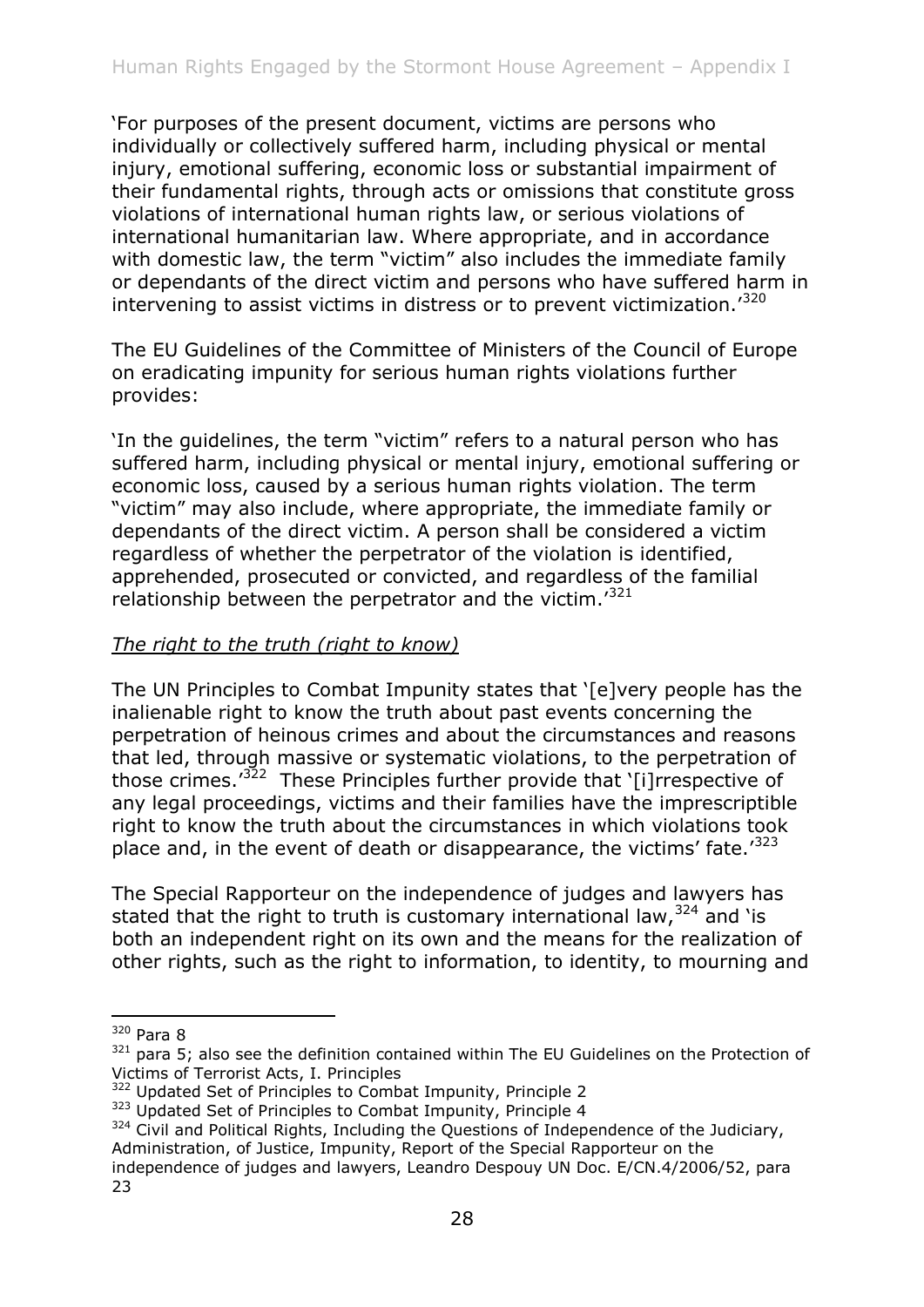'For purposes of the present document, victims are persons who individually or collectively suffered harm, including physical or mental injury, emotional suffering, economic loss or substantial impairment of their fundamental rights, through acts or omissions that constitute gross violations of international human rights law, or serious violations of international humanitarian law. Where appropriate, and in accordance with domestic law, the term "victim" also includes the immediate family or dependants of the direct victim and persons who have suffered harm in intervening to assist victims in distress or to prevent victimization.'[320]

The EU Guidelines of the Committee of Ministers of the Council of Europe on eradicating impunity for serious human rights violations further provides:

'In the guidelines, the term "victim" refers to a natural person who has suffered harm, including physical or mental injury, emotional suffering or economic loss, caused by a serious human rights violation. The term "victim" may also include, where appropriate, the immediate family or dependants of the direct victim. A person shall be considered a victim regardless of whether the perpetrator of the violation is identified, apprehended, prosecuted or convicted, and regardless of the familial relationship between the perpetrator and the victim.'[321]

*The right to the truth (right to know)*

The UN Principles to Combat Impunity states that '[e]very people has the inalienable right to know the truth about past events concerning the perpetration of heinous crimes and about the circumstances and reasons that led, through massive or systematic violations, to the perpetration of those crimes.'[322] These Principles further provide that '[i]rrespective of any legal proceedings, victims and their families have the imprescriptible right to know the truth about the circumstances in which violations took place and, in the event of death or disappearance, the victims' fate.'[323]

The Special Rapporteur on the independence of judges and lawyers has stated that the right to truth is customary international law,[324] and 'is both an independent right on its own and the means for the realization of other rights, such as the right to information, to identity, to mourning and

---

[320] Para 8

[321] para 5; also see the definition contained within The EU Guidelines on the Protection of Victims of Terrorist Acts, I. Principles

[322] Updated Set of Principles to Combat Impunity, Principle 2

[323] Updated Set of Principles to Combat Impunity, Principle 4

[324] Civil and Political Rights, Including the Questions of Independence of the Judiciary, Administration, of Justice, Impunity, Report of the Special Rapporteur on the independence of judges and lawyers, Leandro Despouy UN Doc. E/CN.4/2006/52, para 23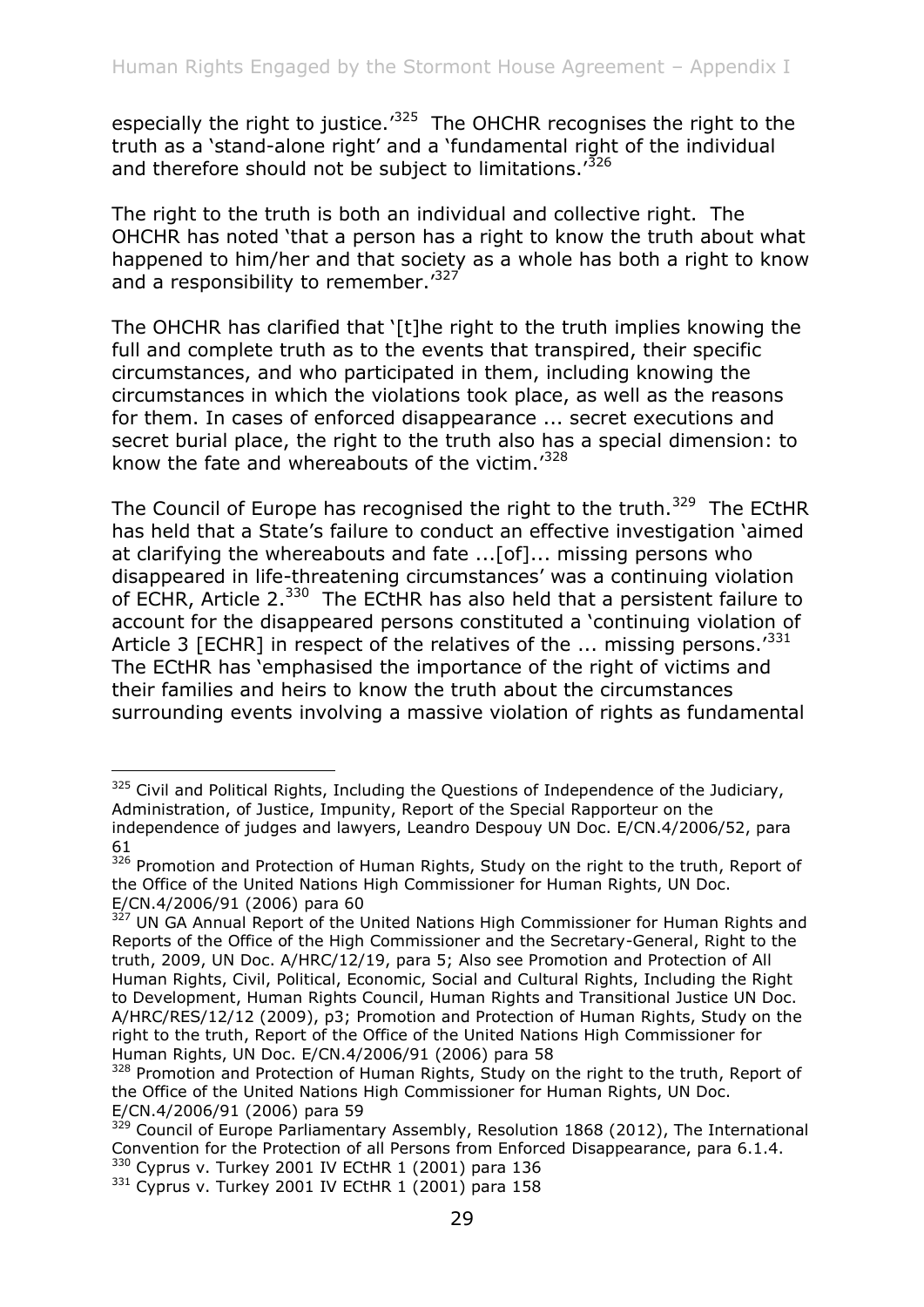especially the right to justice.'[325] The OHCHR recognises the right to the truth as a 'stand-alone right' and a 'fundamental right of the individual and therefore should not be subject to limitations.'[326]

The right to the truth is both an individual and collective right. The OHCHR has noted 'that a person has a right to know the truth about what happened to him/her and that society as a whole has both a right to know and a responsibility to remember.'[327]

The OHCHR has clarified that '[t]he right to the truth implies knowing the full and complete truth as to the events that transpired, their specific circumstances, and who participated in them, including knowing the circumstances in which the violations took place, as well as the reasons for them. In cases of enforced disappearance ... secret executions and secret burial place, the right to the truth also has a special dimension: to know the fate and whereabouts of the victim.'[328]

The Council of Europe has recognised the right to the truth.[329] The ECtHR has held that a State's failure to conduct an effective investigation 'aimed at clarifying the whereabouts and fate ...[of]... missing persons who disappeared in life-threatening circumstances' was a continuing violation of ECHR, Article 2.[330] The ECtHR has also held that a persistent failure to account for the disappeared persons constituted a 'continuing violation of Article 3 [ECHR] in respect of the relatives of the ... missing persons.'[331] The ECtHR has 'emphasised the importance of the right of victims and their families and heirs to know the truth about the circumstances surrounding events involving a massive violation of rights as fundamental

---

[325] Civil and Political Rights, Including the Questions of Independence of the Judiciary, Administration, of Justice, Impunity, Report of the Special Rapporteur on the independence of judges and lawyers, Leandro Despouy UN Doc. E/CN.4/2006/52, para 61

[326] Promotion and Protection of Human Rights, Study on the right to the truth, Report of the Office of the United Nations High Commissioner for Human Rights, UN Doc. E/CN.4/2006/91 (2006) para 60

[327] UN GA Annual Report of the United Nations High Commissioner for Human Rights and Reports of the Office of the High Commissioner and the Secretary-General, Right to the truth, 2009, UN Doc. A/HRC/12/19, para 5; Also see Promotion and Protection of All Human Rights, Civil, Political, Economic, Social and Cultural Rights, Including the Right to Development, Human Rights Council, Human Rights and Transitional Justice UN Doc. A/HRC/RES/12/12 (2009), p3; Promotion and Protection of Human Rights, Study on the right to the truth, Report of the Office of the United Nations High Commissioner for Human Rights, UN Doc. E/CN.4/2006/91 (2006) para 58

[328] Promotion and Protection of Human Rights, Study on the right to the truth, Report of the Office of the United Nations High Commissioner for Human Rights, UN Doc. E/CN.4/2006/91 (2006) para 59

[329] Council of Europe Parliamentary Assembly, Resolution 1868 (2012), The International Convention for the Protection of all Persons from Enforced Disappearance, para 6.1.4.

[330] Cyprus v. Turkey 2001 IV ECtHR 1 (2001) para 136

[331] Cyprus v. Turkey 2001 IV ECtHR 1 (2001) para 158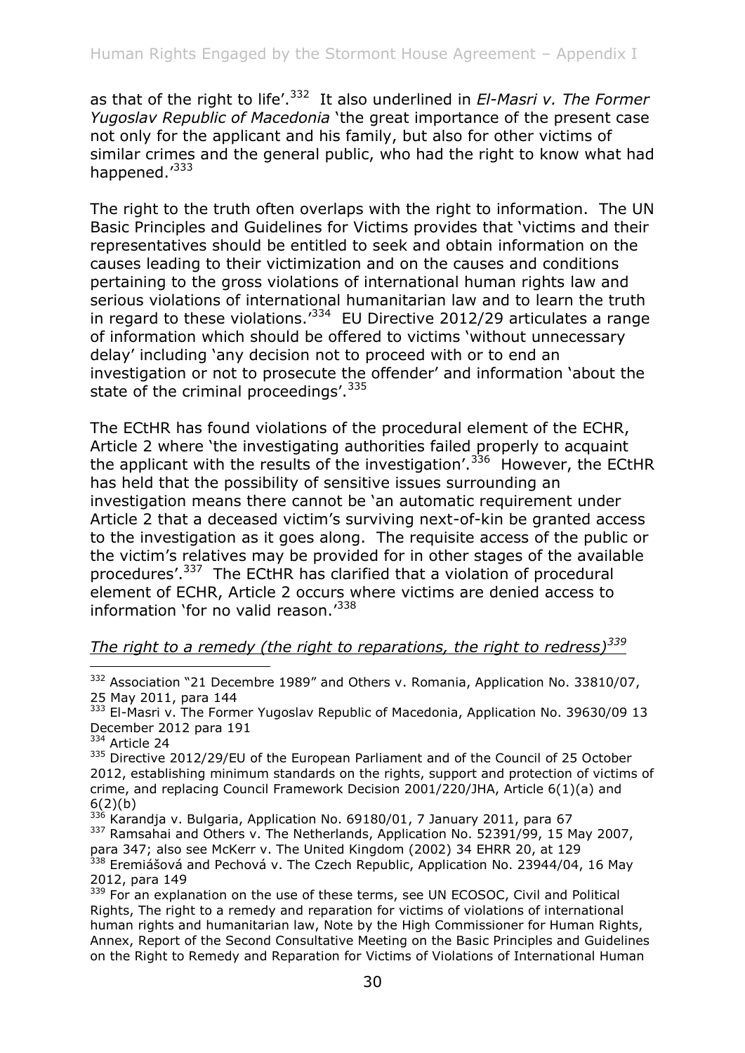as that of the right to life'.[332] It also underlined in *El-Masri v. The Former Yugoslav Republic of Macedonia* 'the great importance of the present case not only for the applicant and his family, but also for other victims of similar crimes and the general public, who had the right to know what had happened.'[333]

The right to the truth often overlaps with the right to information. The UN Basic Principles and Guidelines for Victims provides that 'victims and their representatives should be entitled to seek and obtain information on the causes leading to their victimization and on the causes and conditions pertaining to the gross violations of international human rights law and serious violations of international humanitarian law and to learn the truth in regard to these violations.'[334] EU Directive 2012/29 articulates a range of information which should be offered to victims 'without unnecessary delay' including 'any decision not to proceed with or to end an investigation or not to prosecute the offender' and information 'about the state of the criminal proceedings'.[335]

The ECtHR has found violations of the procedural element of the ECHR, Article 2 where 'the investigating authorities failed properly to acquaint the applicant with the results of the investigation'.[336] However, the ECtHR has held that the possibility of sensitive issues surrounding an investigation means there cannot be 'an automatic requirement under Article 2 that a deceased victim's surviving next-of-kin be granted access to the investigation as it goes along. The requisite access of the public or the victim's relatives may be provided for in other stages of the available procedures'.[337] The ECtHR has clarified that a violation of procedural element of ECHR, Article 2 occurs where victims are denied access to information 'for no valid reason.'[338]

*__The right to a remedy (the right to reparations, the right to redress)__*[339]

---

[332] Association "21 Decembre 1989" and Others v. Romania, Application No. 33810/07, 25 May 2011, para 144

[333] El-Masri v. The Former Yugoslav Republic of Macedonia, Application No. 39630/09 13 December 2012 para 191

[334] Article 24

[335] Directive 2012/29/EU of the European Parliament and of the Council of 25 October 2012, establishing minimum standards on the rights, support and protection of victims of crime, and replacing Council Framework Decision 2001/220/JHA, Article 6(1)(a) and 6(2)(b)

[336] Karandja v. Bulgaria, Application No. 69180/01, 7 January 2011, para 67

[337] Ramsahai and Others v. The Netherlands, Application No. 52391/99, 15 May 2007, para 347; also see McKerr v. The United Kingdom (2002) 34 EHRR 20, at 129

[338] Eremiášová and Pechová v. The Czech Republic, Application No. 23944/04, 16 May 2012, para 149

[339] For an explanation on the use of these terms, see UN ECOSOC, Civil and Political Rights, The right to a remedy and reparation for victims of violations of international human rights and humanitarian law, Note by the High Commissioner for Human Rights, Annex, Report of the Second Consultative Meeting on the Basic Principles and Guidelines on the Right to Remedy and Reparation for Victims of Violations of International Human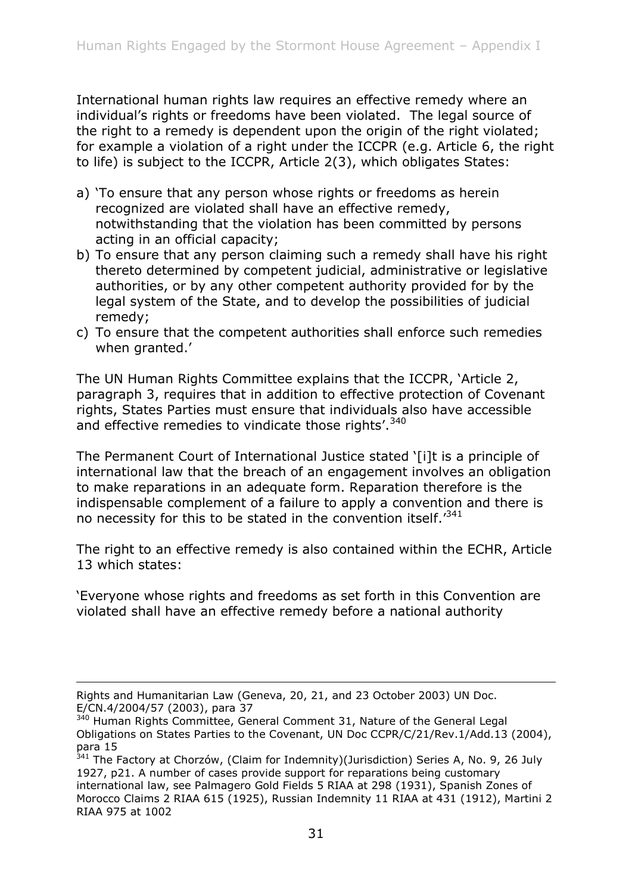International human rights law requires an effective remedy where an individual's rights or freedoms have been violated. The legal source of the right to a remedy is dependent upon the origin of the right violated; for example a violation of a right under the ICCPR (e.g. Article 6, the right to life) is subject to the ICCPR, Article 2(3), which obligates States:

a) 'To ensure that any person whose rights or freedoms as herein recognized are violated shall have an effective remedy, notwithstanding that the violation has been committed by persons acting in an official capacity;
b) To ensure that any person claiming such a remedy shall have his right thereto determined by competent judicial, administrative or legislative authorities, or by any other competent authority provided for by the legal system of the State, and to develop the possibilities of judicial remedy;
c) To ensure that the competent authorities shall enforce such remedies when granted.'

The UN Human Rights Committee explains that the ICCPR, 'Article 2, paragraph 3, requires that in addition to effective protection of Covenant rights, States Parties must ensure that individuals also have accessible and effective remedies to vindicate those rights'.[340]

The Permanent Court of International Justice stated '[i]t is a principle of international law that the breach of an engagement involves an obligation to make reparations in an adequate form. Reparation therefore is the indispensable complement of a failure to apply a convention and there is no necessity for this to be stated in the convention itself.'[341]

The right to an effective remedy is also contained within the ECHR, Article 13 which states:

'Everyone whose rights and freedoms as set forth in this Convention are violated shall have an effective remedy before a national authority

---

Rights and Humanitarian Law (Geneva, 20, 21, and 23 October 2003) UN Doc. E/CN.4/2004/57 (2003), para 37

[340] Human Rights Committee, General Comment 31, Nature of the General Legal Obligations on States Parties to the Covenant, UN Doc CCPR/C/21/Rev.1/Add.13 (2004), para 15

[341] The Factory at Chorzów, (Claim for Indemnity)(Jurisdiction) Series A, No. 9, 26 July 1927, p21. A number of cases provide support for reparations being customary international law, see Palmagero Gold Fields 5 RIAA at 298 (1931), Spanish Zones of Morocco Claims 2 RIAA 615 (1925), Russian Indemnity 11 RIAA at 431 (1912), Martini 2 RIAA 975 at 1002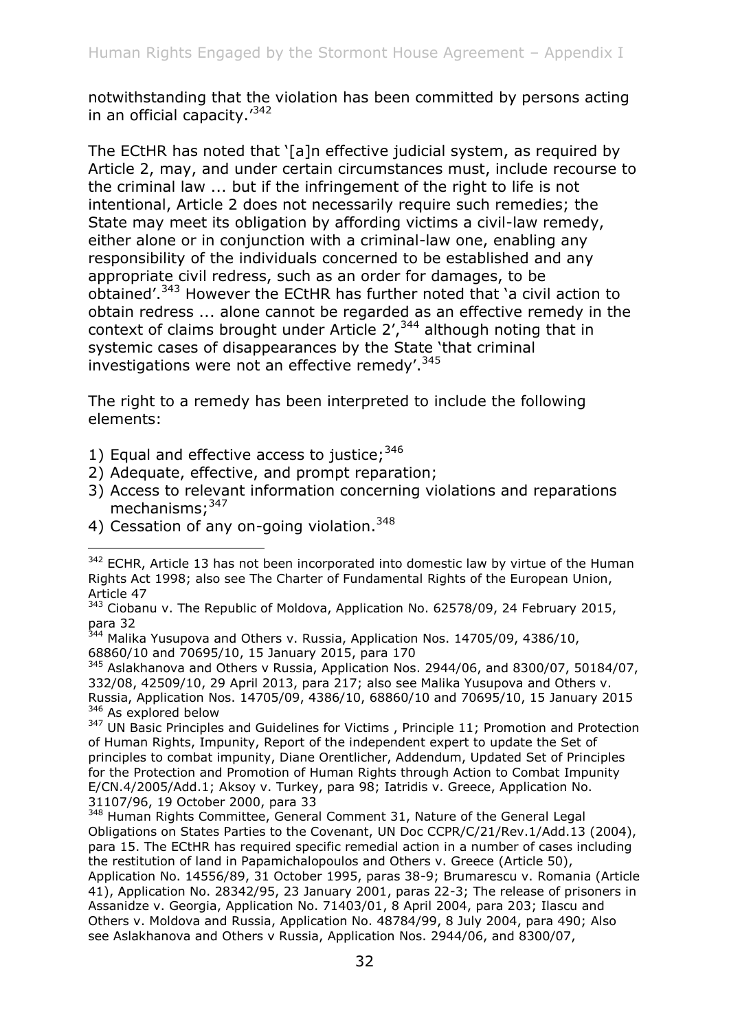notwithstanding that the violation has been committed by persons acting in an official capacity.'[342]

The ECtHR has noted that '[a]n effective judicial system, as required by Article 2, may, and under certain circumstances must, include recourse to the criminal law ... but if the infringement of the right to life is not intentional, Article 2 does not necessarily require such remedies; the State may meet its obligation by affording victims a civil-law remedy, either alone or in conjunction with a criminal-law one, enabling any responsibility of the individuals concerned to be established and any appropriate civil redress, such as an order for damages, to be obtained'.[343] However the ECtHR has further noted that 'a civil action to obtain redress ... alone cannot be regarded as an effective remedy in the context of claims brought under Article 2',[344] although noting that in systemic cases of disappearances by the State 'that criminal investigations were not an effective remedy'.[345]

The right to a remedy has been interpreted to include the following elements:

1) Equal and effective access to justice;[346]
2) Adequate, effective, and prompt reparation;
3) Access to relevant information concerning violations and reparations mechanisms;[347]
4) Cessation of any on-going violation.[348]

---

[342] ECHR, Article 13 has not been incorporated into domestic law by virtue of the Human Rights Act 1998; also see The Charter of Fundamental Rights of the European Union, Article 47

[343] Ciobanu v. The Republic of Moldova, Application No. 62578/09, 24 February 2015, para 32

[344] Malika Yusupova and Others v. Russia, Application Nos. 14705/09, 4386/10, 68860/10 and 70695/10, 15 January 2015, para 170

[345] Aslakhanova and Others v Russia, Application Nos. 2944/06, and 8300/07, 50184/07, 332/08, 42509/10, 29 April 2013, para 217; also see Malika Yusupova and Others v. Russia, Application Nos. 14705/09, 4386/10, 68860/10 and 70695/10, 15 January 2015

[346] As explored below

[347] UN Basic Principles and Guidelines for Victims , Principle 11; Promotion and Protection of Human Rights, Impunity, Report of the independent expert to update the Set of principles to combat impunity, Diane Orentlicher, Addendum, Updated Set of Principles for the Protection and Promotion of Human Rights through Action to Combat Impunity E/CN.4/2005/Add.1; Aksoy v. Turkey, para 98; Iatridis v. Greece, Application No. 31107/96, 19 October 2000, para 33

[348] Human Rights Committee, General Comment 31, Nature of the General Legal Obligations on States Parties to the Covenant, UN Doc CCPR/C/21/Rev.1/Add.13 (2004), para 15. The ECtHR has required specific remedial action in a number of cases including the restitution of land in Papamichalopoulos and Others v. Greece (Article 50), Application No. 14556/89, 31 October 1995, paras 38-9; Brumarescu v. Romania (Article 41), Application No. 28342/95, 23 January 2001, paras 22-3; The release of prisoners in Assanidze v. Georgia, Application No. 71403/01, 8 April 2004, para 203; Ilascu and Others v. Moldova and Russia, Application No. 48784/99, 8 July 2004, para 490; Also see Aslakhanova and Others v Russia, Application Nos. 2944/06, and 8300/07,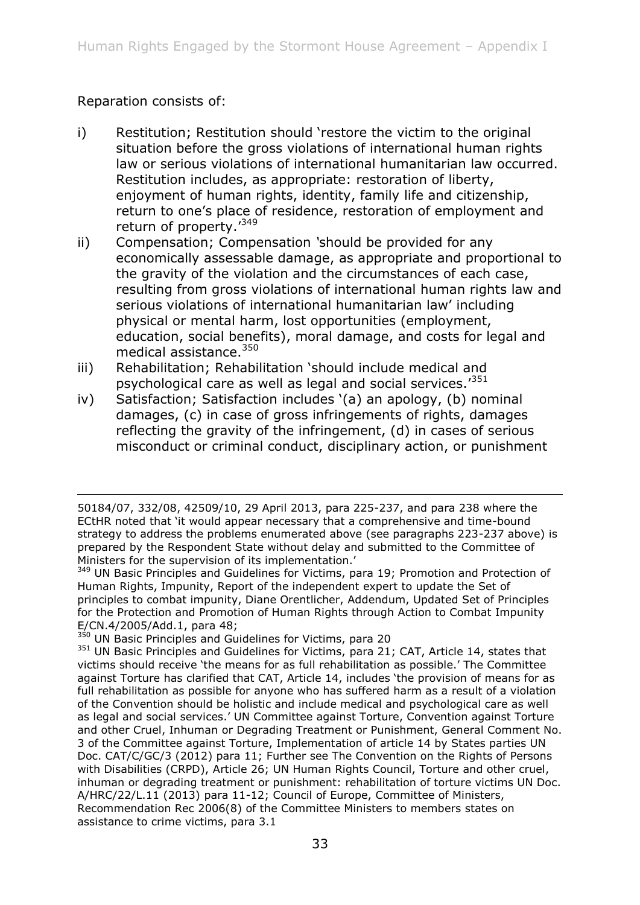Reparation consists of:

i) Restitution; Restitution should 'restore the victim to the original situation before the gross violations of international human rights law or serious violations of international humanitarian law occurred. Restitution includes, as appropriate: restoration of liberty, enjoyment of human rights, identity, family life and citizenship, return to one's place of residence, restoration of employment and return of property.'[349]

ii) Compensation; Compensation 'should be provided for any economically assessable damage, as appropriate and proportional to the gravity of the violation and the circumstances of each case, resulting from gross violations of international human rights law and serious violations of international humanitarian law' including physical or mental harm, lost opportunities (employment, education, social benefits), moral damage, and costs for legal and medical assistance.[350]

iii) Rehabilitation; Rehabilitation 'should include medical and psychological care as well as legal and social services.'[351]

iv) Satisfaction; Satisfaction includes '(a) an apology, (b) nominal damages, (c) in case of gross infringements of rights, damages reflecting the gravity of the infringement, (d) in cases of serious misconduct or criminal conduct, disciplinary action, or punishment

---

50184/07, 332/08, 42509/10, 29 April 2013, para 225-237, and para 238 where the ECtHR noted that 'it would appear necessary that a comprehensive and time-bound strategy to address the problems enumerated above (see paragraphs 223-237 above) is prepared by the Respondent State without delay and submitted to the Committee of Ministers for the supervision of its implementation.'

[349] UN Basic Principles and Guidelines for Victims, para 19; Promotion and Protection of Human Rights, Impunity, Report of the independent expert to update the Set of principles to combat impunity, Diane Orentlicher, Addendum, Updated Set of Principles for the Protection and Promotion of Human Rights through Action to Combat Impunity E/CN.4/2005/Add.1, para 48;

[350] UN Basic Principles and Guidelines for Victims, para 20

[351] UN Basic Principles and Guidelines for Victims, para 21; CAT, Article 14, states that victims should receive 'the means for as full rehabilitation as possible.' The Committee against Torture has clarified that CAT, Article 14, includes 'the provision of means for as full rehabilitation as possible for anyone who has suffered harm as a result of a violation of the Convention should be holistic and include medical and psychological care as well as legal and social services.' UN Committee against Torture, Convention against Torture and other Cruel, Inhuman or Degrading Treatment or Punishment, General Comment No. 3 of the Committee against Torture, Implementation of article 14 by States parties UN Doc. CAT/C/GC/3 (2012) para 11; Further see The Convention on the Rights of Persons with Disabilities (CRPD), Article 26; UN Human Rights Council, Torture and other cruel, inhuman or degrading treatment or punishment: rehabilitation of torture victims UN Doc. A/HRC/22/L.11 (2013) para 11-12; Council of Europe, Committee of Ministers, Recommendation Rec 2006(8) of the Committee Ministers to members states on assistance to crime victims, para 3.1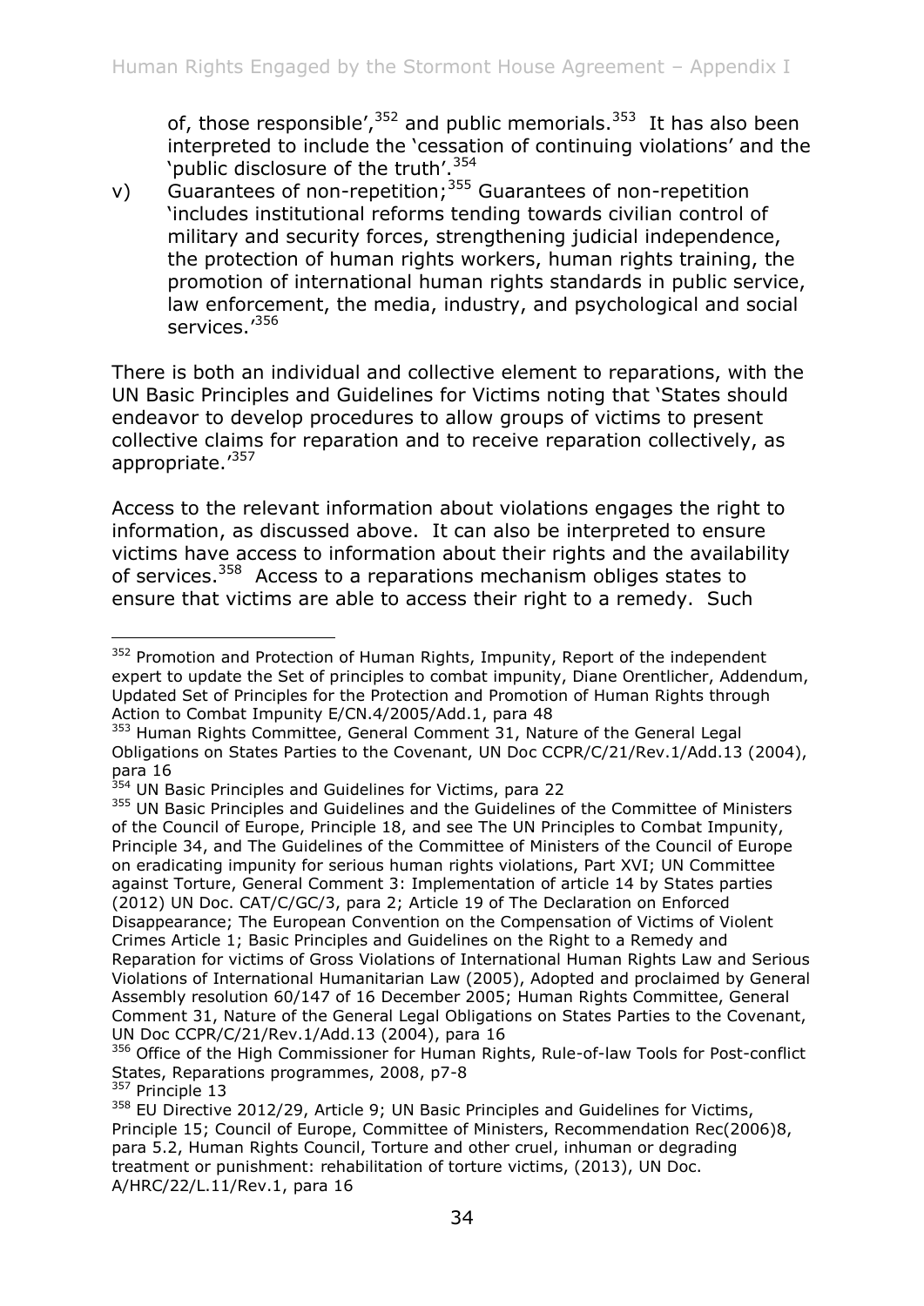of, those responsible',[352] and public memorials.[353] It has also been interpreted to include the 'cessation of continuing violations' and the 'public disclosure of the truth'.[354]

v) Guarantees of non-repetition;[355] Guarantees of non-repetition 'includes institutional reforms tending towards civilian control of military and security forces, strengthening judicial independence, the protection of human rights workers, human rights training, the promotion of international human rights standards in public service, law enforcement, the media, industry, and psychological and social services.'[356]

There is both an individual and collective element to reparations, with the UN Basic Principles and Guidelines for Victims noting that 'States should endeavor to develop procedures to allow groups of victims to present collective claims for reparation and to receive reparation collectively, as appropriate.'[357]

Access to the relevant information about violations engages the right to information, as discussed above. It can also be interpreted to ensure victims have access to information about their rights and the availability of services.[358] Access to a reparations mechanism obliges states to ensure that victims are able to access their right to a remedy. Such

---

[352] Promotion and Protection of Human Rights, Impunity, Report of the independent expert to update the Set of principles to combat impunity, Diane Orentlicher, Addendum, Updated Set of Principles for the Protection and Promotion of Human Rights through Action to Combat Impunity E/CN.4/2005/Add.1, para 48

[353] Human Rights Committee, General Comment 31, Nature of the General Legal Obligations on States Parties to the Covenant, UN Doc CCPR/C/21/Rev.1/Add.13 (2004), para 16

[354] UN Basic Principles and Guidelines for Victims, para 22

[355] UN Basic Principles and Guidelines and the Guidelines of the Committee of Ministers of the Council of Europe, Principle 18, and see The UN Principles to Combat Impunity, Principle 34, and The Guidelines of the Committee of Ministers of the Council of Europe on eradicating impunity for serious human rights violations, Part XVI; UN Committee against Torture, General Comment 3: Implementation of article 14 by States parties (2012) UN Doc. CAT/C/GC/3, para 2; Article 19 of The Declaration on Enforced Disappearance; The European Convention on the Compensation of Victims of Violent Crimes Article 1; Basic Principles and Guidelines on the Right to a Remedy and Reparation for victims of Gross Violations of International Human Rights Law and Serious Violations of International Humanitarian Law (2005), Adopted and proclaimed by General Assembly resolution 60/147 of 16 December 2005; Human Rights Committee, General Comment 31, Nature of the General Legal Obligations on States Parties to the Covenant, UN Doc CCPR/C/21/Rev.1/Add.13 (2004), para 16

[356] Office of the High Commissioner for Human Rights, Rule-of-law Tools for Post-conflict States, Reparations programmes, 2008, p7-8

[357] Principle 13

[358] EU Directive 2012/29, Article 9; UN Basic Principles and Guidelines for Victims, Principle 15; Council of Europe, Committee of Ministers, Recommendation Rec(2006)8, para 5.2, Human Rights Council, Torture and other cruel, inhuman or degrading treatment or punishment: rehabilitation of torture victims, (2013), UN Doc. A/HRC/22/L.11/Rev.1, para 16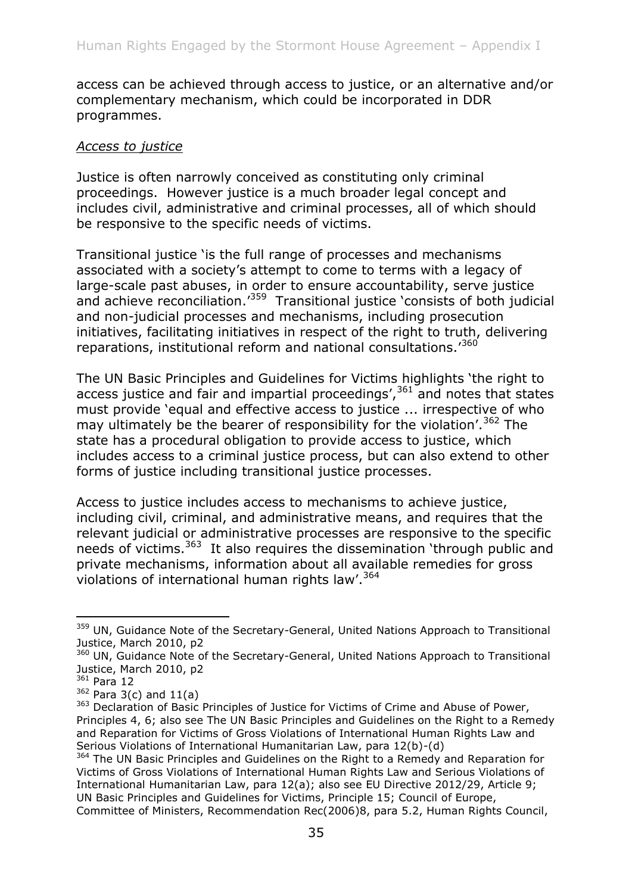access can be achieved through access to justice, or an alternative and/or complementary mechanism, which could be incorporated in DDR programmes.

*Access to justice*

Justice is often narrowly conceived as constituting only criminal proceedings. However justice is a much broader legal concept and includes civil, administrative and criminal processes, all of which should be responsive to the specific needs of victims.

Transitional justice 'is the full range of processes and mechanisms associated with a society's attempt to come to terms with a legacy of large-scale past abuses, in order to ensure accountability, serve justice and achieve reconciliation.'[359] Transitional justice 'consists of both judicial and non-judicial processes and mechanisms, including prosecution initiatives, facilitating initiatives in respect of the right to truth, delivering reparations, institutional reform and national consultations.'[360]

The UN Basic Principles and Guidelines for Victims highlights 'the right to access justice and fair and impartial proceedings',[361] and notes that states must provide 'equal and effective access to justice ... irrespective of who may ultimately be the bearer of responsibility for the violation'.[362] The state has a procedural obligation to provide access to justice, which includes access to a criminal justice process, but can also extend to other forms of justice including transitional justice processes.

Access to justice includes access to mechanisms to achieve justice, including civil, criminal, and administrative means, and requires that the relevant judicial or administrative processes are responsive to the specific needs of victims.[363] It also requires the dissemination 'through public and private mechanisms, information about all available remedies for gross violations of international human rights law'.[364]

---

[359] UN, Guidance Note of the Secretary-General, United Nations Approach to Transitional Justice, March 2010, p2

[360] UN, Guidance Note of the Secretary-General, United Nations Approach to Transitional Justice, March 2010, p2

[361] Para 12

[362] Para 3(c) and 11(a)

[363] Declaration of Basic Principles of Justice for Victims of Crime and Abuse of Power, Principles 4, 6; also see The UN Basic Principles and Guidelines on the Right to a Remedy and Reparation for Victims of Gross Violations of International Human Rights Law and Serious Violations of International Humanitarian Law, para 12(b)-(d)

[364] The UN Basic Principles and Guidelines on the Right to a Remedy and Reparation for Victims of Gross Violations of International Human Rights Law and Serious Violations of International Humanitarian Law, para 12(a); also see EU Directive 2012/29, Article 9; UN Basic Principles and Guidelines for Victims, Principle 15; Council of Europe, Committee of Ministers, Recommendation Rec(2006)8, para 5.2, Human Rights Council,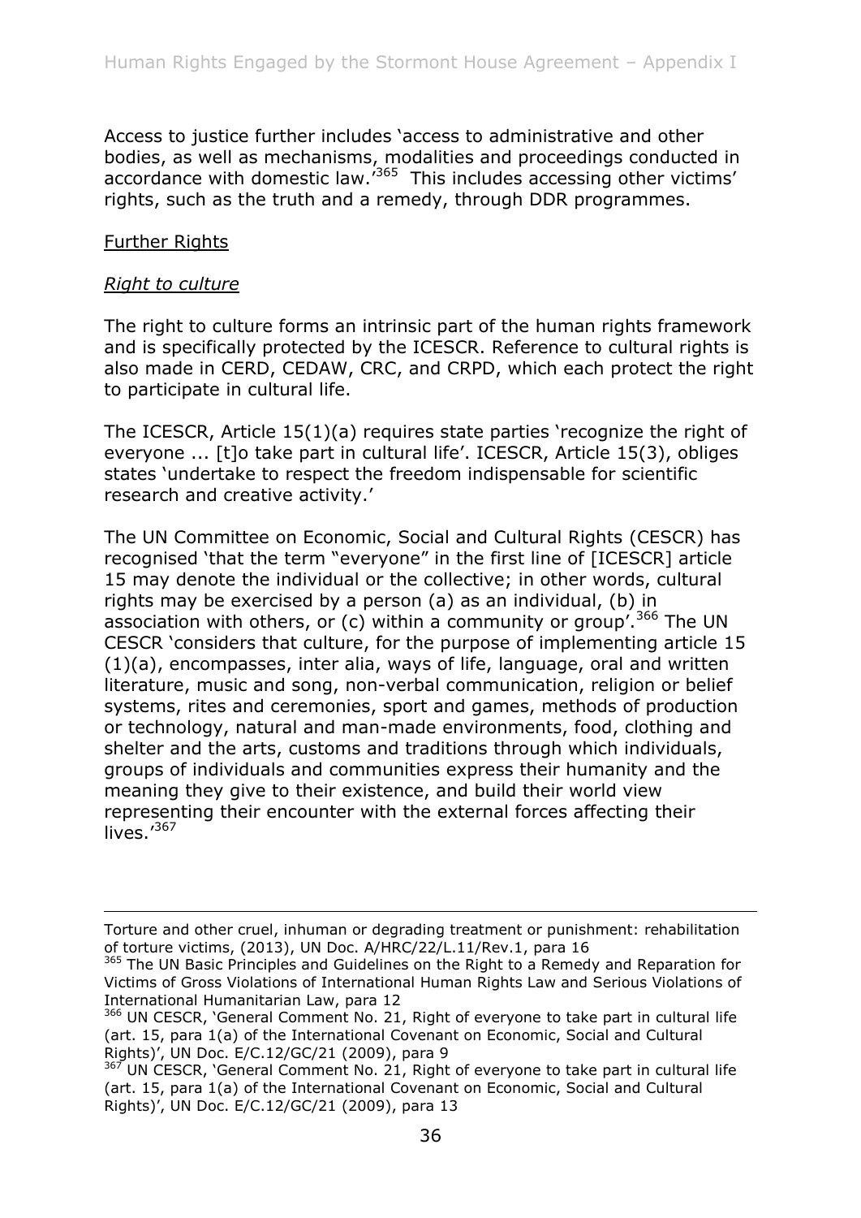Access to justice further includes 'access to administrative and other bodies, as well as mechanisms, modalities and proceedings conducted in accordance with domestic law.'[365] This includes accessing other victims' rights, such as the truth and a remedy, through DDR programmes.

Further Rights

*Right to culture*

The right to culture forms an intrinsic part of the human rights framework and is specifically protected by the ICESCR. Reference to cultural rights is also made in CERD, CEDAW, CRC, and CRPD, which each protect the right to participate in cultural life.

The ICESCR, Article 15(1)(a) requires state parties 'recognize the right of everyone ... [t]o take part in cultural life'. ICESCR, Article 15(3), obliges states 'undertake to respect the freedom indispensable for scientific research and creative activity.'

The UN Committee on Economic, Social and Cultural Rights (CESCR) has recognised 'that the term "everyone" in the first line of [ICESCR] article 15 may denote the individual or the collective; in other words, cultural rights may be exercised by a person (a) as an individual, (b) in association with others, or (c) within a community or group'.[366] The UN CESCR 'considers that culture, for the purpose of implementing article 15 (1)(a), encompasses, inter alia, ways of life, language, oral and written literature, music and song, non-verbal communication, religion or belief systems, rites and ceremonies, sport and games, methods of production or technology, natural and man-made environments, food, clothing and shelter and the arts, customs and traditions through which individuals, groups of individuals and communities express their humanity and the meaning they give to their existence, and build their world view representing their encounter with the external forces affecting their lives.'[367]

---

Torture and other cruel, inhuman or degrading treatment or punishment: rehabilitation of torture victims, (2013), UN Doc. A/HRC/22/L.11/Rev.1, para 16

[365] The UN Basic Principles and Guidelines on the Right to a Remedy and Reparation for Victims of Gross Violations of International Human Rights Law and Serious Violations of International Humanitarian Law, para 12

[366] UN CESCR, 'General Comment No. 21, Right of everyone to take part in cultural life (art. 15, para 1(a) of the International Covenant on Economic, Social and Cultural Rights)', UN Doc. E/C.12/GC/21 (2009), para 9

[367] UN CESCR, 'General Comment No. 21, Right of everyone to take part in cultural life (art. 15, para 1(a) of the International Covenant on Economic, Social and Cultural Rights)', UN Doc. E/C.12/GC/21 (2009), para 13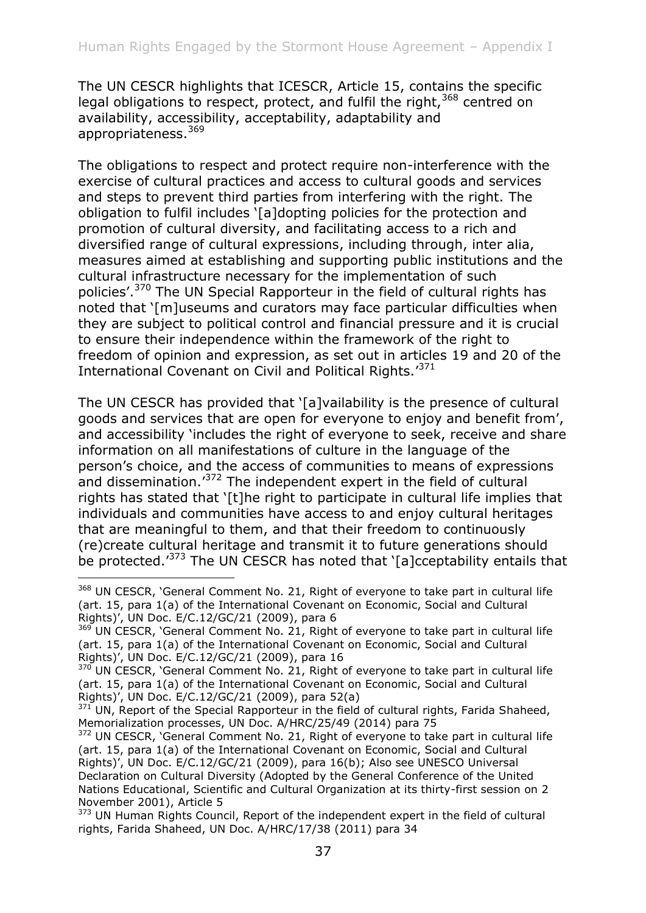The UN CESCR highlights that ICESCR, Article 15, contains the specific legal obligations to respect, protect, and fulfil the right,[368] centred on availability, accessibility, acceptability, adaptability and appropriateness.[369]

The obligations to respect and protect require non-interference with the exercise of cultural practices and access to cultural goods and services and steps to prevent third parties from interfering with the right. The obligation to fulfil includes '[a]dopting policies for the protection and promotion of cultural diversity, and facilitating access to a rich and diversified range of cultural expressions, including through, inter alia, measures aimed at establishing and supporting public institutions and the cultural infrastructure necessary for the implementation of such policies'.[370] The UN Special Rapporteur in the field of cultural rights has noted that '[m]useums and curators may face particular difficulties when they are subject to political control and financial pressure and it is crucial to ensure their independence within the framework of the right to freedom of opinion and expression, as set out in articles 19 and 20 of the International Covenant on Civil and Political Rights.'[371]

The UN CESCR has provided that '[a]vailability is the presence of cultural goods and services that are open for everyone to enjoy and benefit from', and accessibility 'includes the right of everyone to seek, receive and share information on all manifestations of culture in the language of the person's choice, and the access of communities to means of expressions and dissemination.'[372] The independent expert in the field of cultural rights has stated that '[t]he right to participate in cultural life implies that individuals and communities have access to and enjoy cultural heritages that are meaningful to them, and that their freedom to continuously (re)create cultural heritage and transmit it to future generations should be protected.'[373] The UN CESCR has noted that '[a]cceptability entails that

---

[368] UN CESCR, 'General Comment No. 21, Right of everyone to take part in cultural life (art. 15, para 1(a) of the International Covenant on Economic, Social and Cultural Rights)', UN Doc. E/C.12/GC/21 (2009), para 6

[369] UN CESCR, 'General Comment No. 21, Right of everyone to take part in cultural life (art. 15, para 1(a) of the International Covenant on Economic, Social and Cultural Rights)', UN Doc. E/C.12/GC/21 (2009), para 16

[370] UN CESCR, 'General Comment No. 21, Right of everyone to take part in cultural life (art. 15, para 1(a) of the International Covenant on Economic, Social and Cultural Rights)', UN Doc. E/C.12/GC/21 (2009), para 52(a)

[371] UN, Report of the Special Rapporteur in the field of cultural rights, Farida Shaheed, Memorialization processes, UN Doc. A/HRC/25/49 (2014) para 75

[372] UN CESCR, 'General Comment No. 21, Right of everyone to take part in cultural life (art. 15, para 1(a) of the International Covenant on Economic, Social and Cultural Rights)', UN Doc. E/C.12/GC/21 (2009), para 16(b); Also see UNESCO Universal Declaration on Cultural Diversity (Adopted by the General Conference of the United Nations Educational, Scientific and Cultural Organization at its thirty-first session on 2 November 2001), Article 5

[373] UN Human Rights Council, Report of the independent expert in the field of cultural rights, Farida Shaheed, UN Doc. A/HRC/17/38 (2011) para 34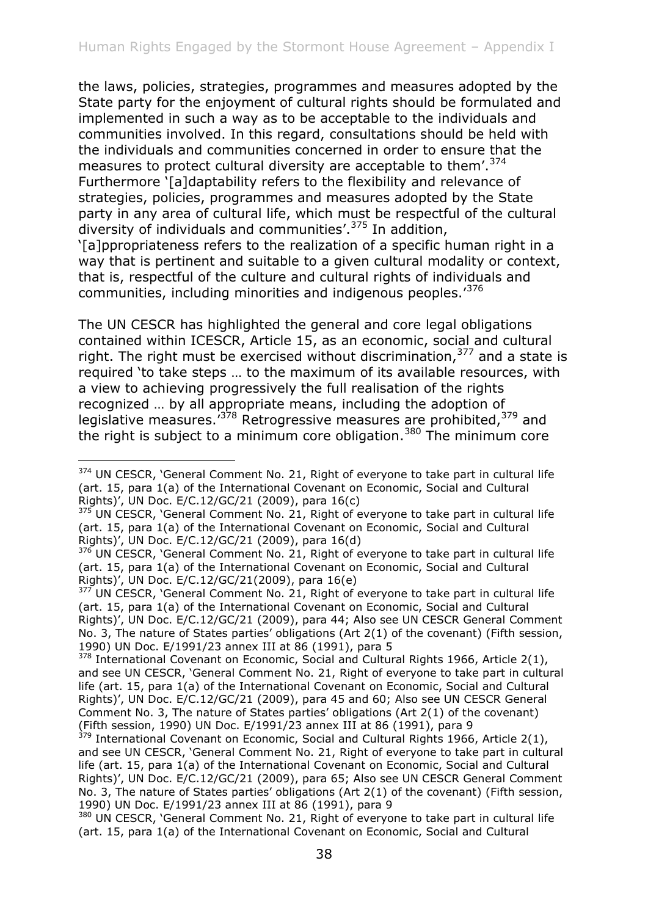the laws, policies, strategies, programmes and measures adopted by the State party for the enjoyment of cultural rights should be formulated and implemented in such a way as to be acceptable to the individuals and communities involved. In this regard, consultations should be held with the individuals and communities concerned in order to ensure that the measures to protect cultural diversity are acceptable to them'.[374] Furthermore '[a]daptability refers to the flexibility and relevance of strategies, policies, programmes and measures adopted by the State party in any area of cultural life, which must be respectful of the cultural diversity of individuals and communities'.[375] In addition, '[a]ppropriateness refers to the realization of a specific human right in a way that is pertinent and suitable to a given cultural modality or context, that is, respectful of the culture and cultural rights of individuals and communities, including minorities and indigenous peoples.'[376]

The UN CESCR has highlighted the general and core legal obligations contained within ICESCR, Article 15, as an economic, social and cultural right. The right must be exercised without discrimination,[377] and a state is required 'to take steps … to the maximum of its available resources, with a view to achieving progressively the full realisation of the rights recognized … by all appropriate means, including the adoption of legislative measures.'[378] Retrogressive measures are prohibited,[379] and the right is subject to a minimum core obligation.[380] The minimum core

---

[374] UN CESCR, 'General Comment No. 21, Right of everyone to take part in cultural life (art. 15, para 1(a) of the International Covenant on Economic, Social and Cultural Rights)', UN Doc. E/C.12/GC/21 (2009), para 16(c)

[375] UN CESCR, 'General Comment No. 21, Right of everyone to take part in cultural life (art. 15, para 1(a) of the International Covenant on Economic, Social and Cultural Rights)', UN Doc. E/C.12/GC/21 (2009), para 16(d)

[376] UN CESCR, 'General Comment No. 21, Right of everyone to take part in cultural life (art. 15, para 1(a) of the International Covenant on Economic, Social and Cultural Rights)', UN Doc. E/C.12/GC/21(2009), para 16(e)

[377] UN CESCR, 'General Comment No. 21, Right of everyone to take part in cultural life (art. 15, para 1(a) of the International Covenant on Economic, Social and Cultural Rights)', UN Doc. E/C.12/GC/21 (2009), para 44; Also see UN CESCR General Comment No. 3, The nature of States parties' obligations (Art 2(1) of the covenant) (Fifth session, 1990) UN Doc. E/1991/23 annex III at 86 (1991), para 5

[378] International Covenant on Economic, Social and Cultural Rights 1966, Article 2(1), and see UN CESCR, 'General Comment No. 21, Right of everyone to take part in cultural life (art. 15, para 1(a) of the International Covenant on Economic, Social and Cultural Rights)', UN Doc. E/C.12/GC/21 (2009), para 45 and 60; Also see UN CESCR General Comment No. 3, The nature of States parties' obligations (Art 2(1) of the covenant) (Fifth session, 1990) UN Doc. E/1991/23 annex III at 86 (1991), para 9

[379] International Covenant on Economic, Social and Cultural Rights 1966, Article 2(1), and see UN CESCR, 'General Comment No. 21, Right of everyone to take part in cultural life (art. 15, para 1(a) of the International Covenant on Economic, Social and Cultural Rights)', UN Doc. E/C.12/GC/21 (2009), para 65; Also see UN CESCR General Comment No. 3, The nature of States parties' obligations (Art 2(1) of the covenant) (Fifth session, 1990) UN Doc. E/1991/23 annex III at 86 (1991), para 9

[380] UN CESCR, 'General Comment No. 21, Right of everyone to take part in cultural life (art. 15, para 1(a) of the International Covenant on Economic, Social and Cultural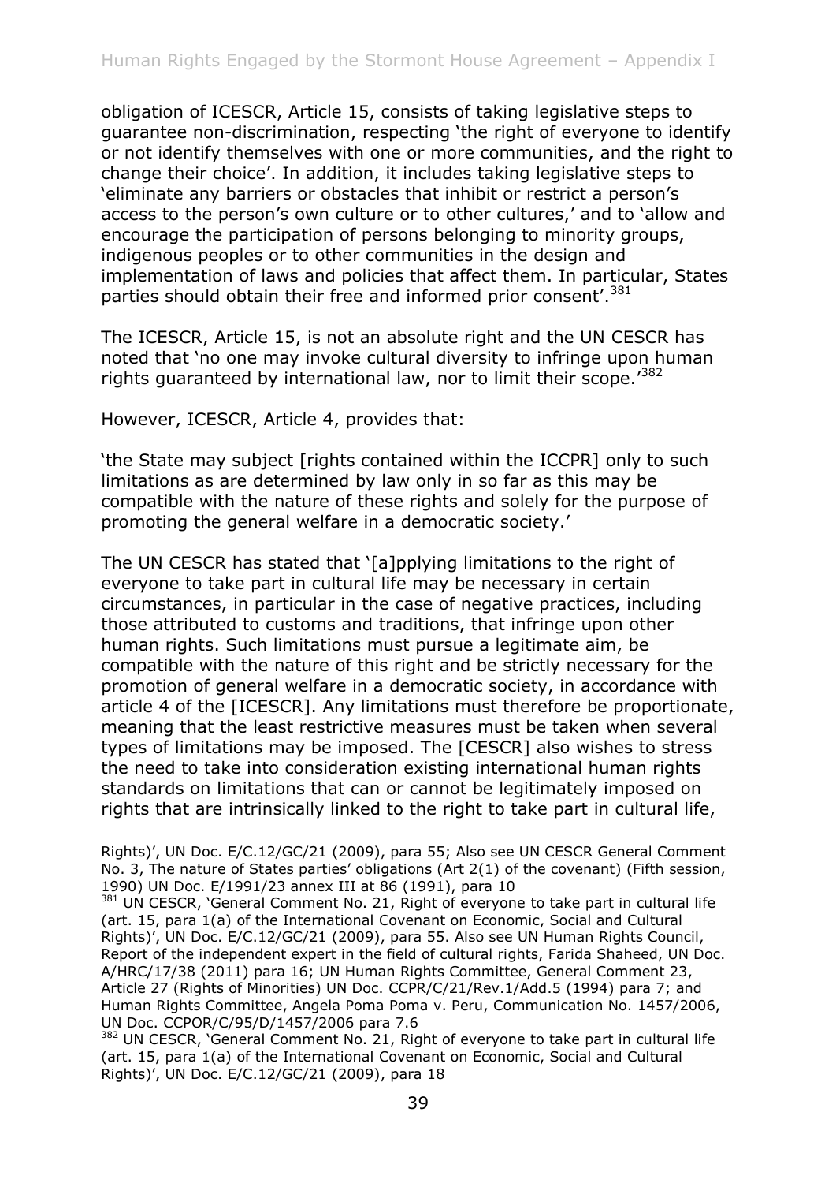obligation of ICESCR, Article 15, consists of taking legislative steps to guarantee non-discrimination, respecting 'the right of everyone to identify or not identify themselves with one or more communities, and the right to change their choice'. In addition, it includes taking legislative steps to 'eliminate any barriers or obstacles that inhibit or restrict a person's access to the person's own culture or to other cultures,' and to 'allow and encourage the participation of persons belonging to minority groups, indigenous peoples or to other communities in the design and implementation of laws and policies that affect them. In particular, States parties should obtain their free and informed prior consent'.[381]

The ICESCR, Article 15, is not an absolute right and the UN CESCR has noted that 'no one may invoke cultural diversity to infringe upon human rights guaranteed by international law, nor to limit their scope.'[382]

However, ICESCR, Article 4, provides that:

'the State may subject [rights contained within the ICCPR] only to such limitations as are determined by law only in so far as this may be compatible with the nature of these rights and solely for the purpose of promoting the general welfare in a democratic society.'

The UN CESCR has stated that '[a]pplying limitations to the right of everyone to take part in cultural life may be necessary in certain circumstances, in particular in the case of negative practices, including those attributed to customs and traditions, that infringe upon other human rights. Such limitations must pursue a legitimate aim, be compatible with the nature of this right and be strictly necessary for the promotion of general welfare in a democratic society, in accordance with article 4 of the [ICESCR]. Any limitations must therefore be proportionate, meaning that the least restrictive measures must be taken when several types of limitations may be imposed. The [CESCR] also wishes to stress the need to take into consideration existing international human rights standards on limitations that can or cannot be legitimately imposed on rights that are intrinsically linked to the right to take part in cultural life,

---

Rights)', UN Doc. E/C.12/GC/21 (2009), para 55; Also see UN CESCR General Comment No. 3, The nature of States parties' obligations (Art 2(1) of the covenant) (Fifth session, 1990) UN Doc. E/1991/23 annex III at 86 (1991), para 10

[381] UN CESCR, 'General Comment No. 21, Right of everyone to take part in cultural life (art. 15, para 1(a) of the International Covenant on Economic, Social and Cultural Rights)', UN Doc. E/C.12/GC/21 (2009), para 55. Also see UN Human Rights Council, Report of the independent expert in the field of cultural rights, Farida Shaheed, UN Doc. A/HRC/17/38 (2011) para 16; UN Human Rights Committee, General Comment 23, Article 27 (Rights of Minorities) UN Doc. CCPR/C/21/Rev.1/Add.5 (1994) para 7; and Human Rights Committee, Angela Poma Poma v. Peru, Communication No. 1457/2006, UN Doc. CCPOR/C/95/D/1457/2006 para 7.6

[382] UN CESCR, 'General Comment No. 21, Right of everyone to take part in cultural life (art. 15, para 1(a) of the International Covenant on Economic, Social and Cultural Rights)', UN Doc. E/C.12/GC/21 (2009), para 18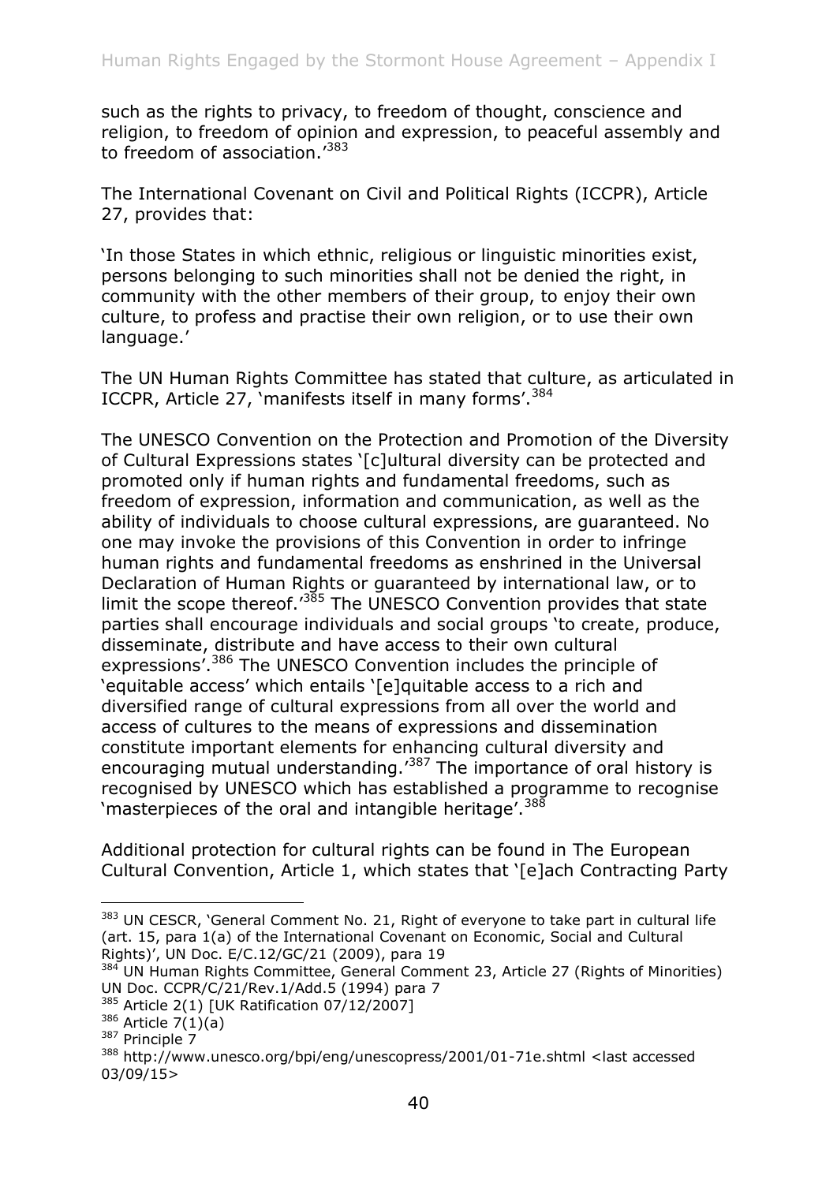such as the rights to privacy, to freedom of thought, conscience and religion, to freedom of opinion and expression, to peaceful assembly and to freedom of association.'[383]

The International Covenant on Civil and Political Rights (ICCPR), Article 27, provides that:

'In those States in which ethnic, religious or linguistic minorities exist, persons belonging to such minorities shall not be denied the right, in community with the other members of their group, to enjoy their own culture, to profess and practise their own religion, or to use their own language.'

The UN Human Rights Committee has stated that culture, as articulated in ICCPR, Article 27, 'manifests itself in many forms'.[384]

The UNESCO Convention on the Protection and Promotion of the Diversity of Cultural Expressions states '[c]ultural diversity can be protected and promoted only if human rights and fundamental freedoms, such as freedom of expression, information and communication, as well as the ability of individuals to choose cultural expressions, are guaranteed. No one may invoke the provisions of this Convention in order to infringe human rights and fundamental freedoms as enshrined in the Universal Declaration of Human Rights or guaranteed by international law, or to limit the scope thereof.'[385] The UNESCO Convention provides that state parties shall encourage individuals and social groups 'to create, produce, disseminate, distribute and have access to their own cultural expressions'.[386] The UNESCO Convention includes the principle of 'equitable access' which entails '[e]quitable access to a rich and diversified range of cultural expressions from all over the world and access of cultures to the means of expressions and dissemination constitute important elements for enhancing cultural diversity and encouraging mutual understanding.'[387] The importance of oral history is recognised by UNESCO which has established a programme to recognise 'masterpieces of the oral and intangible heritage'.[388]

Additional protection for cultural rights can be found in The European Cultural Convention, Article 1, which states that '[e]ach Contracting Party

---

[383] UN CESCR, 'General Comment No. 21, Right of everyone to take part in cultural life (art. 15, para 1(a) of the International Covenant on Economic, Social and Cultural Rights)', UN Doc. E/C.12/GC/21 (2009), para 19

[384] UN Human Rights Committee, General Comment 23, Article 27 (Rights of Minorities) UN Doc. CCPR/C/21/Rev.1/Add.5 (1994) para 7

[385] Article 2(1) [UK Ratification 07/12/2007]

[386] Article 7(1)(a)

[387] Principle 7

[388] http://www.unesco.org/bpi/eng/unescopress/2001/01-71e.shtml <last accessed 03/09/15>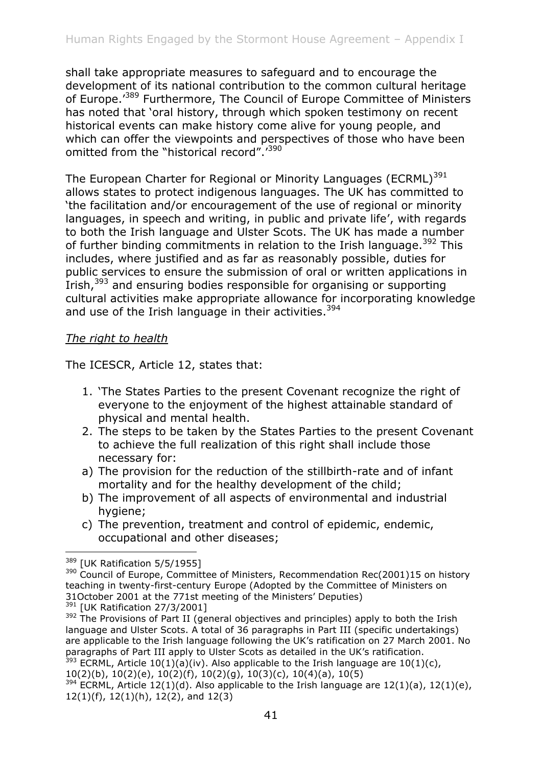shall take appropriate measures to safeguard and to encourage the development of its national contribution to the common cultural heritage of Europe.'[389] Furthermore, The Council of Europe Committee of Ministers has noted that 'oral history, through which spoken testimony on recent historical events can make history come alive for young people, and which can offer the viewpoints and perspectives of those who have been omitted from the "historical record".'[390]

The European Charter for Regional or Minority Languages (ECRML)[391] allows states to protect indigenous languages. The UK has committed to 'the facilitation and/or encouragement of the use of regional or minority languages, in speech and writing, in public and private life', with regards to both the Irish language and Ulster Scots. The UK has made a number of further binding commitments in relation to the Irish language.[392] This includes, where justified and as far as reasonably possible, duties for public services to ensure the submission of oral or written applications in Irish,[393] and ensuring bodies responsible for organising or supporting cultural activities make appropriate allowance for incorporating knowledge and use of the Irish language in their activities.[394]

*The right to health*

The ICESCR, Article 12, states that:

1. 'The States Parties to the present Covenant recognize the right of everyone to the enjoyment of the highest attainable standard of physical and mental health.
2. The steps to be taken by the States Parties to the present Covenant to achieve the full realization of this right shall include those necessary for:

a) The provision for the reduction of the stillbirth-rate and of infant mortality and for the healthy development of the child;
b) The improvement of all aspects of environmental and industrial hygiene;
c) The prevention, treatment and control of epidemic, endemic, occupational and other diseases;

---

[389] [UK Ratification 5/5/1955]

[390] Council of Europe, Committee of Ministers, Recommendation Rec(2001)15 on history teaching in twenty-first-century Europe (Adopted by the Committee of Ministers on 31October 2001 at the 771st meeting of the Ministers' Deputies)

[391] [UK Ratification 27/3/2001]

[392] The Provisions of Part II (general objectives and principles) apply to both the Irish language and Ulster Scots. A total of 36 paragraphs in Part III (specific undertakings) are applicable to the Irish language following the UK's ratification on 27 March 2001. No paragraphs of Part III apply to Ulster Scots as detailed in the UK's ratification.

[393] ECRML, Article 10(1)(a)(iv). Also applicable to the Irish language are 10(1)(c), 10(2)(b), 10(2)(e), 10(2)(f), 10(2)(g), 10(3)(c), 10(4)(a), 10(5)

[394] ECRML, Article 12(1)(d). Also applicable to the Irish language are 12(1)(a), 12(1)(e), 12(1)(f), 12(1)(h), 12(2), and 12(3)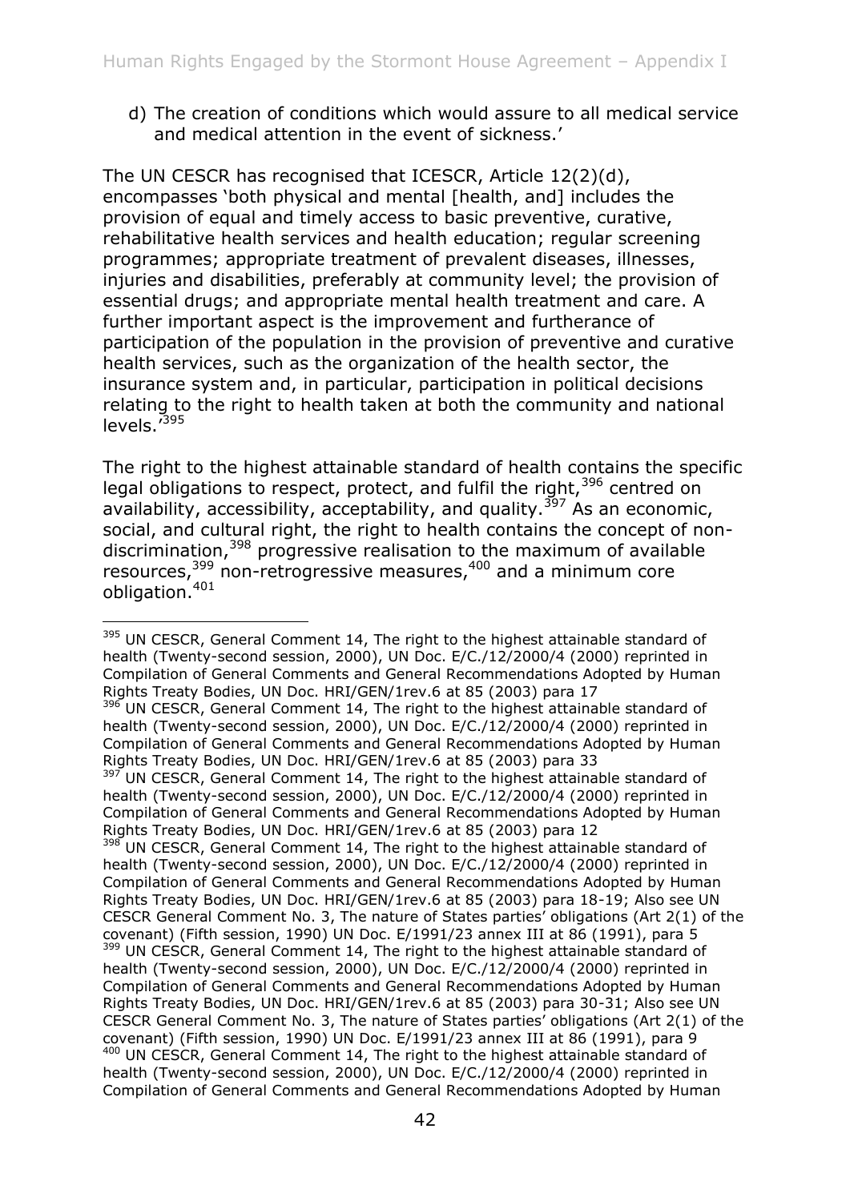d) The creation of conditions which would assure to all medical service and medical attention in the event of sickness.'

The UN CESCR has recognised that ICESCR, Article 12(2)(d), encompasses 'both physical and mental [health, and] includes the provision of equal and timely access to basic preventive, curative, rehabilitative health services and health education; regular screening programmes; appropriate treatment of prevalent diseases, illnesses, injuries and disabilities, preferably at community level; the provision of essential drugs; and appropriate mental health treatment and care. A further important aspect is the improvement and furtherance of participation of the population in the provision of preventive and curative health services, such as the organization of the health sector, the insurance system and, in particular, participation in political decisions relating to the right to health taken at both the community and national levels.'[395]

The right to the highest attainable standard of health contains the specific legal obligations to respect, protect, and fulfil the right,[396] centred on availability, accessibility, acceptability, and quality.[397] As an economic, social, and cultural right, the right to health contains the concept of non-discrimination,[398] progressive realisation to the maximum of available resources,[399] non-retrogressive measures,[400] and a minimum core obligation.[401]

---

[395] UN CESCR, General Comment 14, The right to the highest attainable standard of health (Twenty-second session, 2000), UN Doc. E/C./12/2000/4 (2000) reprinted in Compilation of General Comments and General Recommendations Adopted by Human Rights Treaty Bodies, UN Doc. HRI/GEN/1rev.6 at 85 (2003) para 17

[396] UN CESCR, General Comment 14, The right to the highest attainable standard of health (Twenty-second session, 2000), UN Doc. E/C./12/2000/4 (2000) reprinted in Compilation of General Comments and General Recommendations Adopted by Human Rights Treaty Bodies, UN Doc. HRI/GEN/1rev.6 at 85 (2003) para 33

[397] UN CESCR, General Comment 14, The right to the highest attainable standard of health (Twenty-second session, 2000), UN Doc. E/C./12/2000/4 (2000) reprinted in Compilation of General Comments and General Recommendations Adopted by Human Rights Treaty Bodies, UN Doc. HRI/GEN/1rev.6 at 85 (2003) para 12

[398] UN CESCR, General Comment 14, The right to the highest attainable standard of health (Twenty-second session, 2000), UN Doc. E/C./12/2000/4 (2000) reprinted in Compilation of General Comments and General Recommendations Adopted by Human Rights Treaty Bodies, UN Doc. HRI/GEN/1rev.6 at 85 (2003) para 18-19; Also see UN CESCR General Comment No. 3, The nature of States parties' obligations (Art 2(1) of the covenant) (Fifth session, 1990) UN Doc. E/1991/23 annex III at 86 (1991), para 5

[399] UN CESCR, General Comment 14, The right to the highest attainable standard of health (Twenty-second session, 2000), UN Doc. E/C./12/2000/4 (2000) reprinted in Compilation of General Comments and General Recommendations Adopted by Human Rights Treaty Bodies, UN Doc. HRI/GEN/1rev.6 at 85 (2003) para 30-31; Also see UN CESCR General Comment No. 3, The nature of States parties' obligations (Art 2(1) of the covenant) (Fifth session, 1990) UN Doc. E/1991/23 annex III at 86 (1991), para 9

[400] UN CESCR, General Comment 14, The right to the highest attainable standard of health (Twenty-second session, 2000), UN Doc. E/C./12/2000/4 (2000) reprinted in Compilation of General Comments and General Recommendations Adopted by Human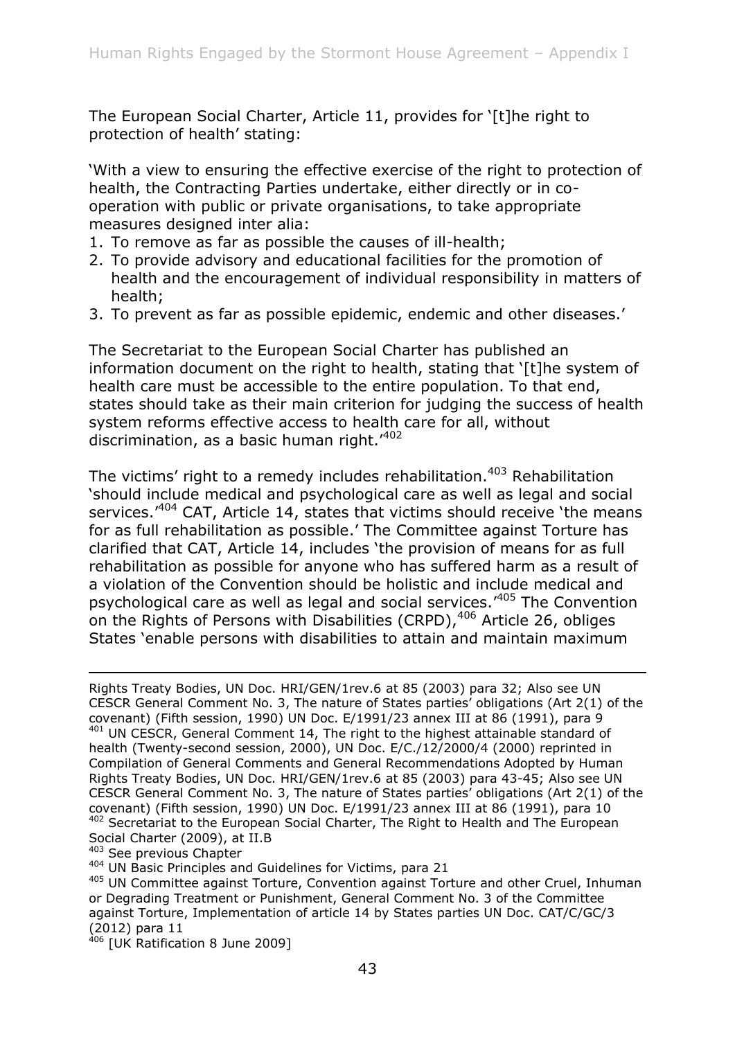The European Social Charter, Article 11, provides for '[t]he right to protection of health' stating:

'With a view to ensuring the effective exercise of the right to protection of health, the Contracting Parties undertake, either directly or in co-operation with public or private organisations, to take appropriate measures designed inter alia:

1. To remove as far as possible the causes of ill-health;
2. To provide advisory and educational facilities for the promotion of health and the encouragement of individual responsibility in matters of health;
3. To prevent as far as possible epidemic, endemic and other diseases.'

The Secretariat to the European Social Charter has published an information document on the right to health, stating that '[t]he system of health care must be accessible to the entire population. To that end, states should take as their main criterion for judging the success of health system reforms effective access to health care for all, without discrimination, as a basic human right.'[402]

The victims' right to a remedy includes rehabilitation.[403] Rehabilitation 'should include medical and psychological care as well as legal and social services.'[404] CAT, Article 14, states that victims should receive 'the means for as full rehabilitation as possible.' The Committee against Torture has clarified that CAT, Article 14, includes 'the provision of means for as full rehabilitation as possible for anyone who has suffered harm as a result of a violation of the Convention should be holistic and include medical and psychological care as well as legal and social services.'[405] The Convention on the Rights of Persons with Disabilities (CRPD),[406] Article 26, obliges States 'enable persons with disabilities to attain and maintain maximum

---

Rights Treaty Bodies, UN Doc. HRI/GEN/1rev.6 at 85 (2003) para 32; Also see UN CESCR General Comment No. 3, The nature of States parties' obligations (Art 2(1) of the covenant) (Fifth session, 1990) UN Doc. E/1991/23 annex III at 86 (1991), para 9

[401] UN CESCR, General Comment 14, The right to the highest attainable standard of health (Twenty-second session, 2000), UN Doc. E/C./12/2000/4 (2000) reprinted in Compilation of General Comments and General Recommendations Adopted by Human Rights Treaty Bodies, UN Doc. HRI/GEN/1rev.6 at 85 (2003) para 43-45; Also see UN CESCR General Comment No. 3, The nature of States parties' obligations (Art 2(1) of the covenant) (Fifth session, 1990) UN Doc. E/1991/23 annex III at 86 (1991), para 10

[402] Secretariat to the European Social Charter, The Right to Health and The European Social Charter (2009), at II.B

[403] See previous Chapter

[404] UN Basic Principles and Guidelines for Victims, para 21

[405] UN Committee against Torture, Convention against Torture and other Cruel, Inhuman or Degrading Treatment or Punishment, General Comment No. 3 of the Committee against Torture, Implementation of article 14 by States parties UN Doc. CAT/C/GC/3 (2012) para 11

[406] [UK Ratification 8 June 2009]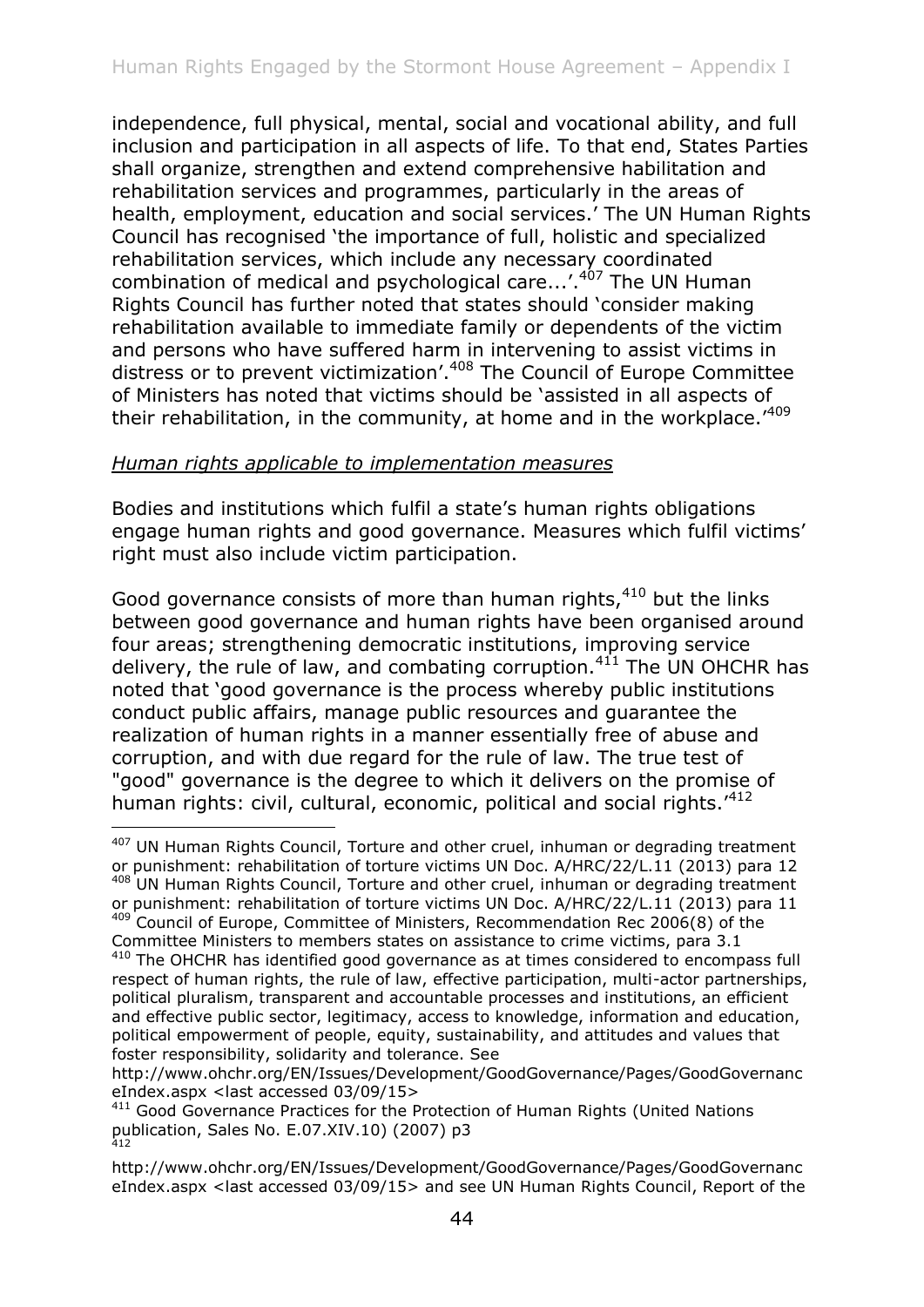independence, full physical, mental, social and vocational ability, and full inclusion and participation in all aspects of life. To that end, States Parties shall organize, strengthen and extend comprehensive habilitation and rehabilitation services and programmes, particularly in the areas of health, employment, education and social services.' The UN Human Rights Council has recognised 'the importance of full, holistic and specialized rehabilitation services, which include any necessary coordinated combination of medical and psychological care...'.[407] The UN Human Rights Council has further noted that states should 'consider making rehabilitation available to immediate family or dependents of the victim and persons who have suffered harm in intervening to assist victims in distress or to prevent victimization'.[408] The Council of Europe Committee of Ministers has noted that victims should be 'assisted in all aspects of their rehabilitation, in the community, at home and in the workplace.'[409]

*Human rights applicable to implementation measures*

Bodies and institutions which fulfil a state's human rights obligations engage human rights and good governance. Measures which fulfil victims' right must also include victim participation.

Good governance consists of more than human rights,[410] but the links between good governance and human rights have been organised around four areas; strengthening democratic institutions, improving service delivery, the rule of law, and combating corruption.[411] The UN OHCHR has noted that 'good governance is the process whereby public institutions conduct public affairs, manage public resources and guarantee the realization of human rights in a manner essentially free of abuse and corruption, and with due regard for the rule of law. The true test of "good" governance is the degree to which it delivers on the promise of human rights: civil, cultural, economic, political and social rights.'[412]

---

[407] UN Human Rights Council, Torture and other cruel, inhuman or degrading treatment or punishment: rehabilitation of torture victims UN Doc. A/HRC/22/L.11 (2013) para 12

[408] UN Human Rights Council, Torture and other cruel, inhuman or degrading treatment or punishment: rehabilitation of torture victims UN Doc. A/HRC/22/L.11 (2013) para 11

[409] Council of Europe, Committee of Ministers, Recommendation Rec 2006(8) of the Committee Ministers to members states on assistance to crime victims, para 3.1

[410] The OHCHR has identified good governance as at times considered to encompass full respect of human rights, the rule of law, effective participation, multi-actor partnerships, political pluralism, transparent and accountable processes and institutions, an efficient and effective public sector, legitimacy, access to knowledge, information and education, political empowerment of people, equity, sustainability, and attitudes and values that foster responsibility, solidarity and tolerance. See http://www.ohchr.org/EN/Issues/Development/GoodGovernance/Pages/GoodGovernanceIndex.aspx <last accessed 03/09/15>

[411] Good Governance Practices for the Protection of Human Rights (United Nations publication, Sales No. E.07.XIV.10) (2007) p3

[412] http://www.ohchr.org/EN/Issues/Development/GoodGovernance/Pages/GoodGovernanceIndex.aspx <last accessed 03/09/15> and see UN Human Rights Council, Report of the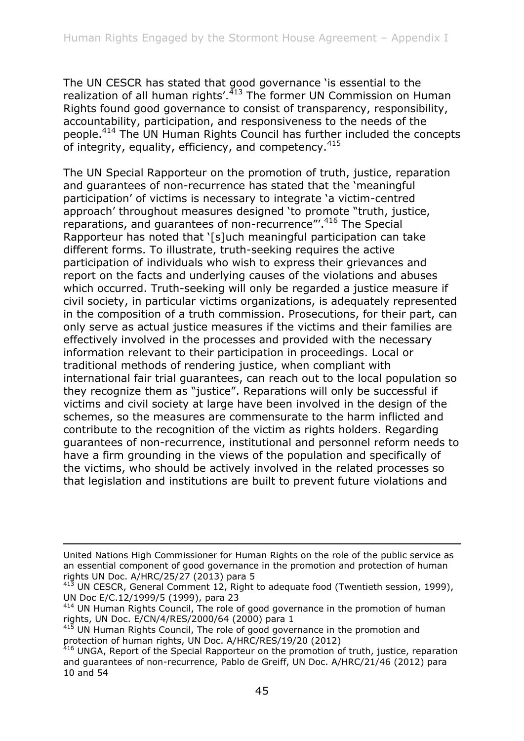The UN CESCR has stated that good governance 'is essential to the realization of all human rights'.[413] The former UN Commission on Human Rights found good governance to consist of transparency, responsibility, accountability, participation, and responsiveness to the needs of the people.[414] The UN Human Rights Council has further included the concepts of integrity, equality, efficiency, and competency.[415]

The UN Special Rapporteur on the promotion of truth, justice, reparation and guarantees of non-recurrence has stated that the 'meaningful participation' of victims is necessary to integrate 'a victim-centred approach' throughout measures designed 'to promote "truth, justice, reparations, and guarantees of non-recurrence"'.[416] The Special Rapporteur has noted that '[s]uch meaningful participation can take different forms. To illustrate, truth-seeking requires the active participation of individuals who wish to express their grievances and report on the facts and underlying causes of the violations and abuses which occurred. Truth-seeking will only be regarded a justice measure if civil society, in particular victims organizations, is adequately represented in the composition of a truth commission. Prosecutions, for their part, can only serve as actual justice measures if the victims and their families are effectively involved in the processes and provided with the necessary information relevant to their participation in proceedings. Local or traditional methods of rendering justice, when compliant with international fair trial guarantees, can reach out to the local population so they recognize them as "justice". Reparations will only be successful if victims and civil society at large have been involved in the design of the schemes, so the measures are commensurate to the harm inflicted and contribute to the recognition of the victim as rights holders. Regarding guarantees of non-recurrence, institutional and personnel reform needs to have a firm grounding in the views of the population and specifically of the victims, who should be actively involved in the related processes so that legislation and institutions are built to prevent future violations and

---

United Nations High Commissioner for Human Rights on the role of the public service as an essential component of good governance in the promotion and protection of human rights UN Doc. A/HRC/25/27 (2013) para 5

[413] UN CESCR, General Comment 12, Right to adequate food (Twentieth session, 1999), UN Doc E/C.12/1999/5 (1999), para 23

[414] UN Human Rights Council, The role of good governance in the promotion of human rights, UN Doc. E/CN/4/RES/2000/64 (2000) para 1

[415] UN Human Rights Council, The role of good governance in the promotion and protection of human rights, UN Doc. A/HRC/RES/19/20 (2012)

[416] UNGA, Report of the Special Rapporteur on the promotion of truth, justice, reparation and guarantees of non-recurrence, Pablo de Greiff, UN Doc. A/HRC/21/46 (2012) para 10 and 54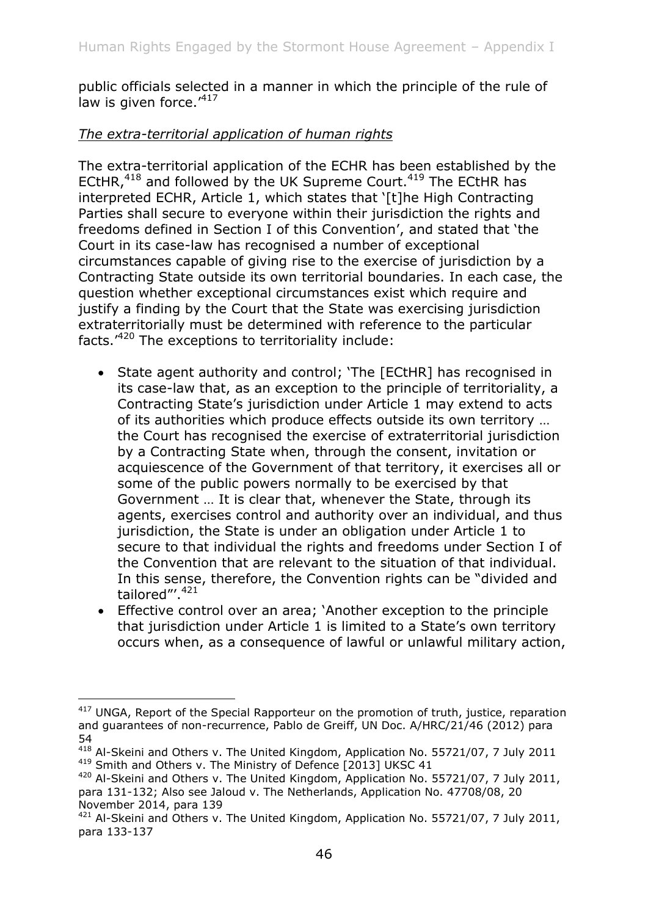public officials selected in a manner in which the principle of the rule of law is given force.'[417]

*The extra-territorial application of human rights*

The extra-territorial application of the ECHR has been established by the ECtHR,[418] and followed by the UK Supreme Court.[419] The ECtHR has interpreted ECHR, Article 1, which states that '[t]he High Contracting Parties shall secure to everyone within their jurisdiction the rights and freedoms defined in Section I of this Convention', and stated that 'the Court in its case-law has recognised a number of exceptional circumstances capable of giving rise to the exercise of jurisdiction by a Contracting State outside its own territorial boundaries. In each case, the question whether exceptional circumstances exist which require and justify a finding by the Court that the State was exercising jurisdiction extraterritorially must be determined with reference to the particular facts.'[420] The exceptions to territoriality include:

- State agent authority and control; 'The [ECtHR] has recognised in its case-law that, as an exception to the principle of territoriality, a Contracting State's jurisdiction under Article 1 may extend to acts of its authorities which produce effects outside its own territory … the Court has recognised the exercise of extraterritorial jurisdiction by a Contracting State when, through the consent, invitation or acquiescence of the Government of that territory, it exercises all or some of the public powers normally to be exercised by that Government … It is clear that, whenever the State, through its agents, exercises control and authority over an individual, and thus jurisdiction, the State is under an obligation under Article 1 to secure to that individual the rights and freedoms under Section I of the Convention that are relevant to the situation of that individual. In this sense, therefore, the Convention rights can be "divided and tailored"'.[421]
- Effective control over an area; 'Another exception to the principle that jurisdiction under Article 1 is limited to a State's own territory occurs when, as a consequence of lawful or unlawful military action,

---

[417] UNGA, Report of the Special Rapporteur on the promotion of truth, justice, reparation and guarantees of non-recurrence, Pablo de Greiff, UN Doc. A/HRC/21/46 (2012) para 54

[418] Al-Skeini and Others v. The United Kingdom, Application No. 55721/07, 7 July 2011

[419] Smith and Others v. The Ministry of Defence [2013] UKSC 41

[420] Al-Skeini and Others v. The United Kingdom, Application No. 55721/07, 7 July 2011, para 131-132; Also see Jaloud v. The Netherlands, Application No. 47708/08, 20 November 2014, para 139

[421] Al-Skeini and Others v. The United Kingdom, Application No. 55721/07, 7 July 2011, para 133-137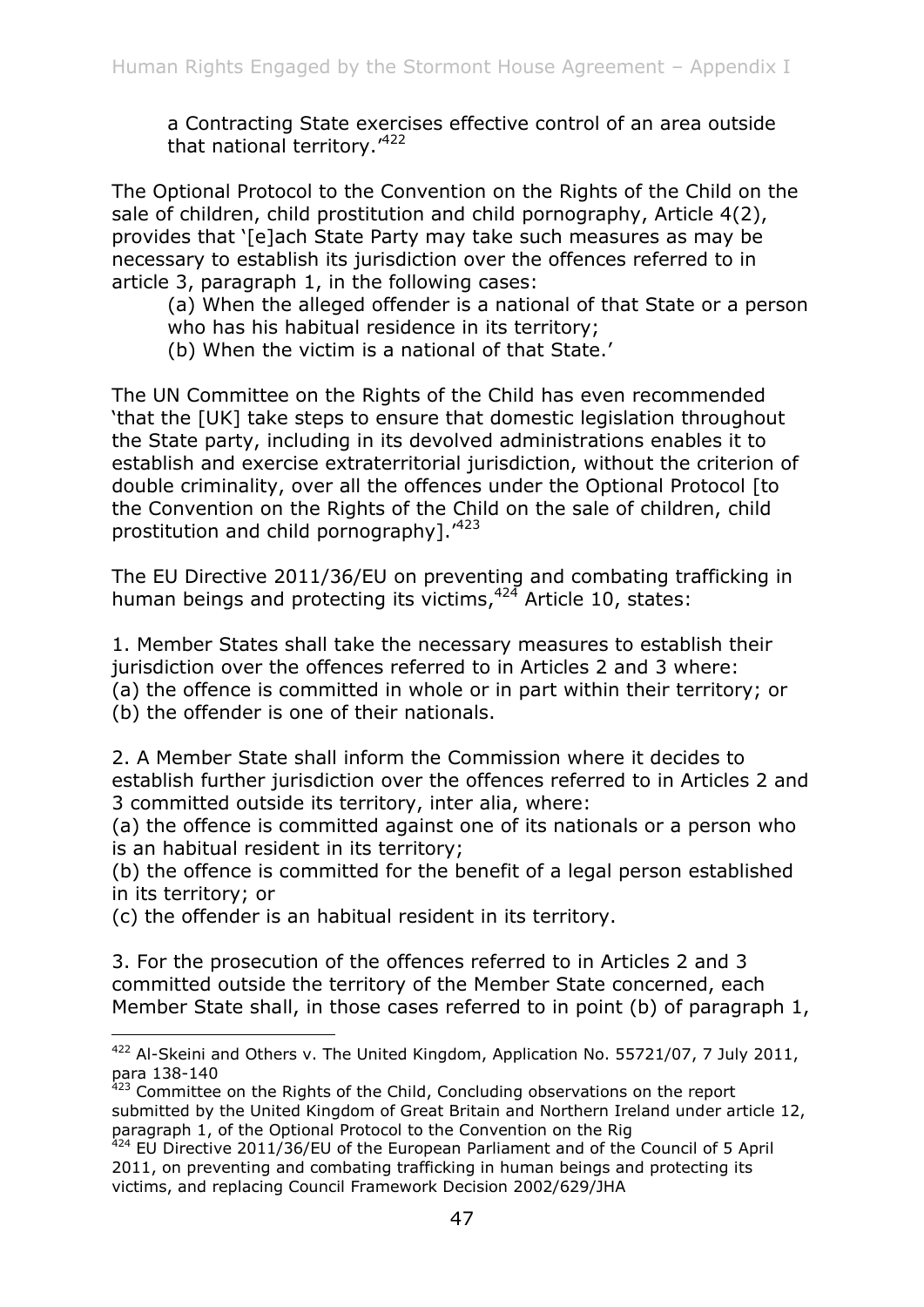a Contracting State exercises effective control of an area outside that national territory.'[422]

The Optional Protocol to the Convention on the Rights of the Child on the sale of children, child prostitution and child pornography, Article 4(2), provides that '[e]ach State Party may take such measures as may be necessary to establish its jurisdiction over the offences referred to in article 3, paragraph 1, in the following cases:

(a) When the alleged offender is a national of that State or a person who has his habitual residence in its territory;
(b) When the victim is a national of that State.'

The UN Committee on the Rights of the Child has even recommended 'that the [UK] take steps to ensure that domestic legislation throughout the State party, including in its devolved administrations enables it to establish and exercise extraterritorial jurisdiction, without the criterion of double criminality, over all the offences under the Optional Protocol [to the Convention on the Rights of the Child on the sale of children, child prostitution and child pornography].'[423]

The EU Directive 2011/36/EU on preventing and combating trafficking in human beings and protecting its victims,[424] Article 10, states:

1. Member States shall take the necessary measures to establish their jurisdiction over the offences referred to in Articles 2 and 3 where:
(a) the offence is committed in whole or in part within their territory; or
(b) the offender is one of their nationals.

2. A Member State shall inform the Commission where it decides to establish further jurisdiction over the offences referred to in Articles 2 and 3 committed outside its territory, inter alia, where:
(a) the offence is committed against one of its nationals or a person who is an habitual resident in its territory;
(b) the offence is committed for the benefit of a legal person established in its territory; or
(c) the offender is an habitual resident in its territory.

3. For the prosecution of the offences referred to in Articles 2 and 3 committed outside the territory of the Member State concerned, each Member State shall, in those cases referred to in point (b) of paragraph 1,

---

[422] Al-Skeini and Others v. The United Kingdom, Application No. 55721/07, 7 July 2011, para 138-140

[423] Committee on the Rights of the Child, Concluding observations on the report submitted by the United Kingdom of Great Britain and Northern Ireland under article 12, paragraph 1, of the Optional Protocol to the Convention on the Rig

[424] EU Directive 2011/36/EU of the European Parliament and of the Council of 5 April 2011, on preventing and combating trafficking in human beings and protecting its victims, and replacing Council Framework Decision 2002/629/JHA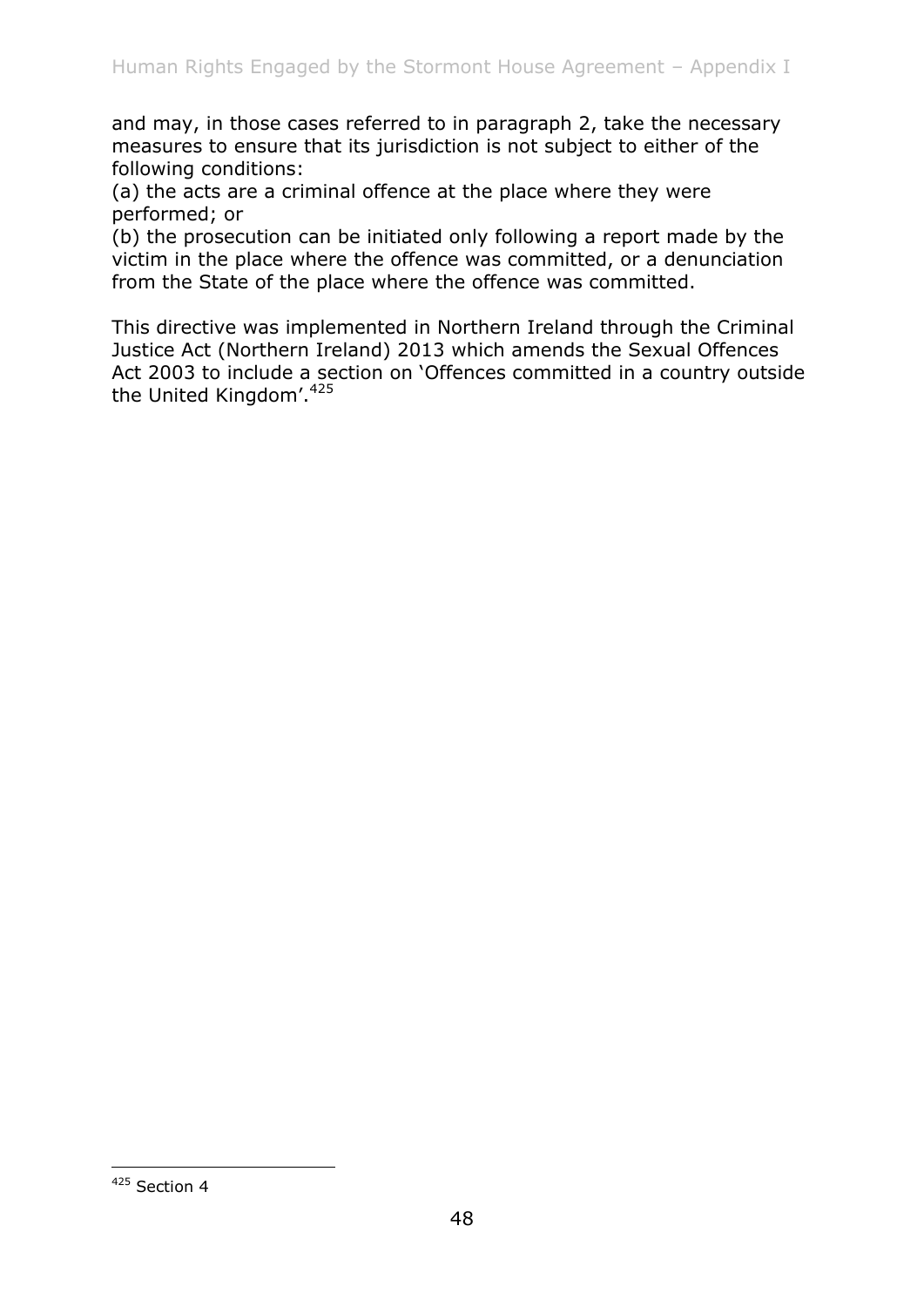and may, in those cases referred to in paragraph 2, take the necessary measures to ensure that its jurisdiction is not subject to either of the following conditions:

(a) the acts are a criminal offence at the place where they were performed; or

(b) the prosecution can be initiated only following a report made by the victim in the place where the offence was committed, or a denunciation from the State of the place where the offence was committed.

This directive was implemented in Northern Ireland through the Criminal Justice Act (Northern Ireland) 2013 which amends the Sexual Offences Act 2003 to include a section on 'Offences committed in a country outside the United Kingdom'.[425]

---

[425] Section 4